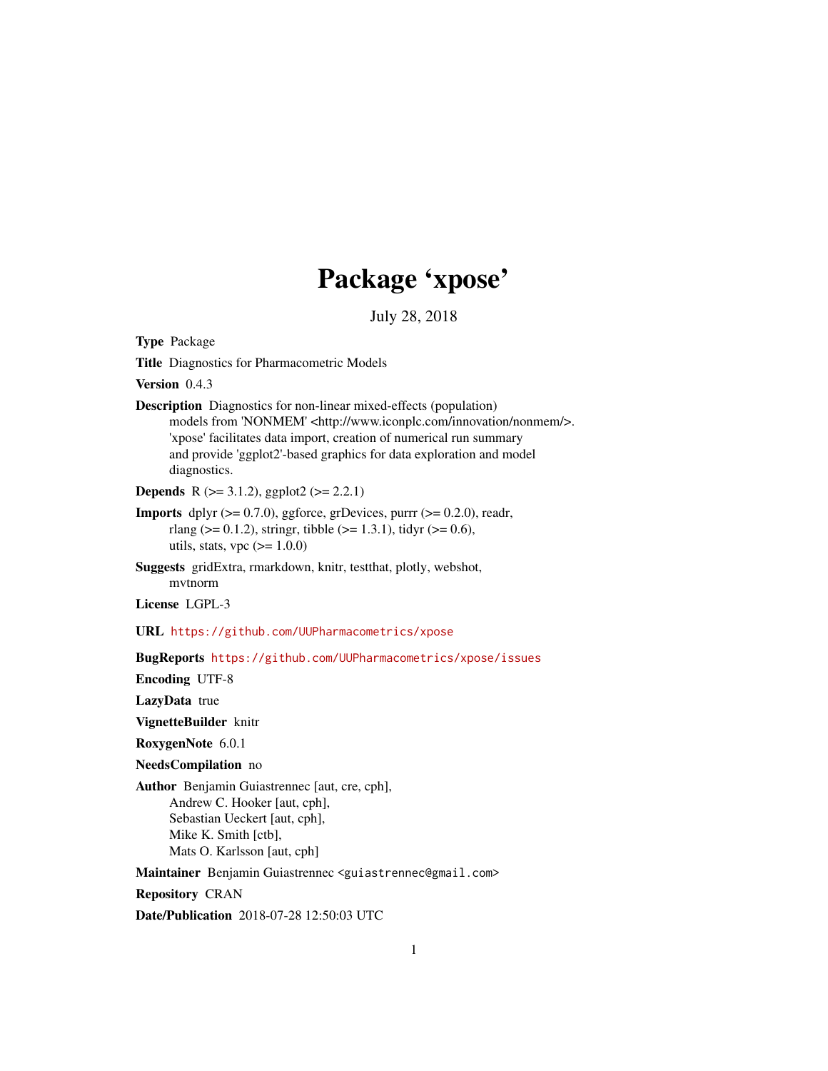# Package 'xpose'

July 28, 2018

**Type** Package

**Title** Diagnostics for Pharmacometric Models

**Version** 0.4.3

**Description** Diagnostics for non-linear mixed-effects (population) models from 'NONMEM' <http://www.iconplc.com/innovation/nonmem/>. 'xpose' facilitates data import, creation of numerical run summary and provide 'ggplot2'-based graphics for data exploration and model diagnostics.

**Depends** R (>= 3.1.2), ggplot2 (>= 2.2.1)

**Imports** dplyr (>= 0.7.0), ggforce, grDevices, purrr (>= 0.2.0), readr, rlang (>= 0.1.2), stringr, tibble (>= 1.3.1), tidyr (>= 0.6), utils, stats, vpc (>= 1.0.0)

**Suggests** gridExtra, rmarkdown, knitr, testthat, plotly, webshot, mvtnorm

**License** LGPL-3

**URL** https://github.com/UUPharmacometrics/xpose

**BugReports** https://github.com/UUPharmacometrics/xpose/issues

**Encoding** UTF-8

**LazyData** true

**VignetteBuilder** knitr

**RoxygenNote** 6.0.1

**NeedsCompilation** no

**Author** Benjamin Guiastrennec [aut, cre, cph], Andrew C. Hooker [aut, cph], Sebastian Ueckert [aut, cph], Mike K. Smith [ctb], Mats O. Karlsson [aut, cph]

**Maintainer** Benjamin Guiastrennec <guiastrennec@gmail.com>

**Repository** CRAN

**Date/Publication** 2018-07-28 12:50:03 UTC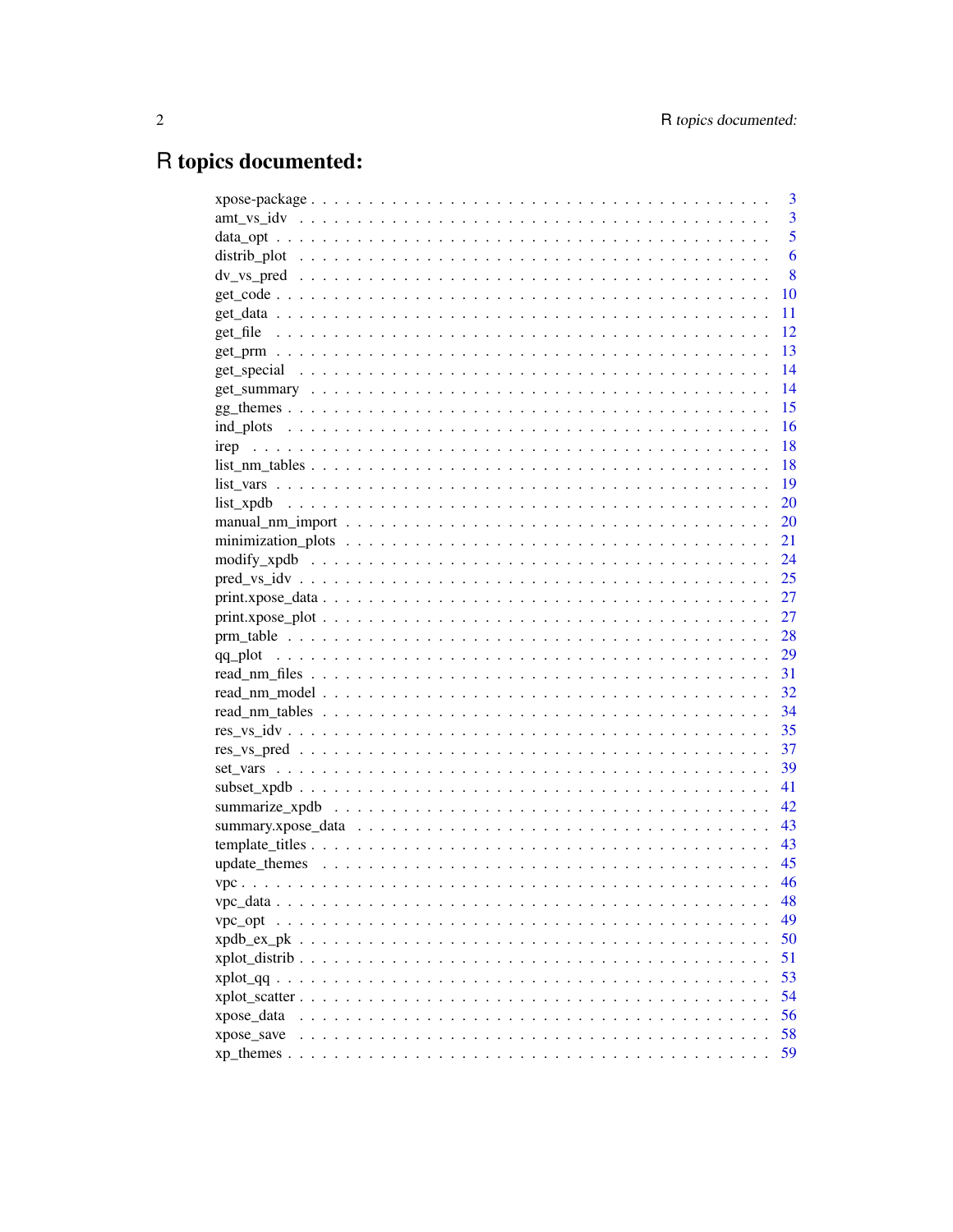# R topics documented:

| | |
|---|---|
| xpose-package | 3 |
| amt_vs_idv | 3 |
| data_opt | 5 |
| distrib_plot | 6 |
| dv_vs_pred | 8 |
| get_code | 10 |
| get_data | 11 |
| get_file | 12 |
| get_prm | 13 |
| get_special | 14 |
| get_summary | 14 |
| gg_themes | 15 |
| ind_plots | 16 |
| irep | 18 |
| list_nm_tables | 18 |
| list_vars | 19 |
| list_xpdb | 20 |
| manual_nm_import | 20 |
| minimization_plots | 21 |
| modify_xpdb | 24 |
| pred_vs_idv | 25 |
| print.xpose_data | 27 |
| print.xpose_plot | 27 |
| prm_table | 28 |
| qq_plot | 29 |
| read_nm_files | 31 |
| read_nm_model | 32 |
| read_nm_tables | 34 |
| res_vs_idv | 35 |
| res_vs_pred | 37 |
| set_vars | 39 |
| subset_xpdb | 41 |
| summarize_xpdb | 42 |
| summary.xpose_data | 43 |
| template_titles | 43 |
| update_themes | 45 |
| vpc | 46 |
| vpc_data | 48 |
| vpc_opt | 49 |
| xpdb_ex_pk | 50 |
| xplot_distrib | 51 |
| xplot_qq | 53 |
| xplot_scatter | 54 |
| xpose_data | 56 |
| xpose_save | 58 |
| xp_themes | 59 |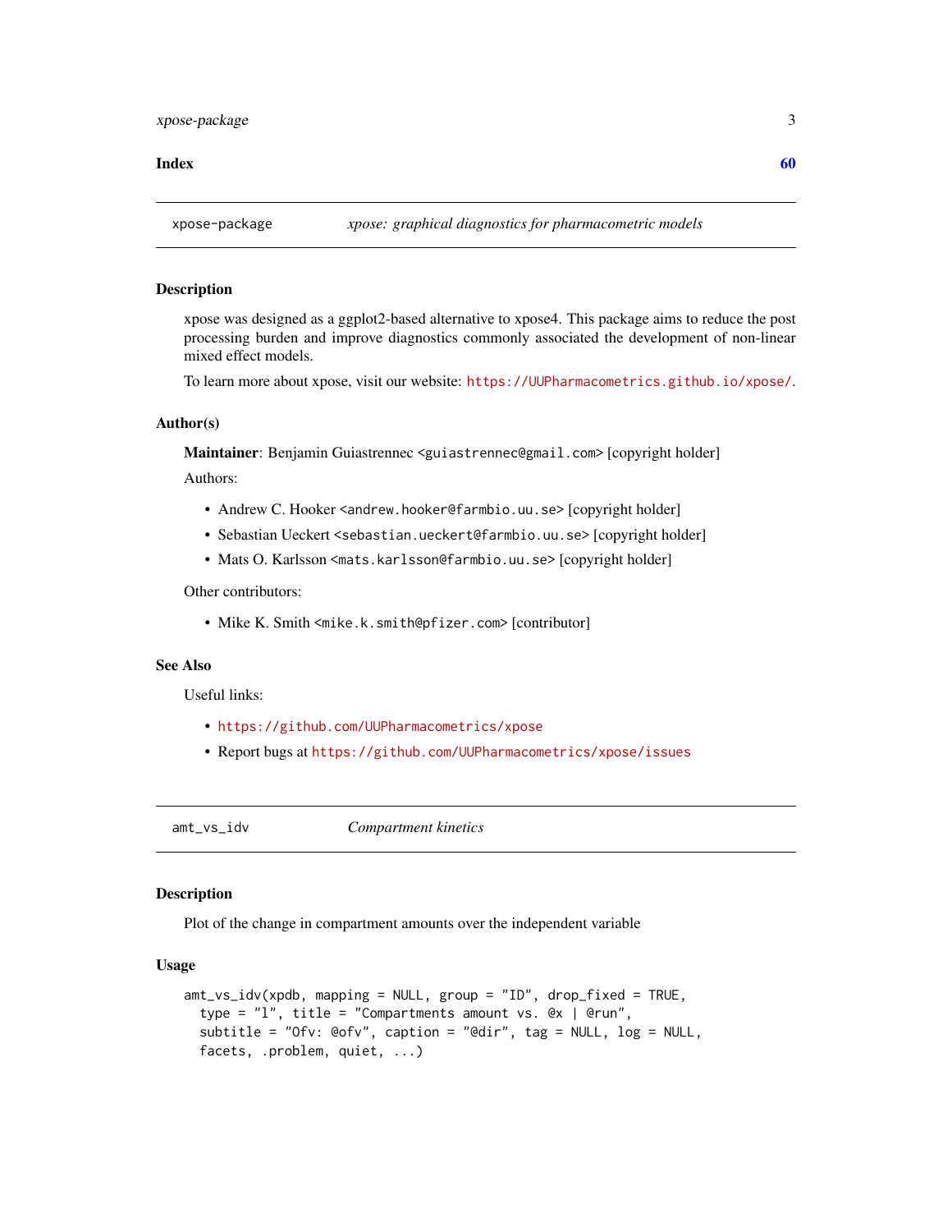Index 60

## xpose-package *xpose: graphical diagnostics for pharmacometric models*

### Description

xpose was designed as a ggplot2-based alternative to xpose4. This package aims to reduce the post processing burden and improve diagnostics commonly associated the development of non-linear mixed effect models.

To learn more about xpose, visit our website: https://UUPharmacometrics.github.io/xpose/.

### Author(s)

**Maintainer**: Benjamin Guiastrennec <guiastrennec@gmail.com> [copyright holder]

Authors:

- Andrew C. Hooker <andrew.hooker@farmbio.uu.se> [copyright holder]
- Sebastian Ueckert <sebastian.ueckert@farmbio.uu.se> [copyright holder]
- Mats O. Karlsson <mats.karlsson@farmbio.uu.se> [copyright holder]

Other contributors:

- Mike K. Smith <mike.k.smith@pfizer.com> [contributor]

### See Also

Useful links:

- https://github.com/UUPharmacometrics/xpose
- Report bugs at https://github.com/UUPharmacometrics/xpose/issues

## amt_vs_idv *Compartment kinetics*

### Description

Plot of the change in compartment amounts over the independent variable

### Usage

```
amt_vs_idv(xpdb, mapping = NULL, group = "ID", drop_fixed = TRUE,
  type = "l", title = "Compartments amount vs. @x | @run",
  subtitle = "Ofv: @ofv", caption = "@dir", tag = NULL, log = NULL,
  facets, .problem, quiet, ...)
```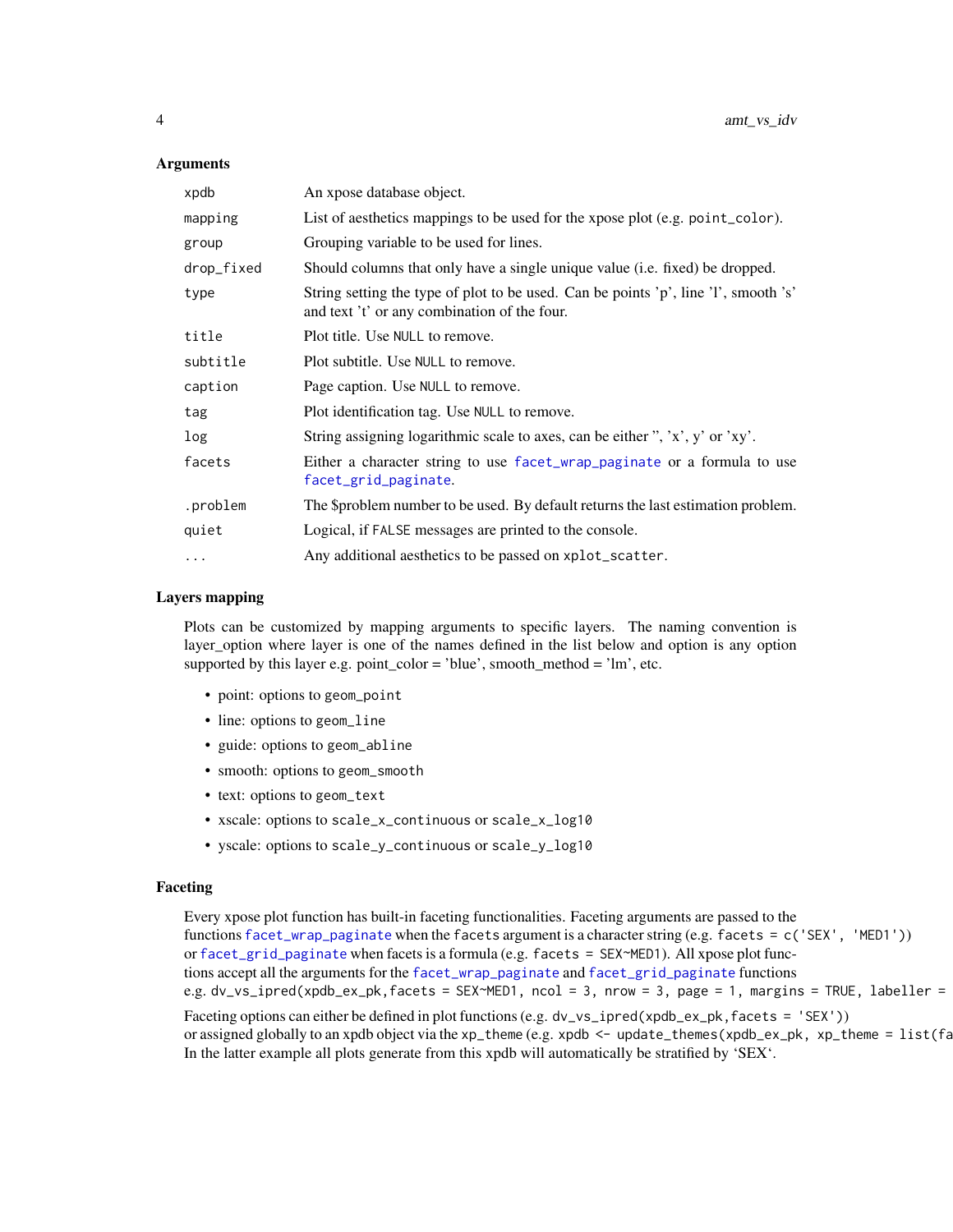## Arguments

| | |
|---|---|
| xpdb | An xpose database object. |
| mapping | List of aesthetics mappings to be used for the xpose plot (e.g. `point_color`). |
| group | Grouping variable to be used for lines. |
| drop_fixed | Should columns that only have a single unique value (i.e. fixed) be dropped. |
| type | String setting the type of plot to be used. Can be points 'p', line 'l', smooth 's' and text 't' or any combination of the four. |
| title | Plot title. Use `NULL` to remove. |
| subtitle | Plot subtitle. Use `NULL` to remove. |
| caption | Page caption. Use `NULL` to remove. |
| tag | Plot identification tag. Use `NULL` to remove. |
| log | String assigning logarithmic scale to axes, can be either '', 'x', y' or 'xy'. |
| facets | Either a character string to use `facet_wrap_paginate` or a formula to use `facet_grid_paginate`. |
| .problem | The $problem number to be used. By default returns the last estimation problem. |
| quiet | Logical, if `FALSE` messages are printed to the console. |
| ... | Any additional aesthetics to be passed on `xplot_scatter`. |

## Layers mapping

Plots can be customized by mapping arguments to specific layers. The naming convention is layer_option where layer is one of the names defined in the list below and option is any option supported by this layer e.g. point_color = 'blue', smooth_method = 'lm', etc.

- point: options to `geom_point`
- line: options to `geom_line`
- guide: options to `geom_abline`
- smooth: options to `geom_smooth`
- text: options to `geom_text`
- xscale: options to `scale_x_continuous` or `scale_x_log10`
- yscale: options to `scale_y_continuous` or `scale_y_log10`

## Faceting

Every xpose plot function has built-in faceting functionalities. Faceting arguments are passed to the functions `facet_wrap_paginate` when the `facets` argument is a character string (e.g. `facets = c('SEX', 'MED1')`) or `facet_grid_paginate` when facets is a formula (e.g. `facets = SEX~MED1`). All xpose plot functions accept all the arguments for the `facet_wrap_paginate` and `facet_grid_paginate` functions e.g. `dv_vs_ipred(xpdb_ex_pk,facets = SEX~MED1, ncol = 3, nrow = 3, page = 1, margins = TRUE, labeller =`

Faceting options can either be defined in plot functions (e.g. `dv_vs_ipred(xpdb_ex_pk,facets = 'SEX')`) or assigned globally to an xpdb object via the `xp_theme` (e.g. `xpdb <- update_themes(xpdb_ex_pk, xp_theme = list(fa`
In the latter example all plots generate from this xpdb will automatically be stratified by 'SEX'.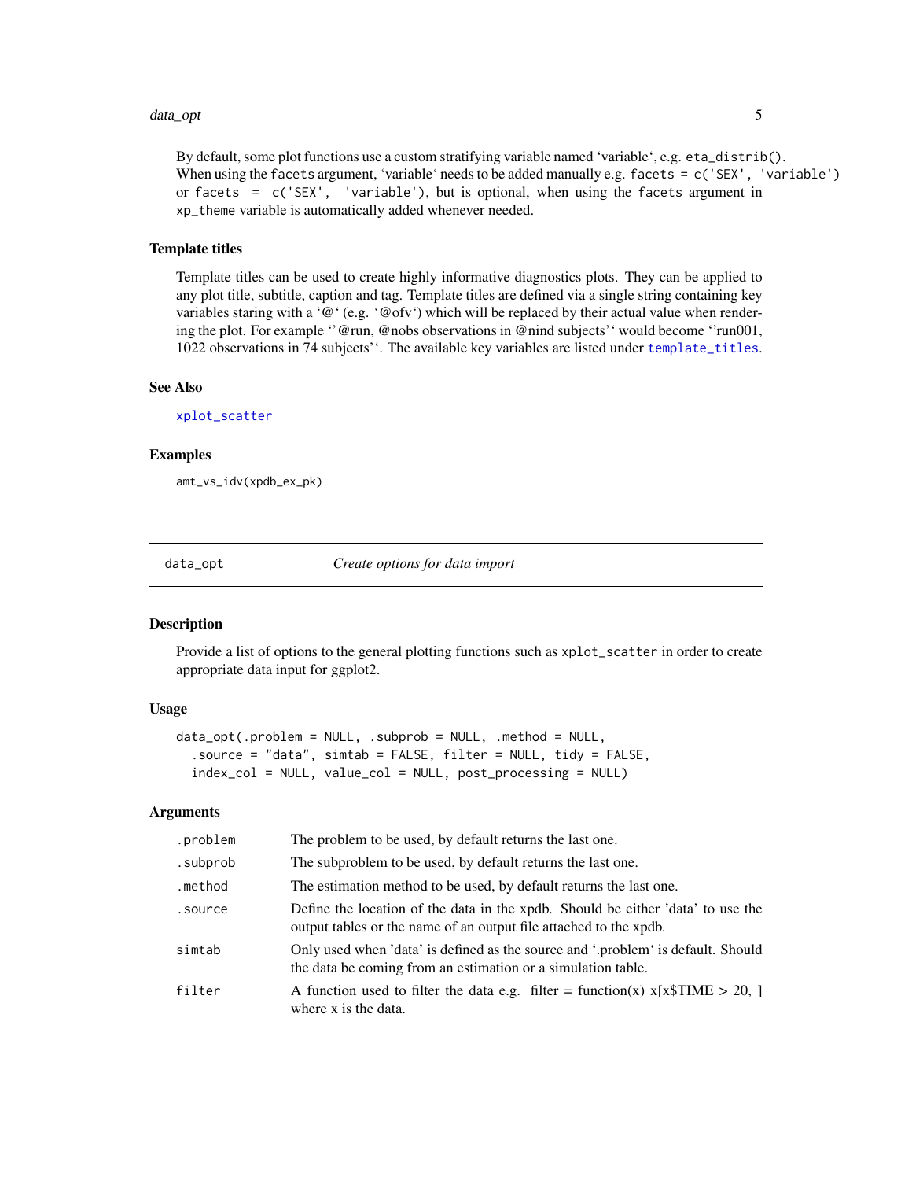By default, some plot functions use a custom stratifying variable named 'variable', e.g. `eta_distrib()`. When using the `facets` argument, 'variable' needs to be added manually e.g. `facets = c('SEX', 'variable')` or `facets = c('SEX', 'variable')`, but is optional, when using the `facets` argument in `xp_theme` variable is automatically added whenever needed.

### Template titles

Template titles can be used to create highly informative diagnostics plots. They can be applied to any plot title, subtitle, caption and tag. Template titles are defined via a single string containing key variables staring with a '@' (e.g. '@ofv') which will be replaced by their actual value when rendering the plot. For example ''@run, @nobs observations in @nind subjects'' would become ''run001, 1022 observations in 74 subjects''. The available key variables are listed under `template_titles`.

### See Also

`xplot_scatter`

### Examples

```
amt_vs_idv(xpdb_ex_pk)
```

---

## data_opt — *Create options for data import*

### Description

Provide a list of options to the general plotting functions such as `xplot_scatter` in order to create appropriate data input for ggplot2.

### Usage

```
data_opt(.problem = NULL, .subprob = NULL, .method = NULL,
  .source = "data", simtab = FALSE, filter = NULL, tidy = FALSE,
  index_col = NULL, value_col = NULL, post_processing = NULL)
```

### Arguments

| Argument | Description |
|---|---|
| `.problem` | The problem to be used, by default returns the last one. |
| `.subprob` | The subproblem to be used, by default returns the last one. |
| `.method` | The estimation method to be used, by default returns the last one. |
| `.source` | Define the location of the data in the xpdb. Should be either 'data' to use the output tables or the name of an output file attached to the xpdb. |
| `simtab` | Only used when 'data' is defined as the source and '.problem' is default. Should the data be coming from an estimation or a simulation table. |
| `filter` | A function used to filter the data e.g. filter = function(x) x[x$TIME > 20, ] where x is the data. |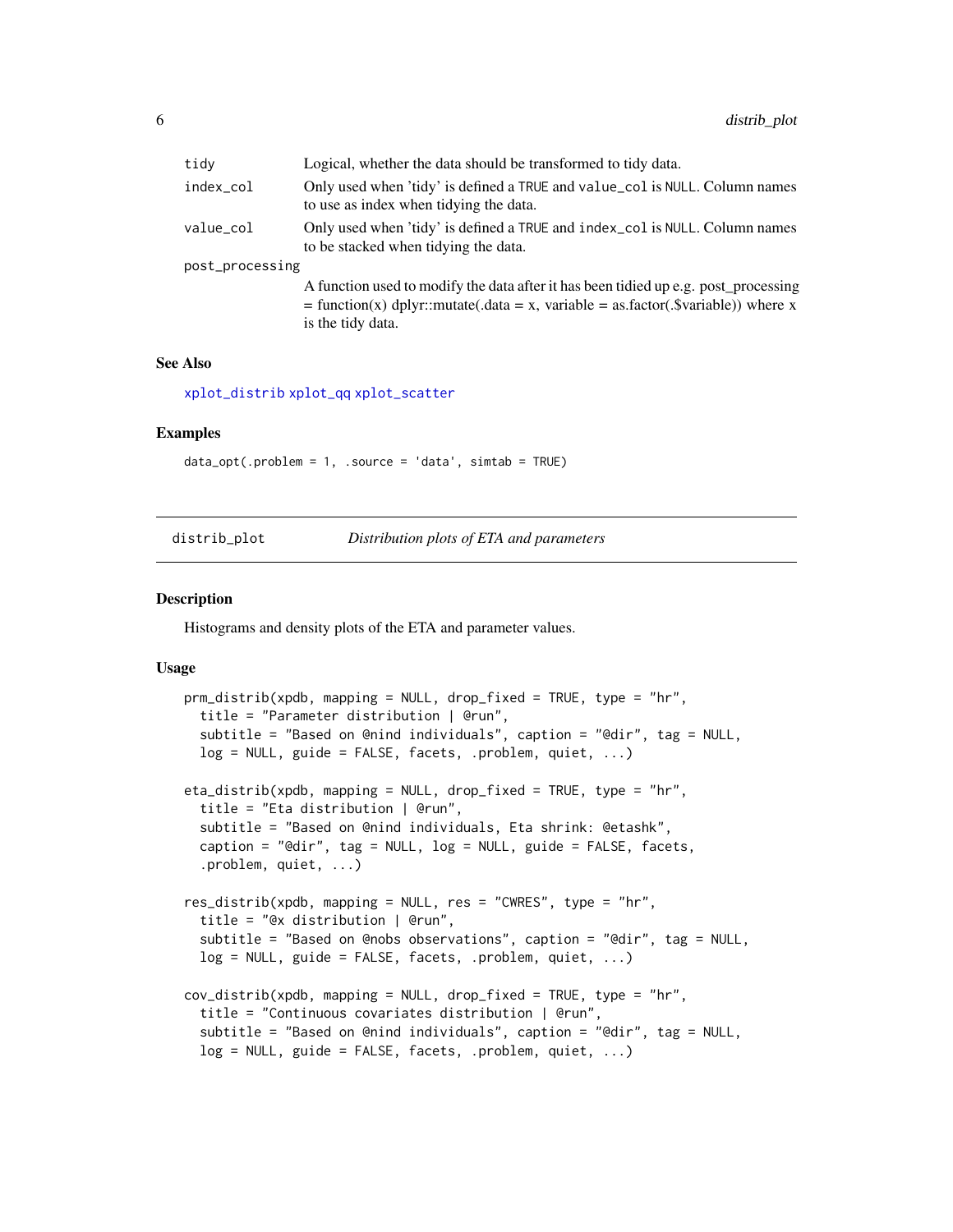| | |
|---|---|
| tidy | Logical, whether the data should be transformed to tidy data. |
| index_col | Only used when 'tidy' is defined a TRUE and value_col is NULL. Column names to use as index when tidying the data. |
| value_col | Only used when 'tidy' is defined a TRUE and index_col is NULL. Column names to be stacked when tidying the data. |
| post_processing | A function used to modify the data after it has been tidied up e.g. post_processing = function(x) dplyr::mutate(.data = x, variable = as.factor(.$variable)) where x is the tidy data. |

### See Also

xplot_distrib xplot_qq xplot_scatter

### Examples

```
data_opt(.problem = 1, .source = 'data', simtab = TRUE)
```

---

## distrib_plot *Distribution plots of ETA and parameters*

### Description

Histograms and density plots of the ETA and parameter values.

### Usage

```
prm_distrib(xpdb, mapping = NULL, drop_fixed = TRUE, type = "hr",
  title = "Parameter distribution | @run",
  subtitle = "Based on @nind individuals", caption = "@dir", tag = NULL,
  log = NULL, guide = FALSE, facets, .problem, quiet, ...)

eta_distrib(xpdb, mapping = NULL, drop_fixed = TRUE, type = "hr",
  title = "Eta distribution | @run",
  subtitle = "Based on @nind individuals, Eta shrink: @etashk",
  caption = "@dir", tag = NULL, log = NULL, guide = FALSE, facets,
  .problem, quiet, ...)

res_distrib(xpdb, mapping = NULL, res = "CWRES", type = "hr",
  title = "@x distribution | @run",
  subtitle = "Based on @nobs observations", caption = "@dir", tag = NULL,
  log = NULL, guide = FALSE, facets, .problem, quiet, ...)

cov_distrib(xpdb, mapping = NULL, drop_fixed = TRUE, type = "hr",
  title = "Continuous covariates distribution | @run",
  subtitle = "Based on @nind individuals", caption = "@dir", tag = NULL,
  log = NULL, guide = FALSE, facets, .problem, quiet, ...)
```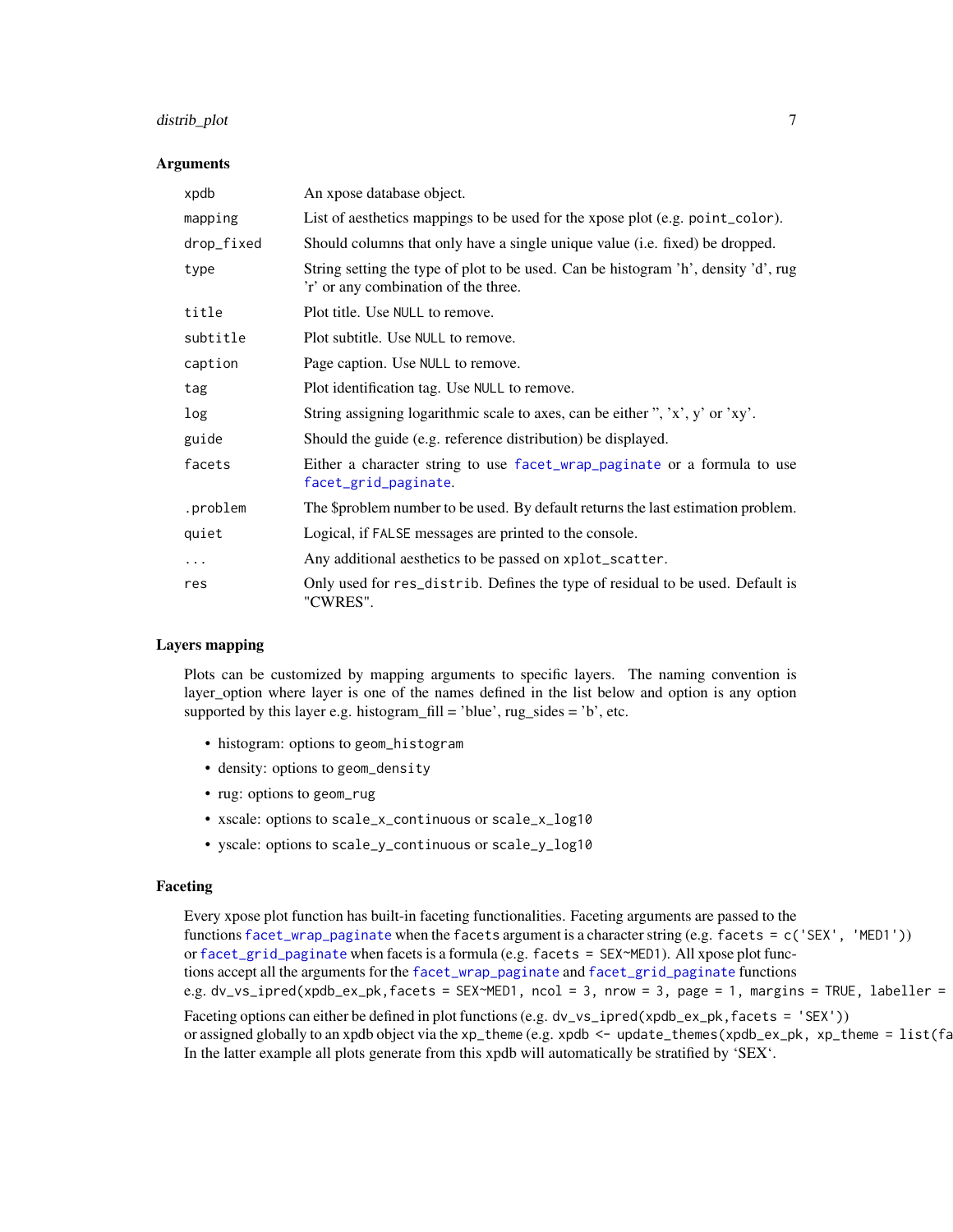### Arguments

| | |
|---|---|
| `xpdb` | An xpose database object. |
| `mapping` | List of aesthetics mappings to be used for the xpose plot (e.g. `point_color`). |
| `drop_fixed` | Should columns that only have a single unique value (i.e. fixed) be dropped. |
| `type` | String setting the type of plot to be used. Can be histogram 'h', density 'd', rug 'r' or any combination of the three. |
| `title` | Plot title. Use `NULL` to remove. |
| `subtitle` | Plot subtitle. Use `NULL` to remove. |
| `caption` | Page caption. Use `NULL` to remove. |
| `tag` | Plot identification tag. Use `NULL` to remove. |
| `log` | String assigning logarithmic scale to axes, can be either '', 'x', y' or 'xy'. |
| `guide` | Should the guide (e.g. reference distribution) be displayed. |
| `facets` | Either a character string to use `facet_wrap_paginate` or a formula to use `facet_grid_paginate`. |
| `.problem` | The $problem number to be used. By default returns the last estimation problem. |
| `quiet` | Logical, if `FALSE` messages are printed to the console. |
| `...` | Any additional aesthetics to be passed on `xplot_scatter`. |
| `res` | Only used for `res_distrib`. Defines the type of residual to be used. Default is "CWRES". |

### Layers mapping

Plots can be customized by mapping arguments to specific layers. The naming convention is layer_option where layer is one of the names defined in the list below and option is any option supported by this layer e.g. histogram_fill = 'blue', rug_sides = 'b', etc.

- histogram: options to `geom_histogram`
- density: options to `geom_density`
- rug: options to `geom_rug`
- xscale: options to `scale_x_continuous` or `scale_x_log10`
- yscale: options to `scale_y_continuous` or `scale_y_log10`

### Faceting

Every xpose plot function has built-in faceting functionalities. Faceting arguments are passed to the functions `facet_wrap_paginate` when the `facets` argument is a character string (e.g. `facets = c('SEX', 'MED1')`) or `facet_grid_paginate` when facets is a formula (e.g. `facets = SEX~MED1`). All xpose plot functions accept all the arguments for the `facet_wrap_paginate` and `facet_grid_paginate` functions e.g. `dv_vs_ipred(xpdb_ex_pk,facets = SEX~MED1, ncol = 3, nrow = 3, page = 1, margins = TRUE, labeller =`

Faceting options can either be defined in plot functions (e.g. `dv_vs_ipred(xpdb_ex_pk,facets = 'SEX')`) or assigned globally to an xpdb object via the `xp_theme` (e.g. `xpdb <- update_themes(xpdb_ex_pk, xp_theme = list(fa`
In the latter example all plots generate from this xpdb will automatically be stratified by 'SEX'.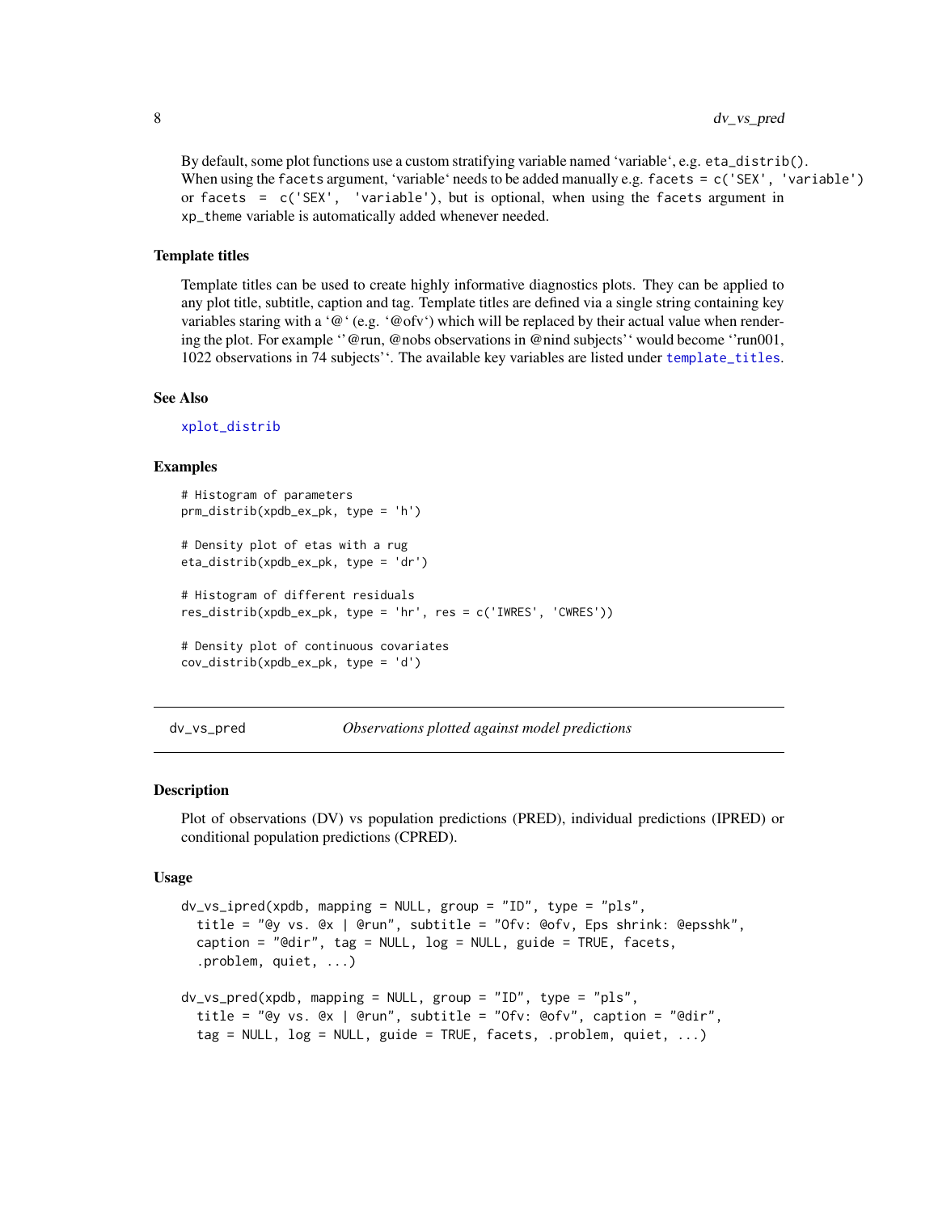By default, some plot functions use a custom stratifying variable named 'variable', e.g. `eta_distrib()`. When using the `facets` argument, 'variable' needs to be added manually e.g. `facets = c('SEX', 'variable')` or `facets = c('SEX', 'variable')`, but is optional, when using the `facets` argument in `xp_theme` variable is automatically added whenever needed.

### Template titles

Template titles can be used to create highly informative diagnostics plots. They can be applied to any plot title, subtitle, caption and tag. Template titles are defined via a single string containing key variables staring with a '@' (e.g. '@ofv') which will be replaced by their actual value when rendering the plot. For example ''@run, @nobs observations in @nind subjects'' would become ''run001, 1022 observations in 74 subjects''. The available key variables are listed under `template_titles`.

### See Also

`xplot_distrib`

### Examples

```
# Histogram of parameters
prm_distrib(xpdb_ex_pk, type = 'h')

# Density plot of etas with a rug
eta_distrib(xpdb_ex_pk, type = 'dr')

# Histogram of different residuals
res_distrib(xpdb_ex_pk, type = 'hr', res = c('IWRES', 'CWRES'))

# Density plot of continuous covariates
cov_distrib(xpdb_ex_pk, type = 'd')
```

---

## dv_vs_pred — *Observations plotted against model predictions*

### Description

Plot of observations (DV) vs population predictions (PRED), individual predictions (IPRED) or conditional population predictions (CPRED).

### Usage

```
dv_vs_ipred(xpdb, mapping = NULL, group = "ID", type = "pls",
  title = "@y vs. @x | @run", subtitle = "Ofv: @ofv, Eps shrink: @epsshk",
  caption = "@dir", tag = NULL, log = NULL, guide = TRUE, facets,
  .problem, quiet, ...)

dv_vs_pred(xpdb, mapping = NULL, group = "ID", type = "pls",
  title = "@y vs. @x | @run", subtitle = "Ofv: @ofv", caption = "@dir",
  tag = NULL, log = NULL, guide = TRUE, facets, .problem, quiet, ...)
```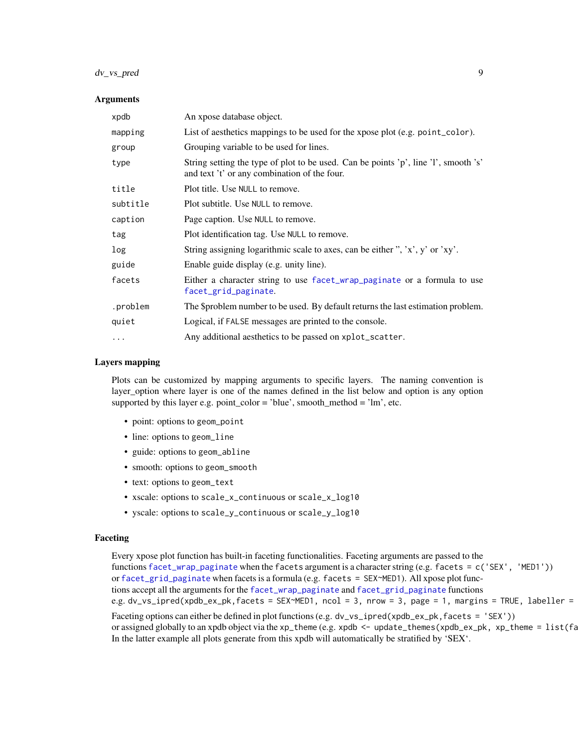### Arguments

| Argument | Description |
|---|---|
| `xpdb` | An xpose database object. |
| `mapping` | List of aesthetics mappings to be used for the xpose plot (e.g. `point_color`). |
| `group` | Grouping variable to be used for lines. |
| `type` | String setting the type of plot to be used. Can be points 'p', line 'l', smooth 's' and text 't' or any combination of the four. |
| `title` | Plot title. Use `NULL` to remove. |
| `subtitle` | Plot subtitle. Use `NULL` to remove. |
| `caption` | Page caption. Use `NULL` to remove. |
| `tag` | Plot identification tag. Use `NULL` to remove. |
| `log` | String assigning logarithmic scale to axes, can be either '', 'x', y' or 'xy'. |
| `guide` | Enable guide display (e.g. unity line). |
| `facets` | Either a character string to use `facet_wrap_paginate` or a formula to use `facet_grid_paginate`. |
| `.problem` | The $problem number to be used. By default returns the last estimation problem. |
| `quiet` | Logical, if `FALSE` messages are printed to the console. |
| `...` | Any additional aesthetics to be passed on `xplot_scatter`. |

### Layers mapping

Plots can be customized by mapping arguments to specific layers. The naming convention is layer_option where layer is one of the names defined in the list below and option is any option supported by this layer e.g. point_color = 'blue', smooth_method = 'lm', etc.

- point: options to `geom_point`
- line: options to `geom_line`
- guide: options to `geom_abline`
- smooth: options to `geom_smooth`
- text: options to `geom_text`
- xscale: options to `scale_x_continuous` or `scale_x_log10`
- yscale: options to `scale_y_continuous` or `scale_y_log10`

### Faceting

Every xpose plot function has built-in faceting functionalities. Faceting arguments are passed to the functions `facet_wrap_paginate` when the `facets` argument is a character string (e.g. `facets = c('SEX', 'MED1')`) or `facet_grid_paginate` when facets is a formula (e.g. `facets = SEX~MED1`). All xpose plot functions accept all the arguments for the `facet_wrap_paginate` and `facet_grid_paginate` functions e.g. `dv_vs_ipred(xpdb_ex_pk,facets = SEX~MED1, ncol = 3, nrow = 3, page = 1, margins = TRUE, labeller =`

Faceting options can either be defined in plot functions (e.g. `dv_vs_ipred(xpdb_ex_pk,facets = 'SEX')`) or assigned globally to an xpdb object via the `xp_theme` (e.g. `xpdb <- update_themes(xpdb_ex_pk, xp_theme = list(fa`
In the latter example all plots generate from this xpdb will automatically be stratified by 'SEX'.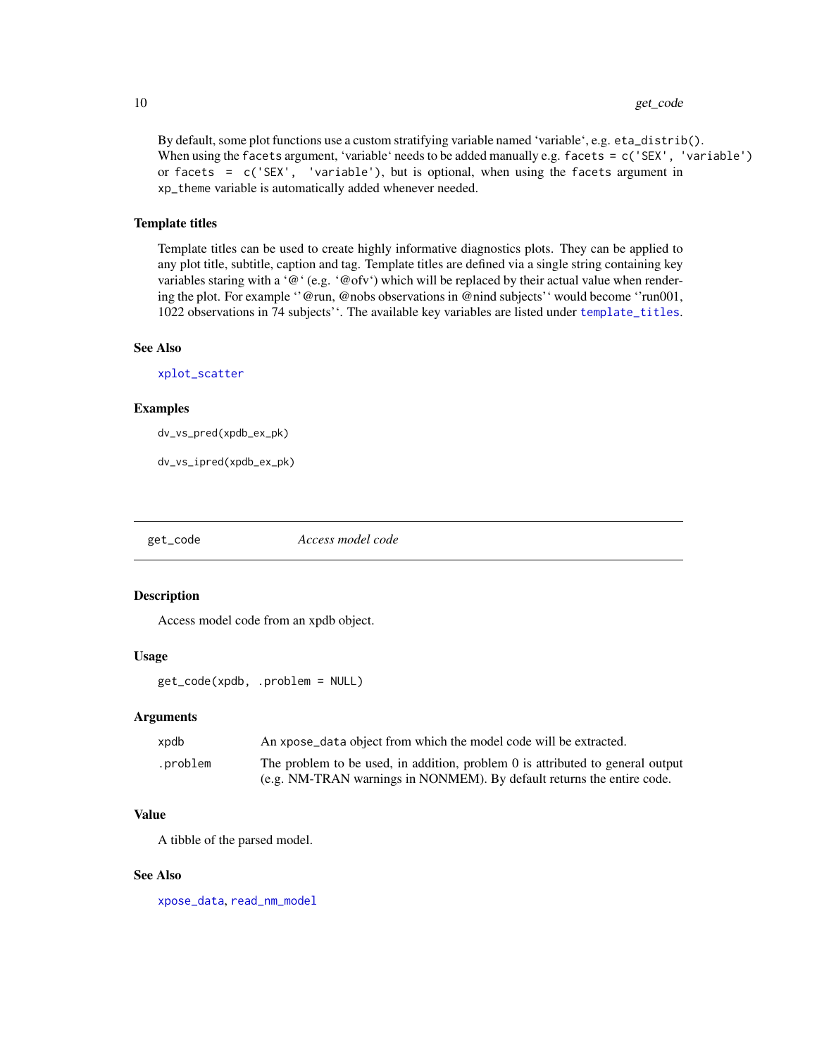By default, some plot functions use a custom stratifying variable named 'variable', e.g. `eta_distrib()`. When using the `facets` argument, 'variable' needs to be added manually e.g. `facets = c('SEX', 'variable')` or `facets = c('SEX', 'variable')`, but is optional, when using the `facets` argument in `xp_theme` variable is automatically added whenever needed.

### Template titles

Template titles can be used to create highly informative diagnostics plots. They can be applied to any plot title, subtitle, caption and tag. Template titles are defined via a single string containing key variables staring with a '@' (e.g. '@ofv') which will be replaced by their actual value when rendering the plot. For example ''@run, @nobs observations in @nind subjects'' would become ''run001, 1022 observations in 74 subjects''. The available key variables are listed under `template_titles`.

### See Also

`xplot_scatter`

### Examples

```
dv_vs_pred(xpdb_ex_pk)

dv_vs_ipred(xpdb_ex_pk)
```

---

## get_code — *Access model code*

### Description

Access model code from an xpdb object.

### Usage

```
get_code(xpdb, .problem = NULL)
```

### Arguments

| | |
|---|---|
| `xpdb` | An `xpose_data` object from which the model code will be extracted. |
| `.problem` | The problem to be used, in addition, problem 0 is attributed to general output (e.g. NM-TRAN warnings in NONMEM). By default returns the entire code. |

### Value

A tibble of the parsed model.

### See Also

`xpose_data`, `read_nm_model`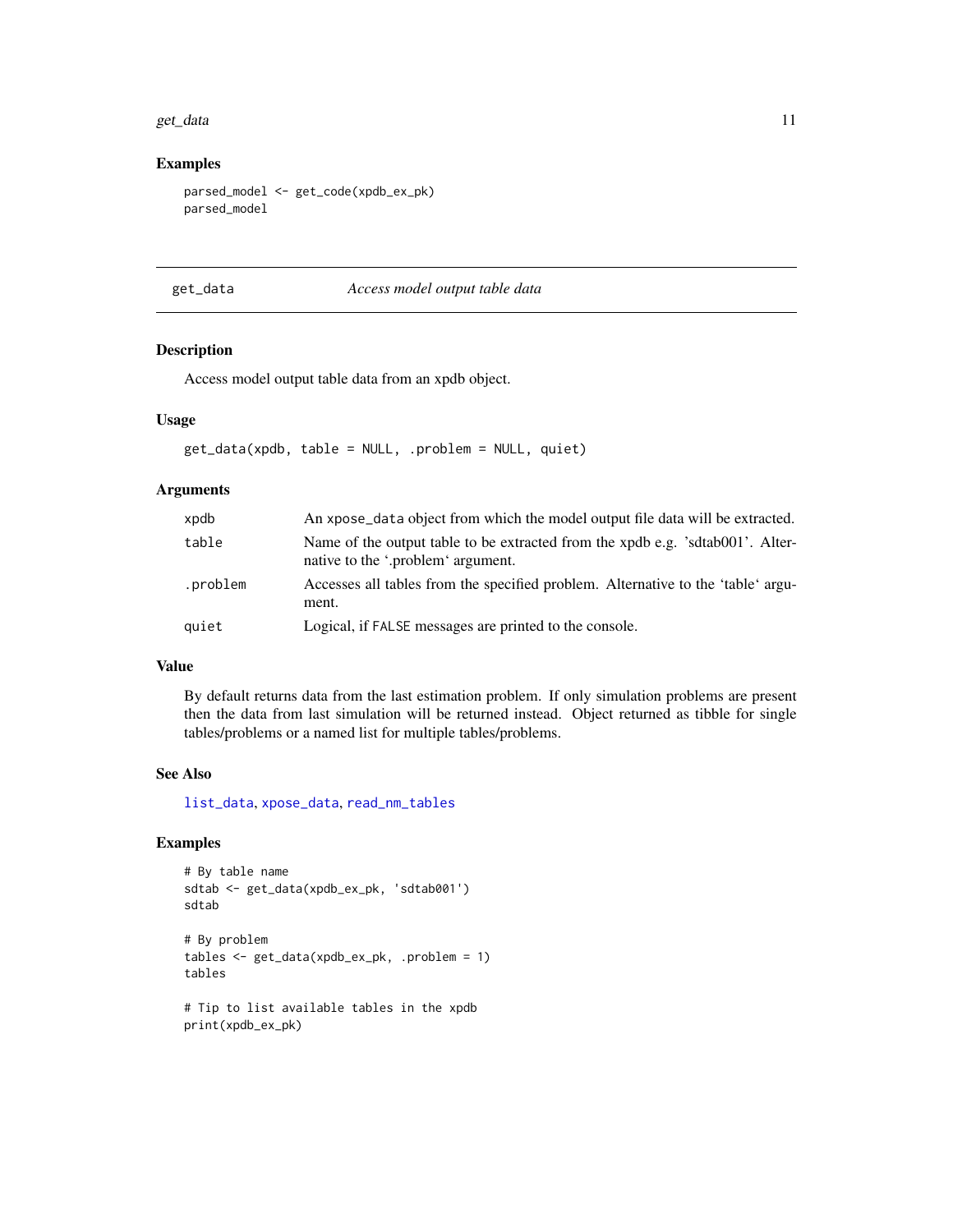### Examples

```
parsed_model <- get_code(xpdb_ex_pk)
parsed_model
```

---

## get_data — *Access model output table data*

---

### Description

Access model output table data from an xpdb object.

### Usage

```
get_data(xpdb, table = NULL, .problem = NULL, quiet)
```

### Arguments

| | |
|---|---|
| `xpdb` | An `xpose_data` object from which the model output file data will be extracted. |
| `table` | Name of the output table to be extracted from the xpdb e.g. 'sdtab001'. Alternative to the '.problem' argument. |
| `.problem` | Accesses all tables from the specified problem. Alternative to the 'table' argument. |
| `quiet` | Logical, if `FALSE` messages are printed to the console. |

### Value

By default returns data from the last estimation problem. If only simulation problems are present then the data from last simulation will be returned instead. Object returned as tibble for single tables/problems or a named list for multiple tables/problems.

### See Also

`list_data`, `xpose_data`, `read_nm_tables`

### Examples

```
# By table name
sdtab <- get_data(xpdb_ex_pk, 'sdtab001')
sdtab

# By problem
tables <- get_data(xpdb_ex_pk, .problem = 1)
tables

# Tip to list available tables in the xpdb
print(xpdb_ex_pk)
```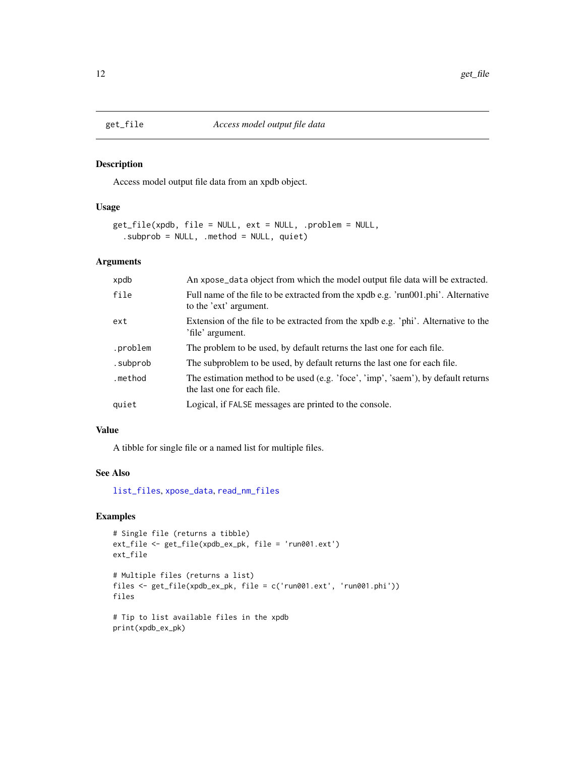## get_file — *Access model output file data*

### Description

Access model output file data from an xpdb object.

### Usage

```
get_file(xpdb, file = NULL, ext = NULL, .problem = NULL,
  .subprob = NULL, .method = NULL, quiet)
```

### Arguments

| | |
|---|---|
| xpdb | An `xpose_data` object from which the model output file data will be extracted. |
| file | Full name of the file to be extracted from the xpdb e.g. 'run001.phi'. Alternative to the 'ext' argument. |
| ext | Extension of the file to be extracted from the xpdb e.g. 'phi'. Alternative to the 'file' argument. |
| .problem | The problem to be used, by default returns the last one for each file. |
| .subprob | The subproblem to be used, by default returns the last one for each file. |
| .method | The estimation method to be used (e.g. 'foce', 'imp', 'saem'), by default returns the last one for each file. |
| quiet | Logical, if `FALSE` messages are printed to the console. |

### Value

A tibble for single file or a named list for multiple files.

### See Also

list_files, xpose_data, read_nm_files

### Examples

```
# Single file (returns a tibble)
ext_file <- get_file(xpdb_ex_pk, file = 'run001.ext')
ext_file

# Multiple files (returns a list)
files <- get_file(xpdb_ex_pk, file = c('run001.ext', 'run001.phi'))
files

# Tip to list available files in the xpdb
print(xpdb_ex_pk)
```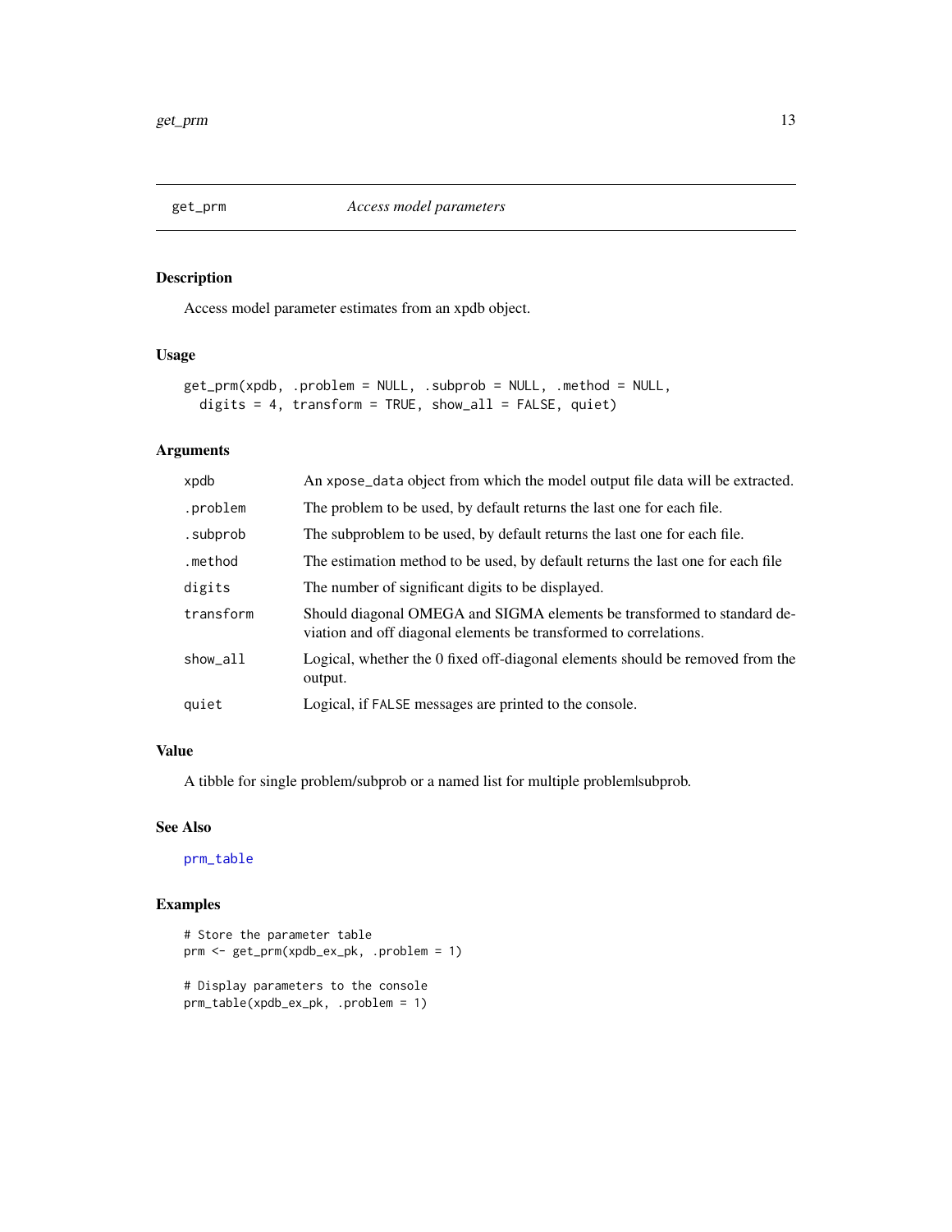## get_prm — *Access model parameters*

### Description

Access model parameter estimates from an xpdb object.

### Usage

```
get_prm(xpdb, .problem = NULL, .subprob = NULL, .method = NULL,
  digits = 4, transform = TRUE, show_all = FALSE, quiet)
```

### Arguments

| Argument | Description |
|---|---|
| `xpdb` | An `xpose_data` object from which the model output file data will be extracted. |
| `.problem` | The problem to be used, by default returns the last one for each file. |
| `.subprob` | The subproblem to be used, by default returns the last one for each file. |
| `.method` | The estimation method to be used, by default returns the last one for each file |
| `digits` | The number of significant digits to be displayed. |
| `transform` | Should diagonal OMEGA and SIGMA elements be transformed to standard deviation and off diagonal elements be transformed to correlations. |
| `show_all` | Logical, whether the 0 fixed off-diagonal elements should be removed from the output. |
| `quiet` | Logical, if `FALSE` messages are printed to the console. |

### Value

A tibble for single problem/subprob or a named list for multiple problem|subprob.

### See Also

prm_table

### Examples

```
# Store the parameter table
prm <- get_prm(xpdb_ex_pk, .problem = 1)

# Display parameters to the console
prm_table(xpdb_ex_pk, .problem = 1)
```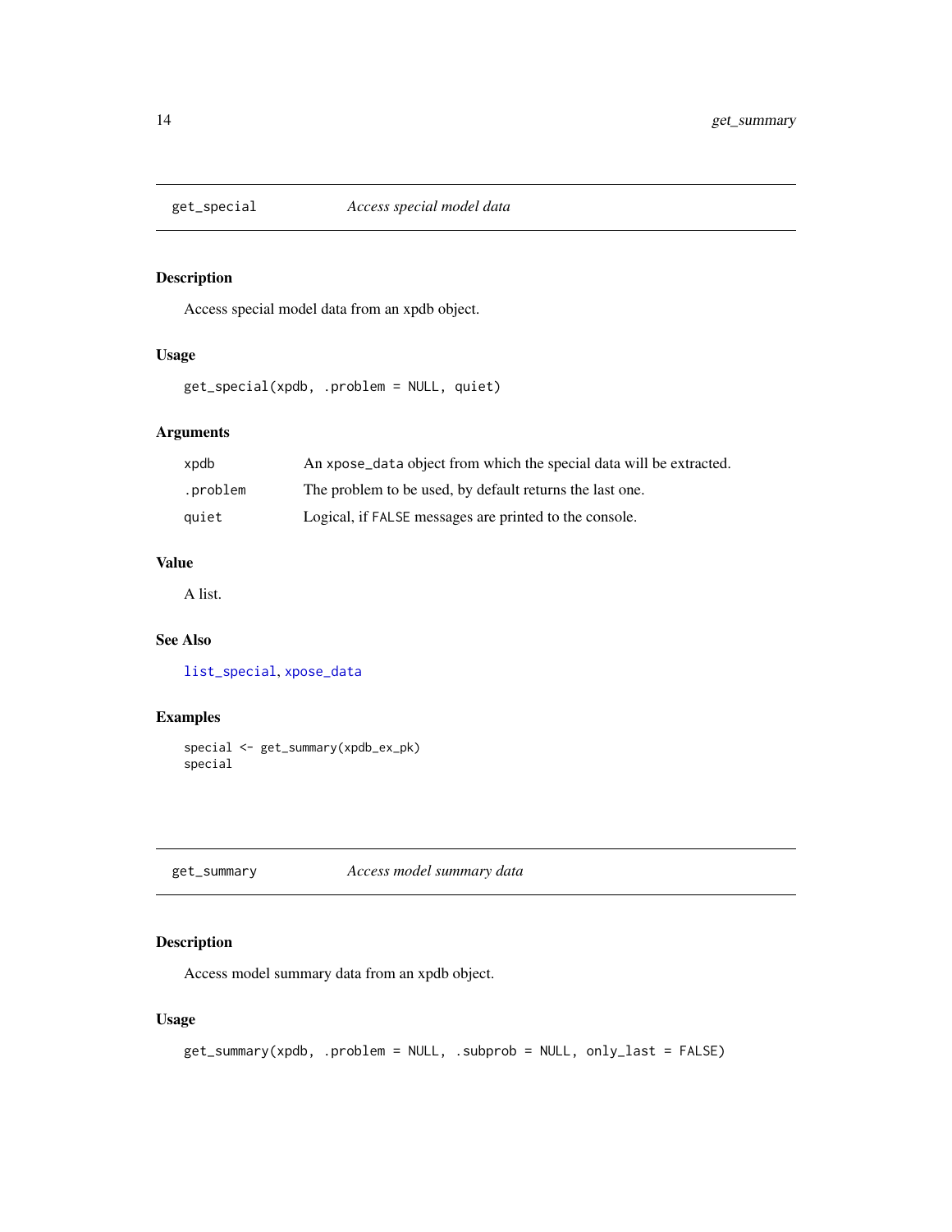## get_special — *Access special model data*

### Description

Access special model data from an xpdb object.

### Usage

```
get_special(xpdb, .problem = NULL, quiet)
```

### Arguments

| | |
|---|---|
| xpdb | An `xpose_data` object from which the special data will be extracted. |
| .problem | The problem to be used, by default returns the last one. |
| quiet | Logical, if `FALSE` messages are printed to the console. |

### Value

A list.

### See Also

list_special, xpose_data

### Examples

```
special <- get_summary(xpdb_ex_pk)
special
```

## get_summary — *Access model summary data*

### Description

Access model summary data from an xpdb object.

### Usage

```
get_summary(xpdb, .problem = NULL, .subprob = NULL, only_last = FALSE)
```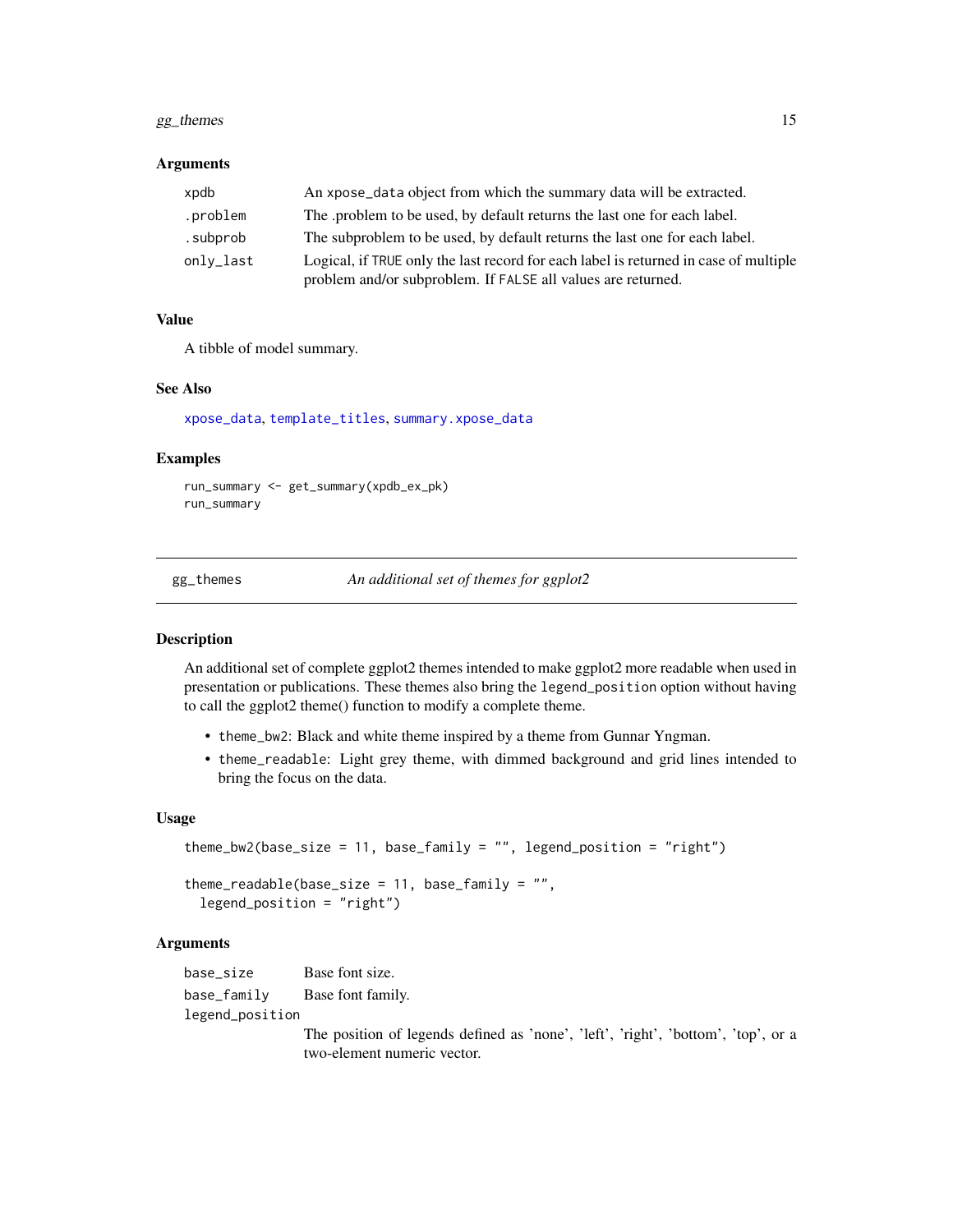### Arguments

| | |
|---|---|
| xpdb | An `xpose_data` object from which the summary data will be extracted. |
| .problem | The .problem to be used, by default returns the last one for each label. |
| .subprob | The subproblem to be used, by default returns the last one for each label. |
| only_last | Logical, if `TRUE` only the last record for each label is returned in case of multiple problem and/or subproblem. If `FALSE` all values are returned. |

### Value

A tibble of model summary.

### See Also

`xpose_data`, `template_titles`, `summary.xpose_data`

### Examples

```
run_summary <- get_summary(xpdb_ex_pk)
run_summary
```

---

## gg_themes    *An additional set of themes for ggplot2*

---

### Description

An additional set of complete ggplot2 themes intended to make ggplot2 more readable when used in presentation or publications. These themes also bring the `legend_position` option without having to call the ggplot2 theme() function to modify a complete theme.

- `theme_bw2`: Black and white theme inspired by a theme from Gunnar Yngman.
- `theme_readable`: Light grey theme, with dimmed background and grid lines intended to bring the focus on the data.

### Usage

```
theme_bw2(base_size = 11, base_family = "", legend_position = "right")

theme_readable(base_size = 11, base_family = "",
  legend_position = "right")
```

### Arguments

| | |
|---|---|
| base_size | Base font size. |
| base_family | Base font family. |
| legend_position | The position of legends defined as 'none', 'left', 'right', 'bottom', 'top', or a two-element numeric vector. |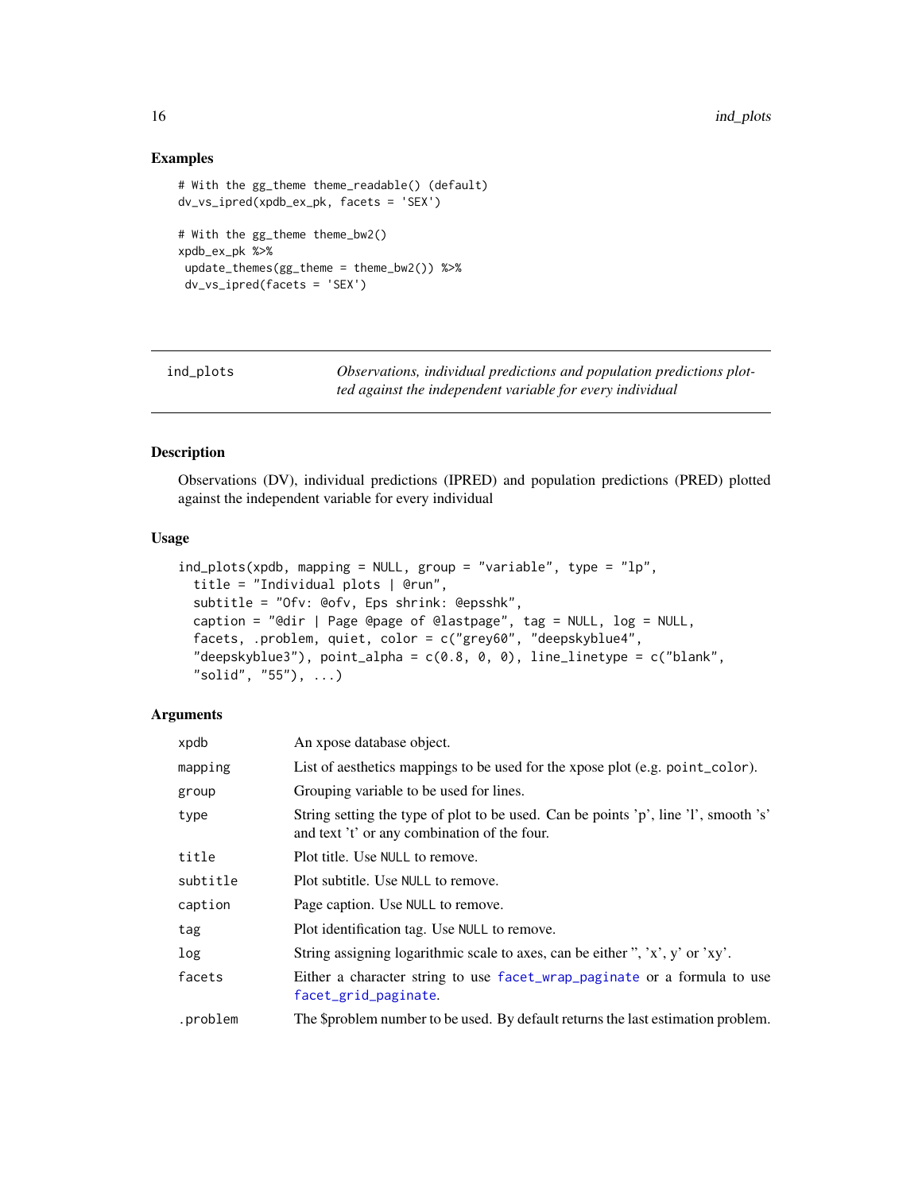### Examples

```
# With the gg_theme theme_readable() (default)
dv_vs_ipred(xpdb_ex_pk, facets = 'SEX')

# With the gg_theme theme_bw2()
xpdb_ex_pk %>%
 update_themes(gg_theme = theme_bw2()) %>%
 dv_vs_ipred(facets = 'SEX')
```

---

## ind_plots — *Observations, individual predictions and population predictions plotted against the independent variable for every individual*

### Description

Observations (DV), individual predictions (IPRED) and population predictions (PRED) plotted against the independent variable for every individual

### Usage

```
ind_plots(xpdb, mapping = NULL, group = "variable", type = "lp",
  title = "Individual plots | @run",
  subtitle = "Ofv: @ofv, Eps shrink: @epsshk",
  caption = "@dir | Page @page of @lastpage", tag = NULL, log = NULL,
  facets, .problem, quiet, color = c("grey60", "deepskyblue4",
  "deepskyblue3"), point_alpha = c(0.8, 0, 0), line_linetype = c("blank",
  "solid", "55"), ...)
```

### Arguments

| | |
|---|---|
| xpdb | An xpose database object. |
| mapping | List of aesthetics mappings to be used for the xpose plot (e.g. point_color). |
| group | Grouping variable to be used for lines. |
| type | String setting the type of plot to be used. Can be points 'p', line 'l', smooth 's' and text 't' or any combination of the four. |
| title | Plot title. Use NULL to remove. |
| subtitle | Plot subtitle. Use NULL to remove. |
| caption | Page caption. Use NULL to remove. |
| tag | Plot identification tag. Use NULL to remove. |
| log | String assigning logarithmic scale to axes, can be either '', 'x', y' or 'xy'. |
| facets | Either a character string to use facet_wrap_paginate or a formula to use facet_grid_paginate. |
| .problem | The $problem number to be used. By default returns the last estimation problem. |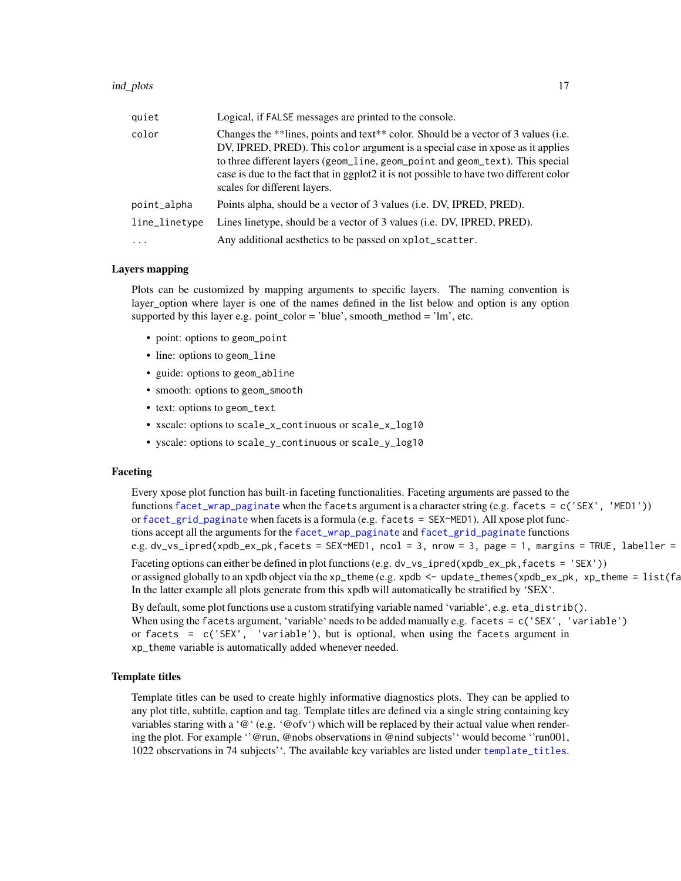| | |
|---|---|
| quiet | Logical, if FALSE messages are printed to the console. |
| color | Changes the **lines, points and text** color. Should be a vector of 3 values (i.e. DV, IPRED, PRED). This color argument is a special case in xpose as it applies to three different layers (geom_line, geom_point and geom_text). This special case is due to the fact that in ggplot2 it is not possible to have two different color scales for different layers. |
| point_alpha | Points alpha, should be a vector of 3 values (i.e. DV, IPRED, PRED). |
| line_linetype | Lines linetype, should be a vector of 3 values (i.e. DV, IPRED, PRED). |
| ... | Any additional aesthetics to be passed on xplot_scatter. |

## Layers mapping

Plots can be customized by mapping arguments to specific layers. The naming convention is layer_option where layer is one of the names defined in the list below and option is any option supported by this layer e.g. point_color = 'blue', smooth_method = 'lm', etc.

- point: options to geom_point
- line: options to geom_line
- guide: options to geom_abline
- smooth: options to geom_smooth
- text: options to geom_text
- xscale: options to scale_x_continuous or scale_x_log10
- yscale: options to scale_y_continuous or scale_y_log10

## Faceting

Every xpose plot function has built-in faceting functionalities. Faceting arguments are passed to the functions facet_wrap_paginate when the facets argument is a character string (e.g. facets = c('SEX', 'MED1')) or facet_grid_paginate when facets is a formula (e.g. facets = SEX~MED1). All xpose plot functions accept all the arguments for the facet_wrap_paginate and facet_grid_paginate functions e.g. dv_vs_ipred(xpdb_ex_pk,facets = SEX~MED1, ncol = 3, nrow = 3, page = 1, margins = TRUE, labeller =

Faceting options can either be defined in plot functions (e.g. dv_vs_ipred(xpdb_ex_pk,facets = 'SEX')) or assigned globally to an xpdb object via the xp_theme (e.g. xpdb <- update_themes(xpdb_ex_pk, xp_theme = list(fa In the latter example all plots generate from this xpdb will automatically be stratified by 'SEX'.

By default, some plot functions use a custom stratifying variable named 'variable', e.g. eta_distrib(). When using the facets argument, 'variable' needs to be added manually e.g. facets = c('SEX', 'variable') or facets = c('SEX', 'variable'), but is optional, when using the facets argument in xp_theme variable is automatically added whenever needed.

## Template titles

Template titles can be used to create highly informative diagnostics plots. They can be applied to any plot title, subtitle, caption and tag. Template titles are defined via a single string containing key variables staring with a '@' (e.g. '@ofv') which will be replaced by their actual value when rendering the plot. For example ''@run, @nobs observations in @nind subjects'' would become ''run001, 1022 observations in 74 subjects''. The available key variables are listed under template_titles.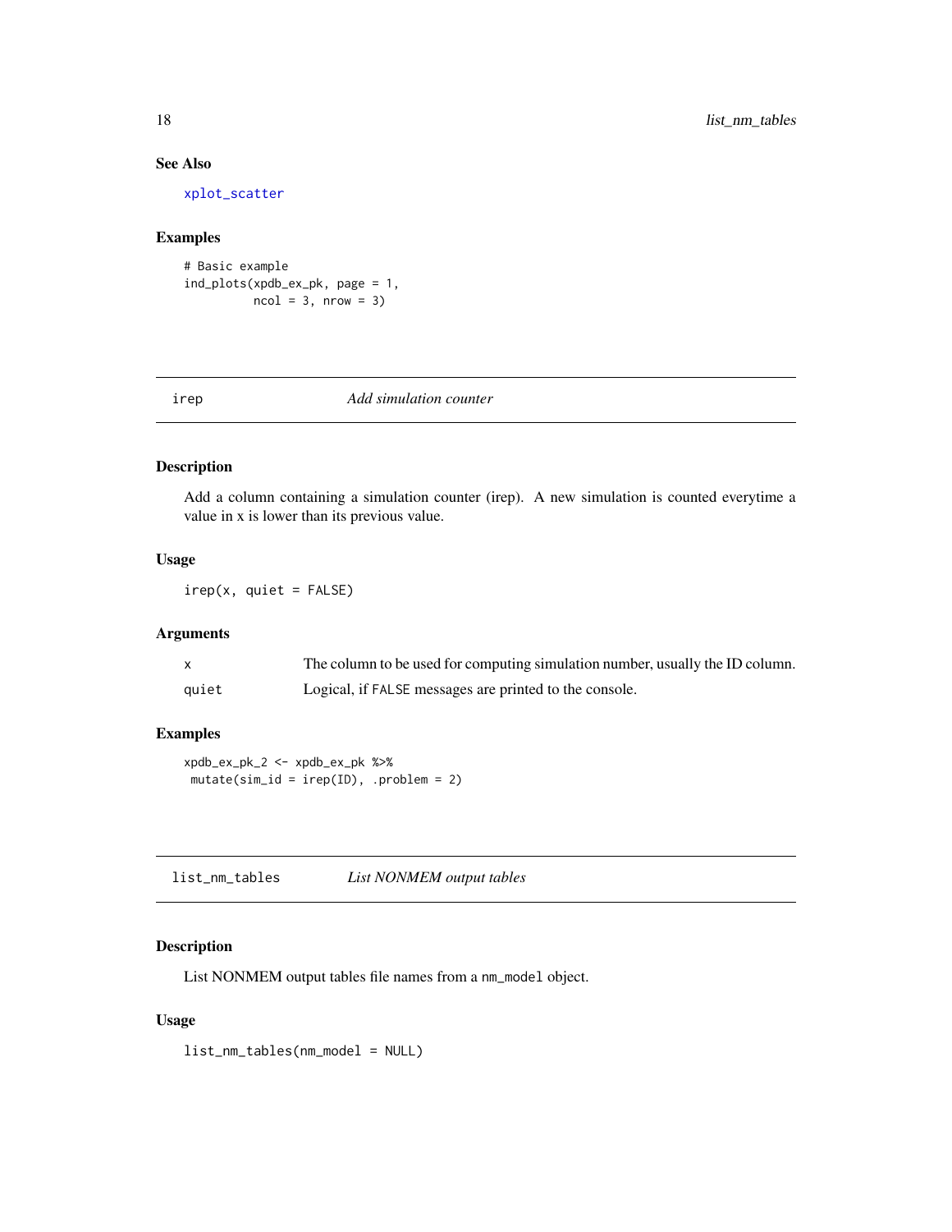### See Also

xplot_scatter

### Examples

```
# Basic example
ind_plots(xpdb_ex_pk, page = 1,
          ncol = 3, nrow = 3)
```

---

## irep — *Add simulation counter*

### Description

Add a column containing a simulation counter (irep). A new simulation is counted everytime a value in x is lower than its previous value.

### Usage

```
irep(x, quiet = FALSE)
```

### Arguments

| | |
|---|---|
| x | The column to be used for computing simulation number, usually the ID column. |
| quiet | Logical, if FALSE messages are printed to the console. |

### Examples

```
xpdb_ex_pk_2 <- xpdb_ex_pk %>%
 mutate(sim_id = irep(ID), .problem = 2)
```

---

## list_nm_tables — *List NONMEM output tables*

### Description

List NONMEM output tables file names from a nm_model object.

### Usage

```
list_nm_tables(nm_model = NULL)
```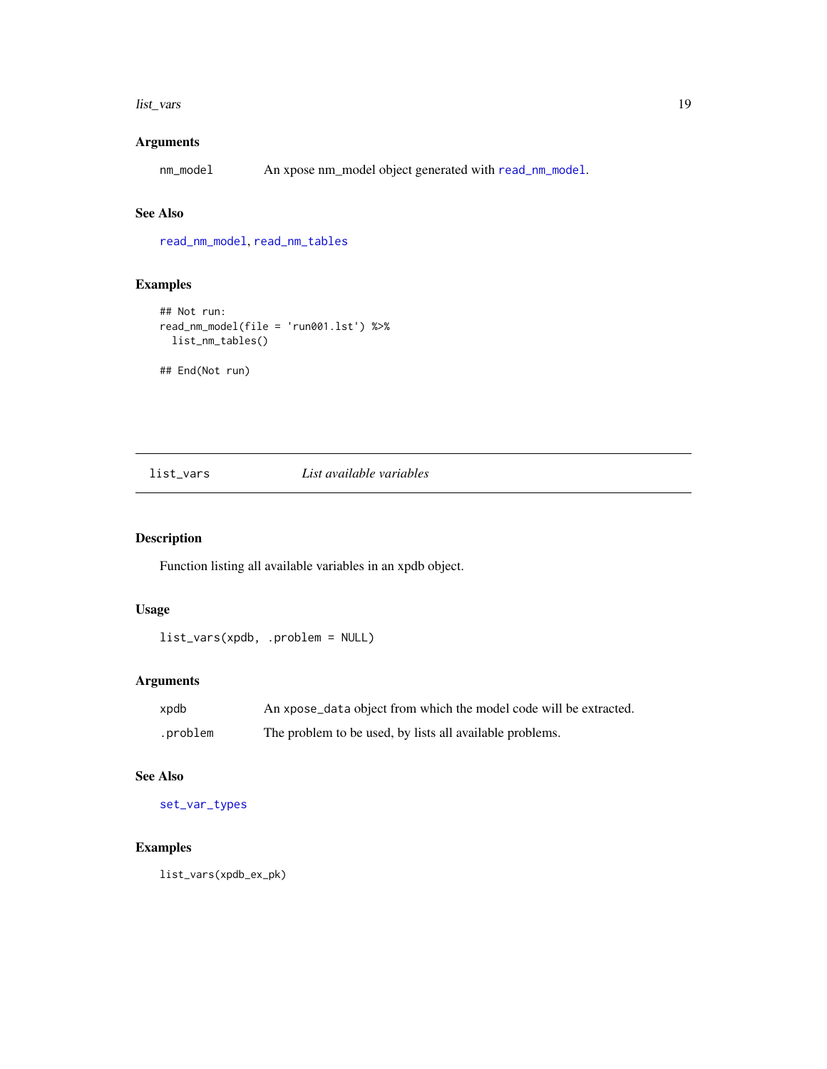## Arguments

`nm_model` An xpose nm_model object generated with `read_nm_model`.

## See Also

`read_nm_model`, `read_nm_tables`

## Examples

```
## Not run:
read_nm_model(file = 'run001.lst') %>%
  list_nm_tables()

## End(Not run)
```

---

# list_vars *List available variables*

---

## Description

Function listing all available variables in an xpdb object.

## Usage

```
list_vars(xpdb, .problem = NULL)
```

## Arguments

`xpdb` An `xpose_data` object from which the model code will be extracted.

`.problem` The problem to be used, by lists all available problems.

## See Also

`set_var_types`

## Examples

```
list_vars(xpdb_ex_pk)
```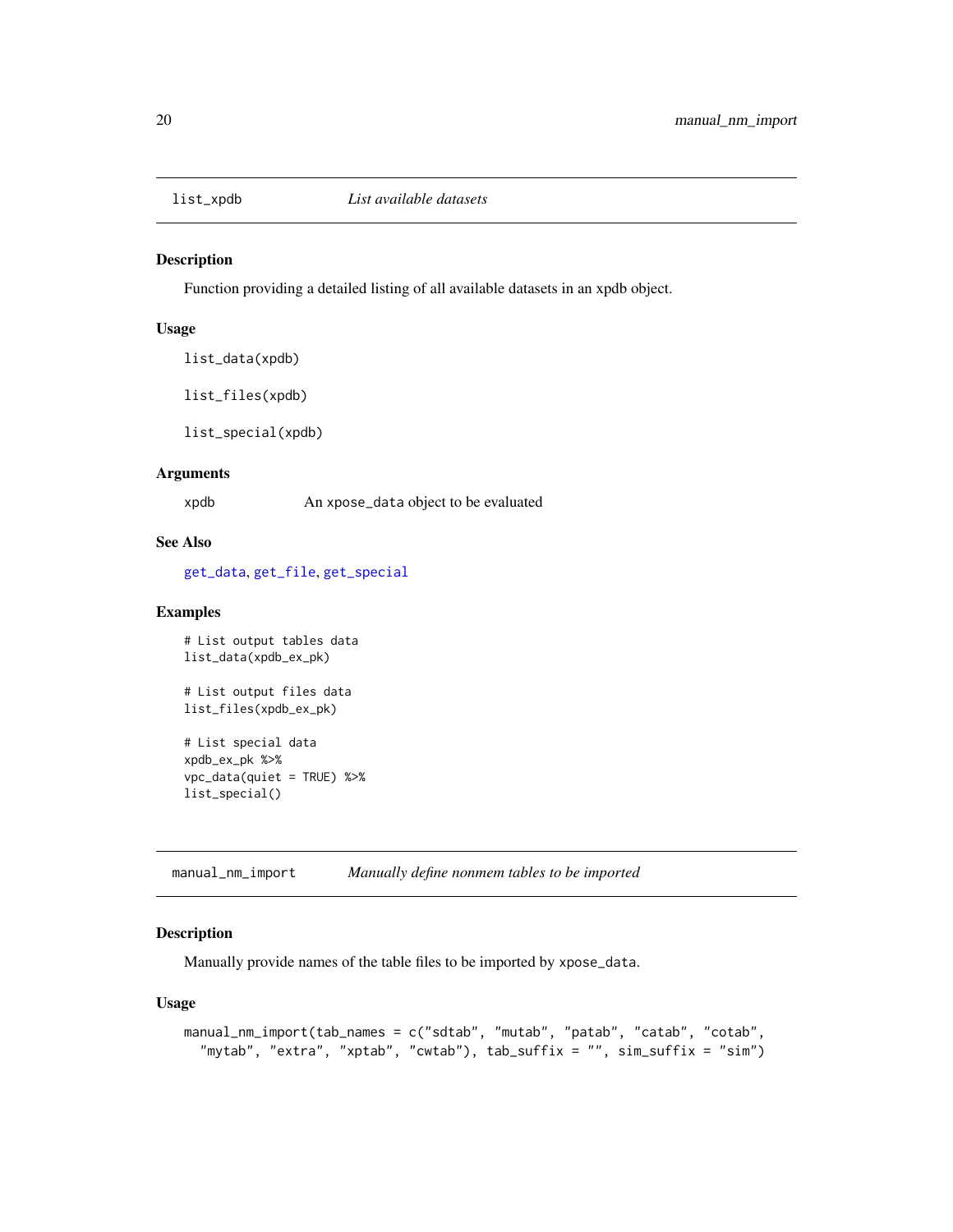## list_xpdb — *List available datasets*

### Description

Function providing a detailed listing of all available datasets in an xpdb object.

### Usage

```
list_data(xpdb)

list_files(xpdb)

list_special(xpdb)
```

### Arguments

| | |
|---|---|
| xpdb | An `xpose_data` object to be evaluated |

### See Also

get_data, get_file, get_special

### Examples

```
# List output tables data
list_data(xpdb_ex_pk)

# List output files data
list_files(xpdb_ex_pk)

# List special data
xpdb_ex_pk %>%
vpc_data(quiet = TRUE) %>%
list_special()
```

## manual_nm_import — *Manually define nonmem tables to be imported*

### Description

Manually provide names of the table files to be imported by `xpose_data`.

### Usage

```
manual_nm_import(tab_names = c("sdtab", "mutab", "patab", "catab", "cotab",
  "mytab", "extra", "xptab", "cwtab"), tab_suffix = "", sim_suffix = "sim")
```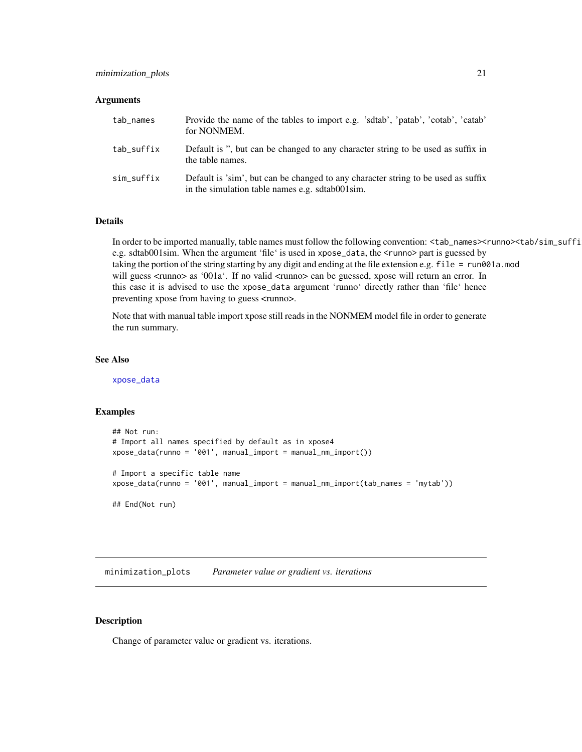### Arguments

| | |
|---|---|
| tab_names | Provide the name of the tables to import e.g. 'sdtab', 'patab', 'cotab', 'catab' for NONMEM. |
| tab_suffix | Default is '', but can be changed to any character string to be used as suffix in the table names. |
| sim_suffix | Default is 'sim', but can be changed to any character string to be used as suffix in the simulation table names e.g. sdtab001sim. |

### Details

In order to be imported manually, table names must follow the following convention: `<tab_names><runno><tab/sim_suffi` e.g. sdtab001sim. When the argument 'file' is used in `xpose_data`, the `<runno>` part is guessed by taking the portion of the string starting by any digit and ending at the file extension e.g. `file = run001a.mod` will guess <runno> as '001a'. If no valid <runno> can be guessed, xpose will return an error. In this case it is advised to use the `xpose_data` argument 'runno' directly rather than 'file' hence preventing xpose from having to guess <runno>.

Note that with manual table import xpose still reads in the NONMEM model file in order to generate the run summary.

### See Also

`xpose_data`

### Examples

```
## Not run:
# Import all names specified by default as in xpose4
xpose_data(runno = '001', manual_import = manual_nm_import())

# Import a specific table name
xpose_data(runno = '001', manual_import = manual_nm_import(tab_names = 'mytab'))

## End(Not run)
```

---

## minimization_plots    *Parameter value or gradient vs. iterations*

---

### Description

Change of parameter value or gradient vs. iterations.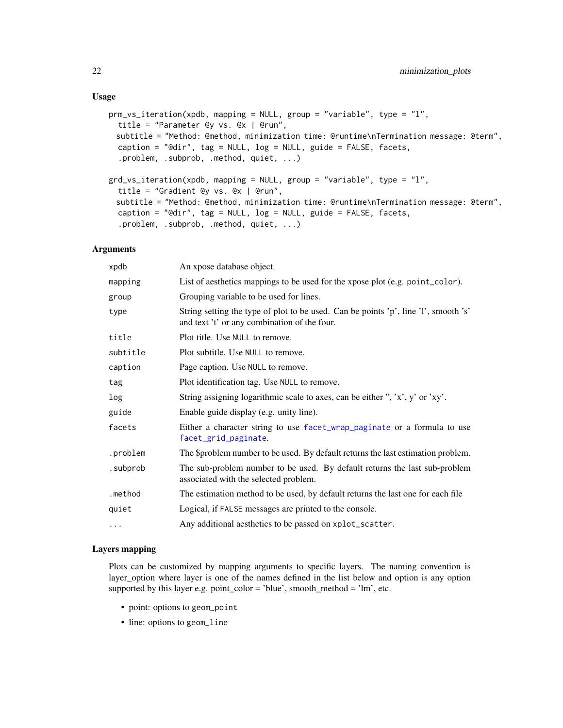### Usage

```
prm_vs_iteration(xpdb, mapping = NULL, group = "variable", type = "l",
  title = "Parameter @y vs. @x | @run",
 subtitle = "Method: @method, minimization time: @runtime\nTermination message: @term",
  caption = "@dir", tag = NULL, log = NULL, guide = FALSE, facets,
  .problem, .subprob, .method, quiet, ...)

grd_vs_iteration(xpdb, mapping = NULL, group = "variable", type = "l",
  title = "Gradient @y vs. @x | @run",
 subtitle = "Method: @method, minimization time: @runtime\nTermination message: @term",
  caption = "@dir", tag = NULL, log = NULL, guide = FALSE, facets,
  .problem, .subprob, .method, quiet, ...)
```

### Arguments

| | |
|---|---|
| `xpdb` | An xpose database object. |
| `mapping` | List of aesthetics mappings to be used for the xpose plot (e.g. `point_color`). |
| `group` | Grouping variable to be used for lines. |
| `type` | String setting the type of plot to be used. Can be points 'p', line 'l', smooth 's' and text 't' or any combination of the four. |
| `title` | Plot title. Use `NULL` to remove. |
| `subtitle` | Plot subtitle. Use `NULL` to remove. |
| `caption` | Page caption. Use `NULL` to remove. |
| `tag` | Plot identification tag. Use `NULL` to remove. |
| `log` | String assigning logarithmic scale to axes, can be either '', 'x', y' or 'xy'. |
| `guide` | Enable guide display (e.g. unity line). |
| `facets` | Either a character string to use `facet_wrap_paginate` or a formula to use `facet_grid_paginate`. |
| `.problem` | The $problem number to be used. By default returns the last estimation problem. |
| `.subprob` | The sub-problem number to be used. By default returns the last sub-problem associated with the selected problem. |
| `.method` | The estimation method to be used, by default returns the last one for each file |
| `quiet` | Logical, if `FALSE` messages are printed to the console. |
| `...` | Any additional aesthetics to be passed on `xplot_scatter`. |

### Layers mapping

Plots can be customized by mapping arguments to specific layers. The naming convention is layer_option where layer is one of the names defined in the list below and option is any option supported by this layer e.g. point_color = 'blue', smooth_method = 'lm', etc.

- point: options to `geom_point`
- line: options to `geom_line`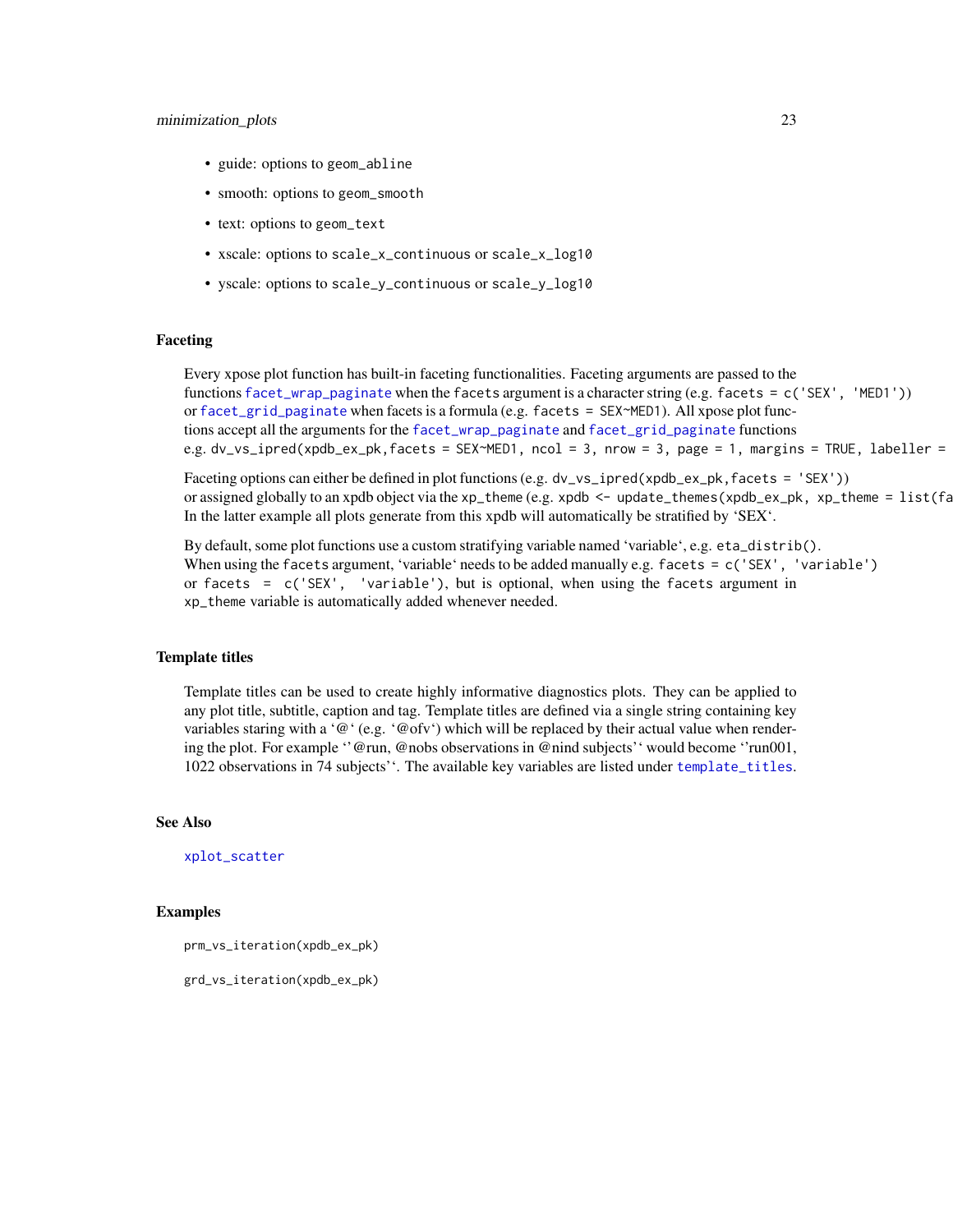- guide: options to `geom_abline`
- smooth: options to `geom_smooth`
- text: options to `geom_text`
- xscale: options to `scale_x_continuous` or `scale_x_log10`
- yscale: options to `scale_y_continuous` or `scale_y_log10`

### Faceting

Every xpose plot function has built-in faceting functionalities. Faceting arguments are passed to the functions `facet_wrap_paginate` when the `facets` argument is a character string (e.g. `facets = c('SEX', 'MED1')`) or `facet_grid_paginate` when facets is a formula (e.g. `facets = SEX~MED1`). All xpose plot functions accept all the arguments for the `facet_wrap_paginate` and `facet_grid_paginate` functions e.g. `dv_vs_ipred(xpdb_ex_pk, facets = SEX~MED1, ncol = 3, nrow = 3, page = 1, margins = TRUE, labeller =`

Faceting options can either be defined in plot functions (e.g. `dv_vs_ipred(xpdb_ex_pk, facets = 'SEX')`) or assigned globally to an xpdb object via the `xp_theme` (e.g. `xpdb <- update_themes(xpdb_ex_pk, xp_theme = list(fa`
In the latter example all plots generate from this xpdb will automatically be stratified by 'SEX'.

By default, some plot functions use a custom stratifying variable named 'variable', e.g. `eta_distrib()`. When using the `facets` argument, 'variable' needs to be added manually e.g. `facets = c('SEX', 'variable')` or `facets = c('SEX', 'variable')`, but is optional, when using the `facets` argument in `xp_theme` variable is automatically added whenever needed.

### Template titles

Template titles can be used to create highly informative diagnostics plots. They can be applied to any plot title, subtitle, caption and tag. Template titles are defined via a single string containing key variables staring with a '@' (e.g. '@ofv') which will be replaced by their actual value when rendering the plot. For example ''@run, @nobs observations in @nind subjects'' would become ''run001, 1022 observations in 74 subjects''. The available key variables are listed under `template_titles`.

### See Also

`xplot_scatter`

### Examples

```
prm_vs_iteration(xpdb_ex_pk)

grd_vs_iteration(xpdb_ex_pk)
```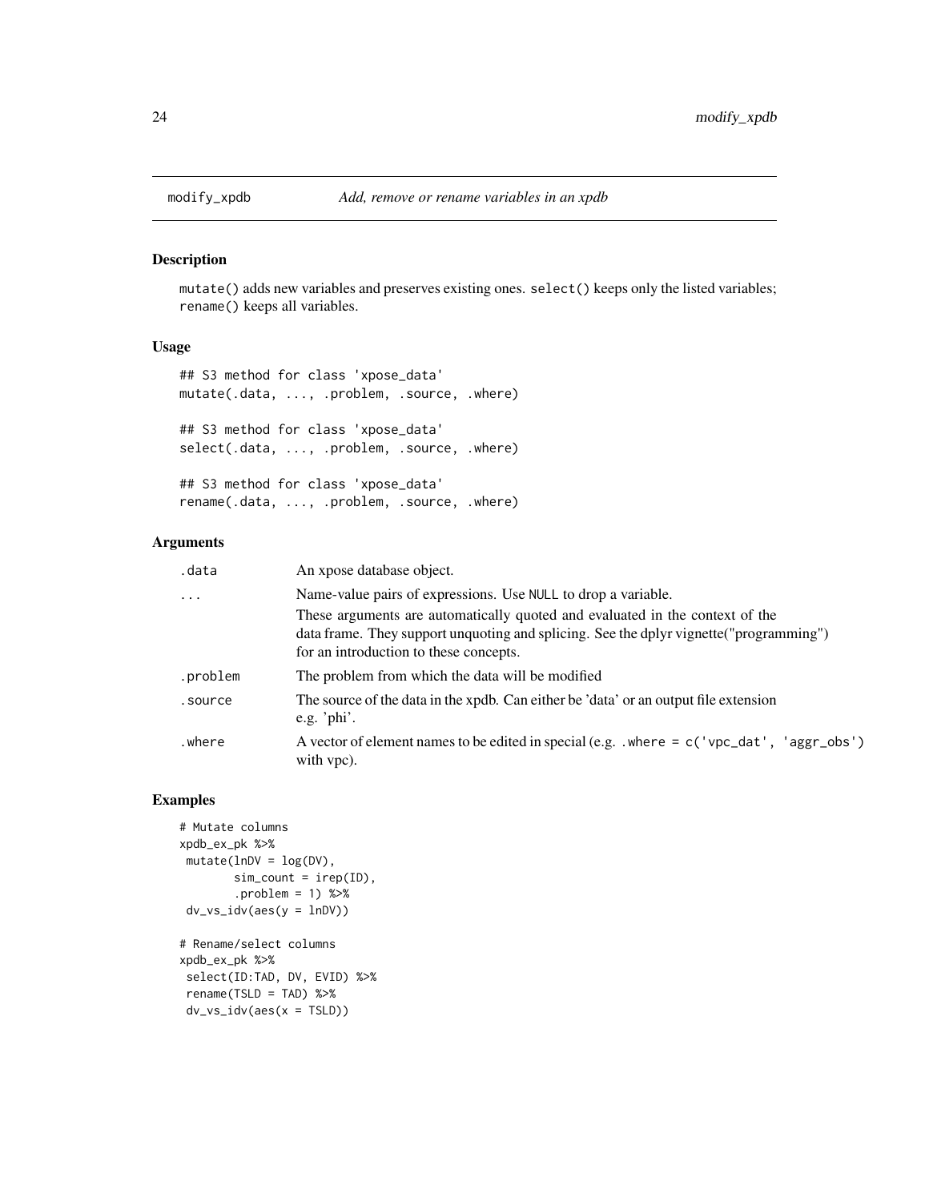# modify_xpdb — *Add, remove or rename variables in an xpdb*

## Description

`mutate()` adds new variables and preserves existing ones. `select()` keeps only the listed variables; `rename()` keeps all variables.

## Usage

```
## S3 method for class 'xpose_data'
mutate(.data, ..., .problem, .source, .where)

## S3 method for class 'xpose_data'
select(.data, ..., .problem, .source, .where)

## S3 method for class 'xpose_data'
rename(.data, ..., .problem, .source, .where)
```

## Arguments

| | |
|---|---|
| `.data` | An xpose database object. |
| `...` | Name-value pairs of expressions. Use `NULL` to drop a variable. These arguments are automatically quoted and evaluated in the context of the data frame. They support unquoting and splicing. See the dplyr vignette("programming") for an introduction to these concepts. |
| `.problem` | The problem from which the data will be modified |
| `.source` | The source of the data in the xpdb. Can either be 'data' or an output file extension e.g. 'phi'. |
| `.where` | A vector of element names to be edited in special (e.g. `.where = c('vpc_dat', 'aggr_obs')` with vpc). |

## Examples

```
# Mutate columns
xpdb_ex_pk %>%
 mutate(lnDV = log(DV),
        sim_count = irep(ID),
        .problem = 1) %>%
 dv_vs_idv(aes(y = lnDV))

# Rename/select columns
xpdb_ex_pk %>%
 select(ID:TAD, DV, EVID) %>%
 rename(TSLD = TAD) %>%
 dv_vs_idv(aes(x = TSLD))
```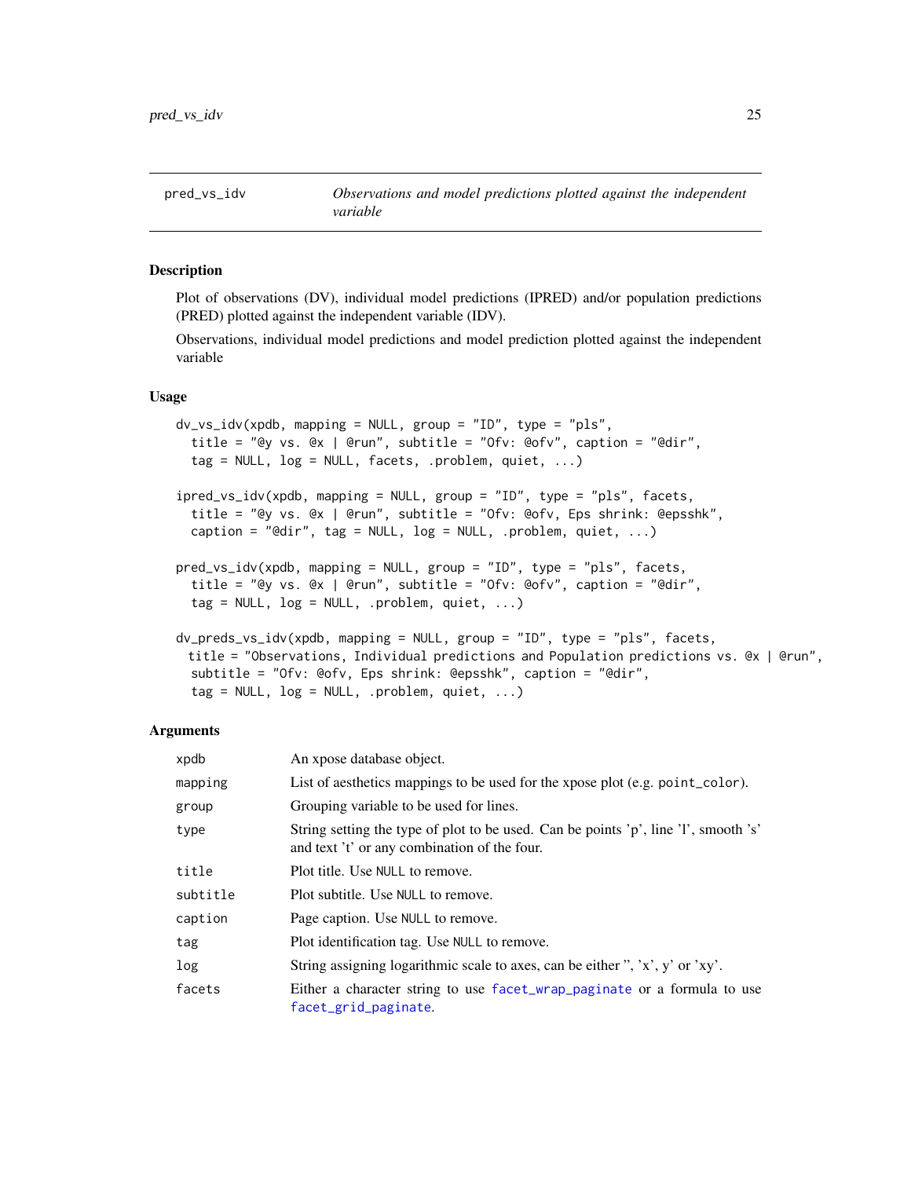## pred_vs_idv — *Observations and model predictions plotted against the independent variable*

### Description

Plot of observations (DV), individual model predictions (IPRED) and/or population predictions (PRED) plotted against the independent variable (IDV).

Observations, individual model predictions and model prediction plotted against the independent variable

### Usage

```
dv_vs_idv(xpdb, mapping = NULL, group = "ID", type = "pls",
  title = "@y vs. @x | @run", subtitle = "Ofv: @ofv", caption = "@dir",
  tag = NULL, log = NULL, facets, .problem, quiet, ...)

ipred_vs_idv(xpdb, mapping = NULL, group = "ID", type = "pls", facets,
  title = "@y vs. @x | @run", subtitle = "Ofv: @ofv, Eps shrink: @epsshk",
  caption = "@dir", tag = NULL, log = NULL, .problem, quiet, ...)

pred_vs_idv(xpdb, mapping = NULL, group = "ID", type = "pls", facets,
  title = "@y vs. @x | @run", subtitle = "Ofv: @ofv", caption = "@dir",
  tag = NULL, log = NULL, .problem, quiet, ...)

dv_preds_vs_idv(xpdb, mapping = NULL, group = "ID", type = "pls", facets,
 title = "Observations, Individual predictions and Population predictions vs. @x | @run",
  subtitle = "Ofv: @ofv, Eps shrink: @epsshk", caption = "@dir",
  tag = NULL, log = NULL, .problem, quiet, ...)
```

### Arguments

| Argument | Description |
|---|---|
| xpdb | An xpose database object. |
| mapping | List of aesthetics mappings to be used for the xpose plot (e.g. `point_color`). |
| group | Grouping variable to be used for lines. |
| type | String setting the type of plot to be used. Can be points 'p', line 'l', smooth 's' and text 't' or any combination of the four. |
| title | Plot title. Use `NULL` to remove. |
| subtitle | Plot subtitle. Use `NULL` to remove. |
| caption | Page caption. Use `NULL` to remove. |
| tag | Plot identification tag. Use `NULL` to remove. |
| log | String assigning logarithmic scale to axes, can be either '', 'x', y' or 'xy'. |
| facets | Either a character string to use `facet_wrap_paginate` or a formula to use `facet_grid_paginate`. |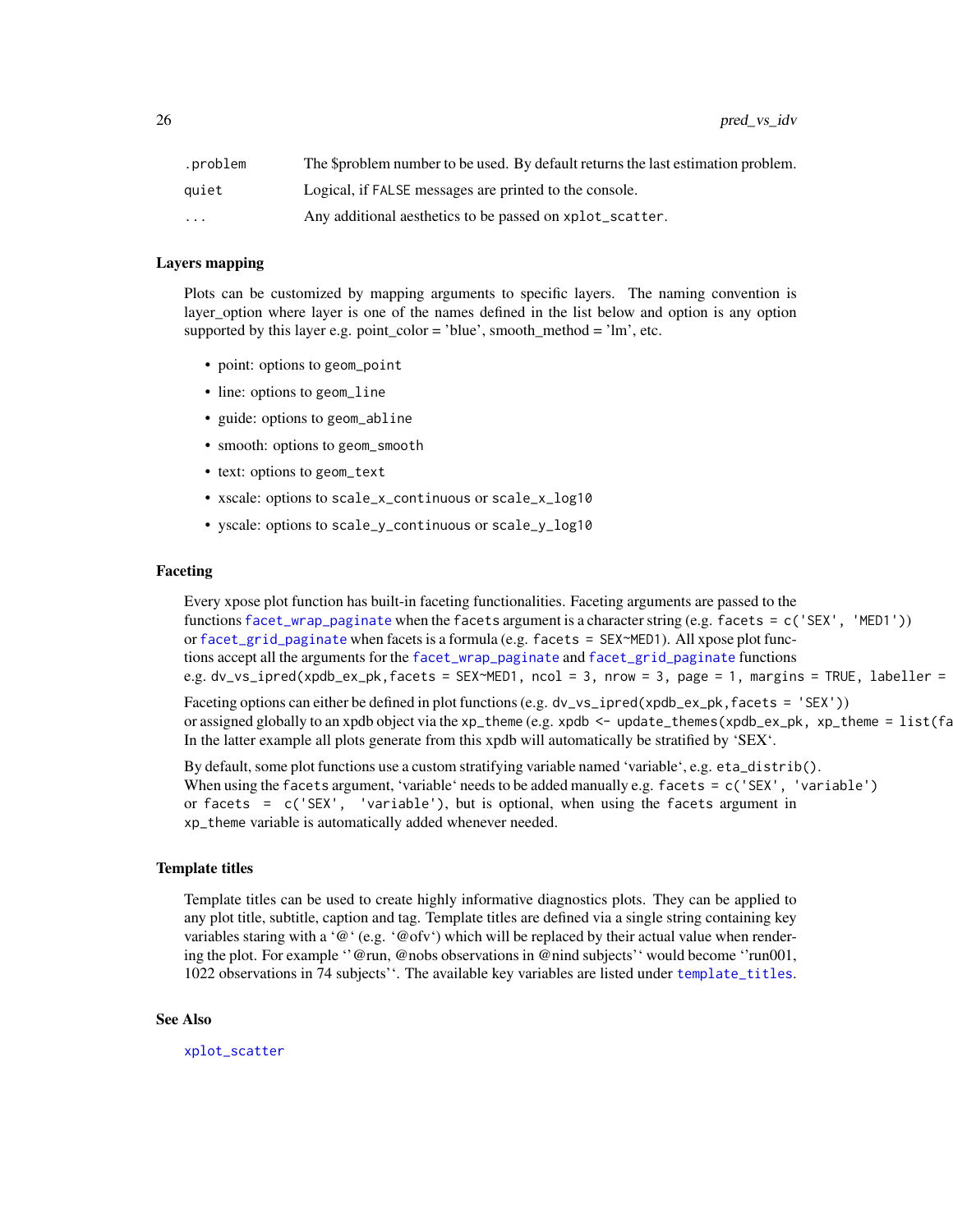| | |
|---|---|
| `.problem` | The $problem number to be used. By default returns the last estimation problem. |
| `quiet` | Logical, if `FALSE` messages are printed to the console. |
| `...` | Any additional aesthetics to be passed on `xplot_scatter`. |

### Layers mapping

Plots can be customized by mapping arguments to specific layers. The naming convention is layer_option where layer is one of the names defined in the list below and option is any option supported by this layer e.g. point_color = 'blue', smooth_method = 'lm', etc.

- point: options to `geom_point`
- line: options to `geom_line`
- guide: options to `geom_abline`
- smooth: options to `geom_smooth`
- text: options to `geom_text`
- xscale: options to `scale_x_continuous` or `scale_x_log10`
- yscale: options to `scale_y_continuous` or `scale_y_log10`

### Faceting

Every xpose plot function has built-in faceting functionalities. Faceting arguments are passed to the functions `facet_wrap_paginate` when the `facets` argument is a character string (e.g. `facets = c('SEX', 'MED1')`) or `facet_grid_paginate` when facets is a formula (e.g. `facets = SEX~MED1`). All xpose plot functions accept all the arguments for the `facet_wrap_paginate` and `facet_grid_paginate` functions e.g. `dv_vs_ipred(xpdb_ex_pk,facets = SEX~MED1, ncol = 3, nrow = 3, page = 1, margins = TRUE, labeller =`

Faceting options can either be defined in plot functions (e.g. `dv_vs_ipred(xpdb_ex_pk,facets = 'SEX')`) or assigned globally to an xpdb object via the `xp_theme` (e.g. `xpdb <- update_themes(xpdb_ex_pk, xp_theme = list(fa`  
In the latter example all plots generate from this xpdb will automatically be stratified by 'SEX'.

By default, some plot functions use a custom stratifying variable named 'variable', e.g. `eta_distrib()`. When using the `facets` argument, 'variable' needs to be added manually e.g. `facets = c('SEX', 'variable')` or `facets = c('SEX', 'variable')`, but is optional, when using the `facets` argument in `xp_theme` variable is automatically added whenever needed.

### Template titles

Template titles can be used to create highly informative diagnostics plots. They can be applied to any plot title, subtitle, caption and tag. Template titles are defined via a single string containing key variables staring with a '@' (e.g. '@ofv') which will be replaced by their actual value when rendering the plot. For example ''@run, @nobs observations in @nind subjects'' would become ''run001, 1022 observations in 74 subjects''. The available key variables are listed under `template_titles`.

### See Also

`xplot_scatter`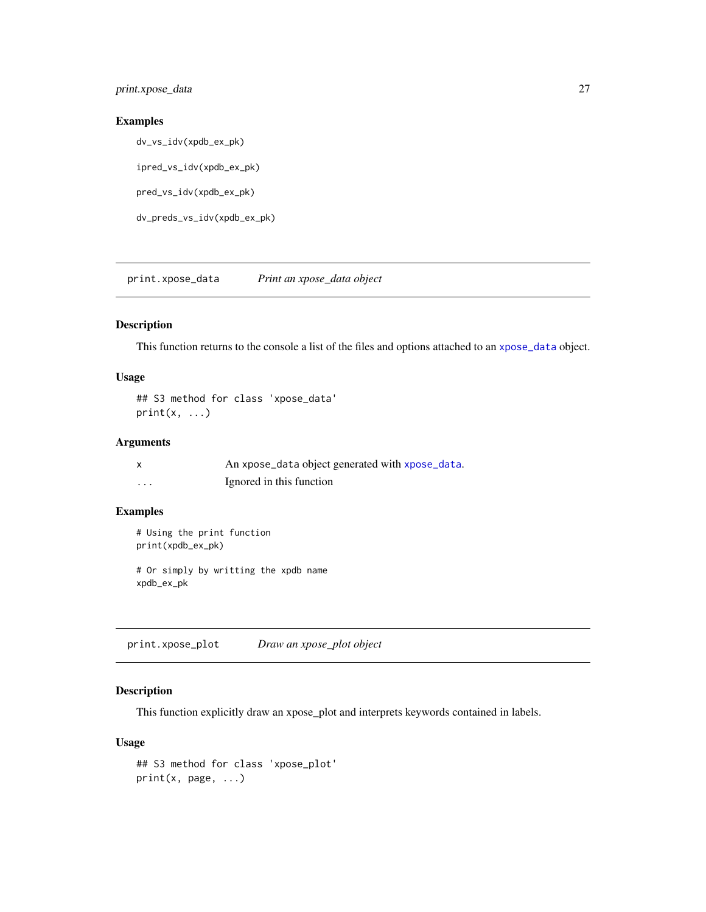## Examples

```
dv_vs_idv(xpdb_ex_pk)

ipred_vs_idv(xpdb_ex_pk)

pred_vs_idv(xpdb_ex_pk)

dv_preds_vs_idv(xpdb_ex_pk)
```

---

# print.xpose_data *Print an xpose_data object*

## Description

This function returns to the console a list of the files and options attached to an xpose_data object.

## Usage

```
## S3 method for class 'xpose_data'
print(x, ...)
```

## Arguments

| | |
|---|---|
| x | An xpose_data object generated with xpose_data. |
| ... | Ignored in this function |

## Examples

```
# Using the print function
print(xpdb_ex_pk)

# Or simply by writting the xpdb name
xpdb_ex_pk
```

---

# print.xpose_plot *Draw an xpose_plot object*

## Description

This function explicitly draw an xpose_plot and interprets keywords contained in labels.

## Usage

```
## S3 method for class 'xpose_plot'
print(x, page, ...)
```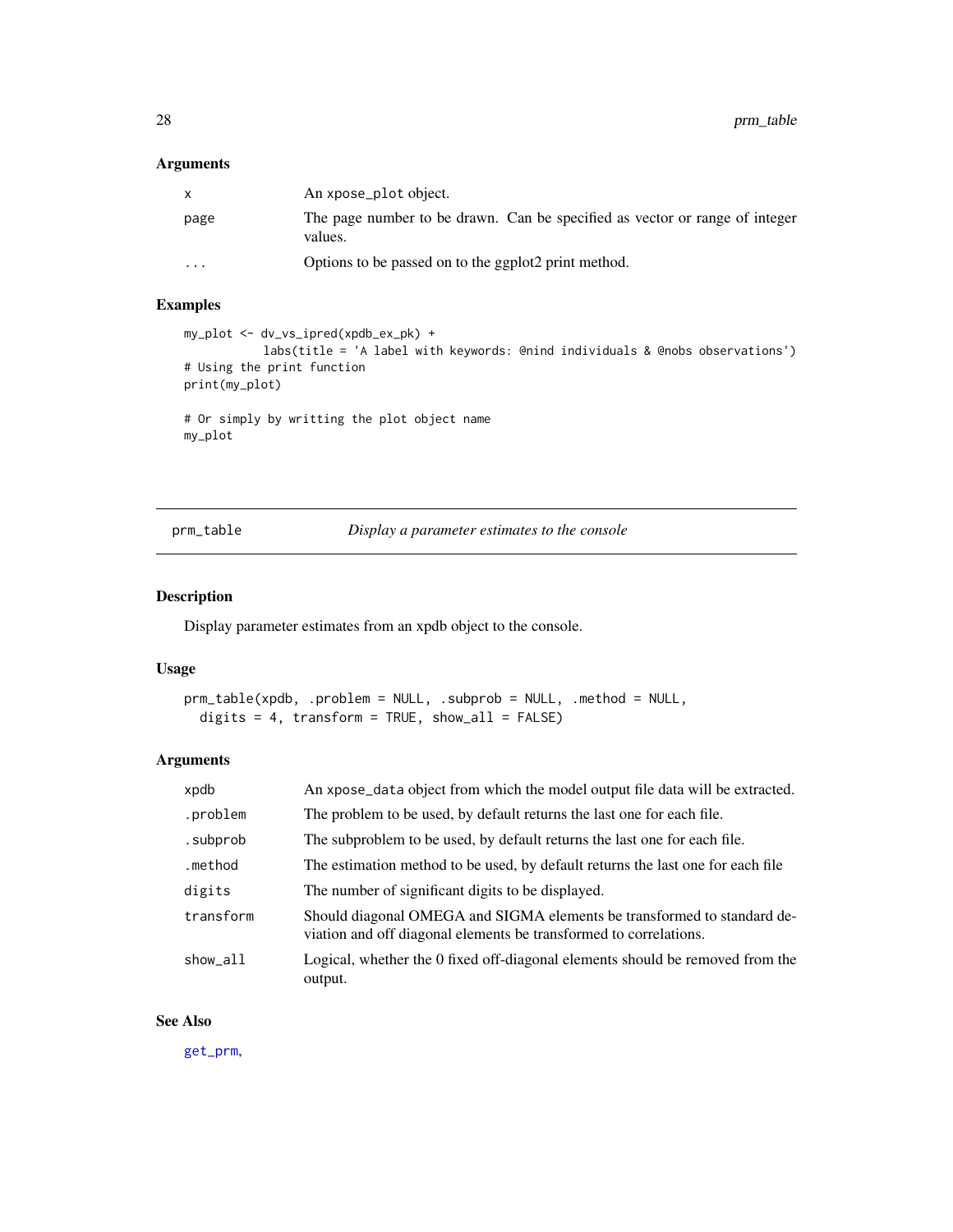## Arguments

| | |
|---|---|
| x | An xpose_plot object. |
| page | The page number to be drawn. Can be specified as vector or range of integer values. |
| ... | Options to be passed on to the ggplot2 print method. |

## Examples

```
my_plot <- dv_vs_ipred(xpdb_ex_pk) +
           labs(title = 'A label with keywords: @nind individuals & @nobs observations')
# Using the print function
print(my_plot)

# Or simply by writting the plot object name
my_plot
```

---

# prm_table — *Display a parameter estimates to the console*

## Description

Display parameter estimates from an xpdb object to the console.

## Usage

```
prm_table(xpdb, .problem = NULL, .subprob = NULL, .method = NULL,
  digits = 4, transform = TRUE, show_all = FALSE)
```

## Arguments

| | |
|---|---|
| xpdb | An xpose_data object from which the model output file data will be extracted. |
| .problem | The problem to be used, by default returns the last one for each file. |
| .subprob | The subproblem to be used, by default returns the last one for each file. |
| .method | The estimation method to be used, by default returns the last one for each file |
| digits | The number of significant digits to be displayed. |
| transform | Should diagonal OMEGA and SIGMA elements be transformed to standard deviation and off diagonal elements be transformed to correlations. |
| show_all | Logical, whether the 0 fixed off-diagonal elements should be removed from the output. |

## See Also

get_prm,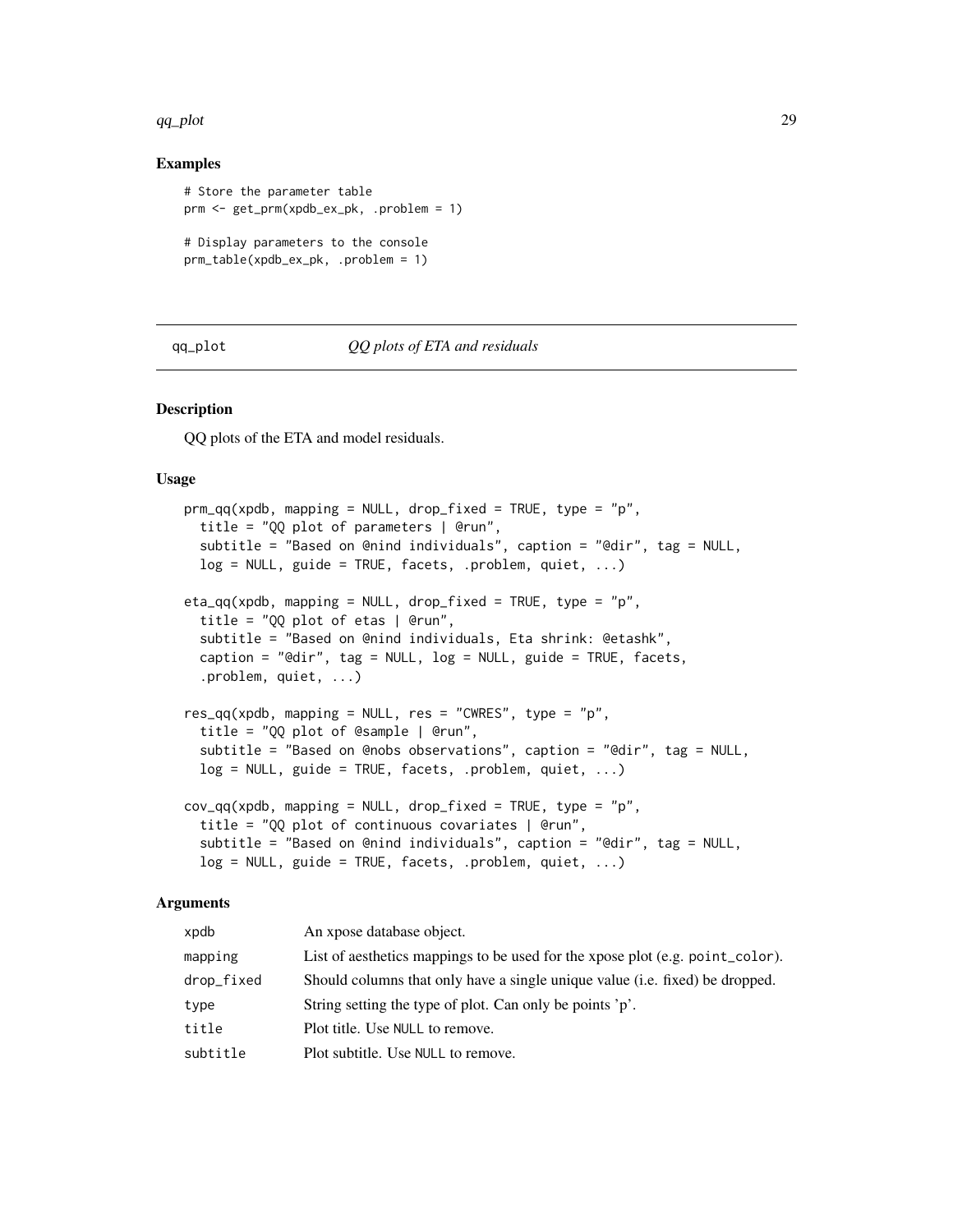## Examples

```
# Store the parameter table
prm <- get_prm(xpdb_ex_pk, .problem = 1)

# Display parameters to the console
prm_table(xpdb_ex_pk, .problem = 1)
```

---

## qq_plot *QQ plots of ETA and residuals*

---

### Description

QQ plots of the ETA and model residuals.

### Usage

```
prm_qq(xpdb, mapping = NULL, drop_fixed = TRUE, type = "p",
  title = "QQ plot of parameters | @run",
  subtitle = "Based on @nind individuals", caption = "@dir", tag = NULL,
  log = NULL, guide = TRUE, facets, .problem, quiet, ...)

eta_qq(xpdb, mapping = NULL, drop_fixed = TRUE, type = "p",
  title = "QQ plot of etas | @run",
  subtitle = "Based on @nind individuals, Eta shrink: @etashk",
  caption = "@dir", tag = NULL, log = NULL, guide = TRUE, facets,
  .problem, quiet, ...)

res_qq(xpdb, mapping = NULL, res = "CWRES", type = "p",
  title = "QQ plot of @sample | @run",
  subtitle = "Based on @nobs observations", caption = "@dir", tag = NULL,
  log = NULL, guide = TRUE, facets, .problem, quiet, ...)

cov_qq(xpdb, mapping = NULL, drop_fixed = TRUE, type = "p",
  title = "QQ plot of continuous covariates | @run",
  subtitle = "Based on @nind individuals", caption = "@dir", tag = NULL,
  log = NULL, guide = TRUE, facets, .problem, quiet, ...)
```

### Arguments

| | |
|---|---|
| xpdb | An xpose database object. |
| mapping | List of aesthetics mappings to be used for the xpose plot (e.g. point_color). |
| drop_fixed | Should columns that only have a single unique value (i.e. fixed) be dropped. |
| type | String setting the type of plot. Can only be points 'p'. |
| title | Plot title. Use NULL to remove. |
| subtitle | Plot subtitle. Use NULL to remove. |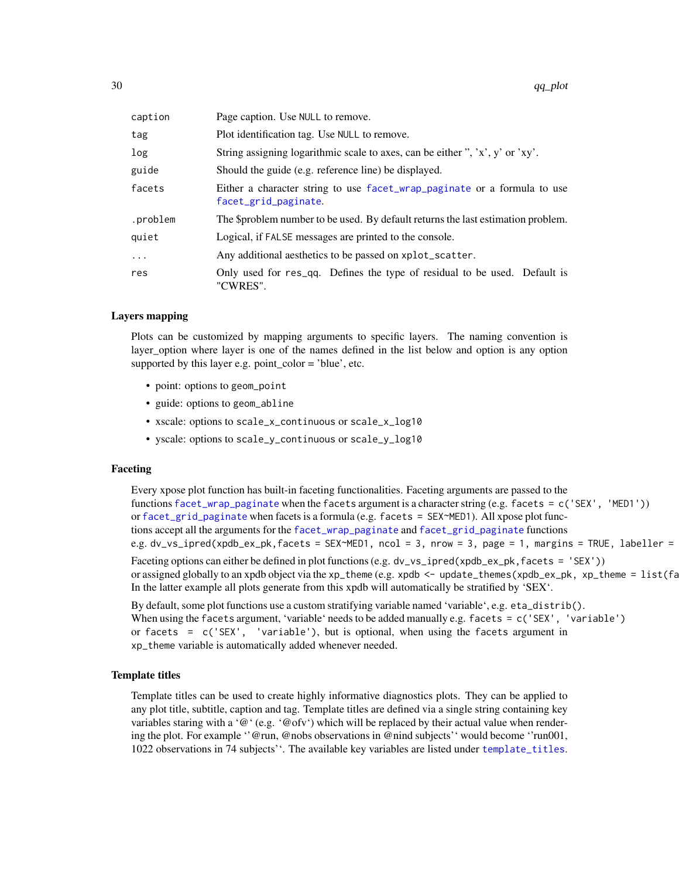| | |
|---|---|
| caption | Page caption. Use `NULL` to remove. |
| tag | Plot identification tag. Use `NULL` to remove. |
| log | String assigning logarithmic scale to axes, can be either '', 'x', y' or 'xy'. |
| guide | Should the guide (e.g. reference line) be displayed. |
| facets | Either a character string to use `facet_wrap_paginate` or a formula to use `facet_grid_paginate`. |
| .problem | The $problem number to be used. By default returns the last estimation problem. |
| quiet | Logical, if `FALSE` messages are printed to the console. |
| ... | Any additional aesthetics to be passed on `xplot_scatter`. |
| res | Only used for `res_qq`. Defines the type of residual to be used. Default is "CWRES". |

## Layers mapping

Plots can be customized by mapping arguments to specific layers. The naming convention is layer_option where layer is one of the names defined in the list below and option is any option supported by this layer e.g. point_color = 'blue', etc.

- point: options to `geom_point`
- guide: options to `geom_abline`
- xscale: options to `scale_x_continuous` or `scale_x_log10`
- yscale: options to `scale_y_continuous` or `scale_y_log10`

## Faceting

Every xpose plot function has built-in faceting functionalities. Faceting arguments are passed to the functions `facet_wrap_paginate` when the `facets` argument is a character string (e.g. `facets = c('SEX', 'MED1')`) or `facet_grid_paginate` when facets is a formula (e.g. `facets = SEX~MED1`). All xpose plot functions accept all the arguments for the `facet_wrap_paginate` and `facet_grid_paginate` functions e.g. `dv_vs_ipred(xpdb_ex_pk,facets = SEX~MED1, ncol = 3, nrow = 3, page = 1, margins = TRUE, labeller =`

Faceting options can either be defined in plot functions (e.g. `dv_vs_ipred(xpdb_ex_pk,facets = 'SEX')`) or assigned globally to an xpdb object via the `xp_theme` (e.g. `xpdb <- update_themes(xpdb_ex_pk, xp_theme = list(fa`
In the latter example all plots generate from this xpdb will automatically be stratified by 'SEX'.

By default, some plot functions use a custom stratifying variable named 'variable', e.g. `eta_distrib()`. When using the `facets` argument, 'variable' needs to be added manually e.g. `facets = c('SEX', 'variable')` or `facets = c('SEX', 'variable')`, but is optional, when using the `facets` argument in `xp_theme` variable is automatically added whenever needed.

## Template titles

Template titles can be used to create highly informative diagnostics plots. They can be applied to any plot title, subtitle, caption and tag. Template titles are defined via a single string containing key variables staring with a '@' (e.g. '@ofv') which will be replaced by their actual value when rendering the plot. For example ''@run, @nobs observations in @nind subjects'' would become ''run001, 1022 observations in 74 subjects''. The available key variables are listed under `template_titles`.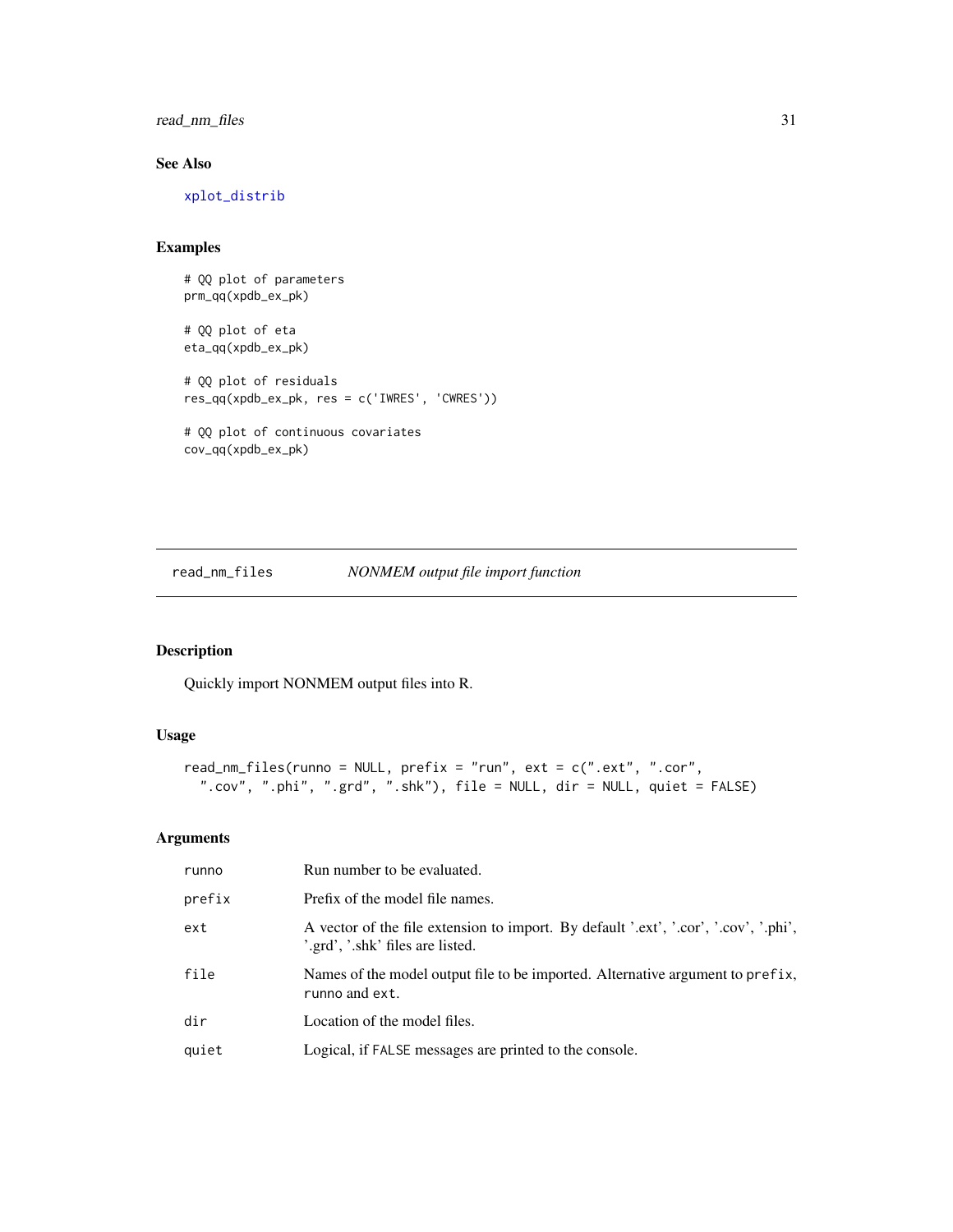## See Also

xplot_distrib

## Examples

```
# QQ plot of parameters
prm_qq(xpdb_ex_pk)

# QQ plot of eta
eta_qq(xpdb_ex_pk)

# QQ plot of residuals
res_qq(xpdb_ex_pk, res = c('IWRES', 'CWRES'))

# QQ plot of continuous covariates
cov_qq(xpdb_ex_pk)
```

---

# read_nm_files *NONMEM output file import function*

## Description

Quickly import NONMEM output files into R.

## Usage

```
read_nm_files(runno = NULL, prefix = "run", ext = c(".ext", ".cor",
  ".cov", ".phi", ".grd", ".shk"), file = NULL, dir = NULL, quiet = FALSE)
```

## Arguments

| | |
|---|---|
| runno | Run number to be evaluated. |
| prefix | Prefix of the model file names. |
| ext | A vector of the file extension to import. By default '.ext', '.cor', '.cov', '.phi', '.grd', '.shk' files are listed. |
| file | Names of the model output file to be imported. Alternative argument to `prefix`, `runno` and `ext`. |
| dir | Location of the model files. |
| quiet | Logical, if `FALSE` messages are printed to the console. |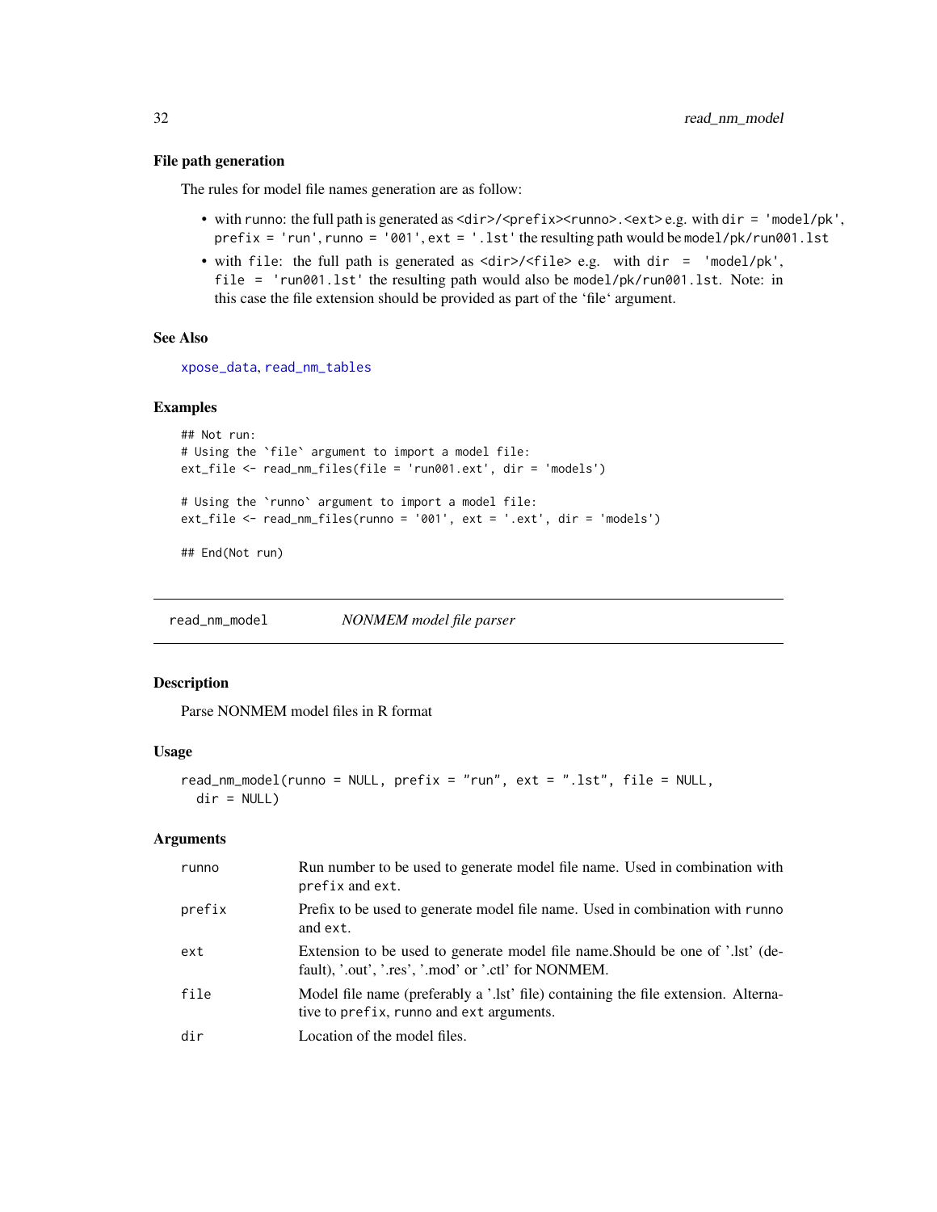### File path generation

The rules for model file names generation are as follow:

- with `runno`: the full path is generated as `<dir>/<prefix><runno>.<ext>` e.g. with `dir = 'model/pk'`, `prefix = 'run'`, `runno = '001'`, `ext = '.lst'` the resulting path would be `model/pk/run001.lst`
- with `file`: the full path is generated as `<dir>/<file>` e.g. with `dir = 'model/pk'`, `file = 'run001.lst'` the resulting path would also be `model/pk/run001.lst`. Note: in this case the file extension should be provided as part of the 'file' argument.

### See Also

`xpose_data`, `read_nm_tables`

### Examples

```
## Not run:
# Using the `file` argument to import a model file:
ext_file <- read_nm_files(file = 'run001.ext', dir = 'models')

# Using the `runno` argument to import a model file:
ext_file <- read_nm_files(runno = '001', ext = '.ext', dir = 'models')

## End(Not run)
```

---

## read_nm_model — *NONMEM model file parser*

### Description

Parse NONMEM model files in R format

### Usage

```
read_nm_model(runno = NULL, prefix = "run", ext = ".lst", file = NULL,
  dir = NULL)
```

### Arguments

| | |
|---|---|
| runno | Run number to be used to generate model file name. Used in combination with `prefix` and `ext`. |
| prefix | Prefix to be used to generate model file name. Used in combination with `runno` and `ext`. |
| ext | Extension to be used to generate model file name.Should be one of '.lst' (default), '.out', '.res', '.mod' or '.ctl' for NONMEM. |
| file | Model file name (preferably a '.lst' file) containing the file extension. Alternative to `prefix`, `runno` and `ext` arguments. |
| dir | Location of the model files. |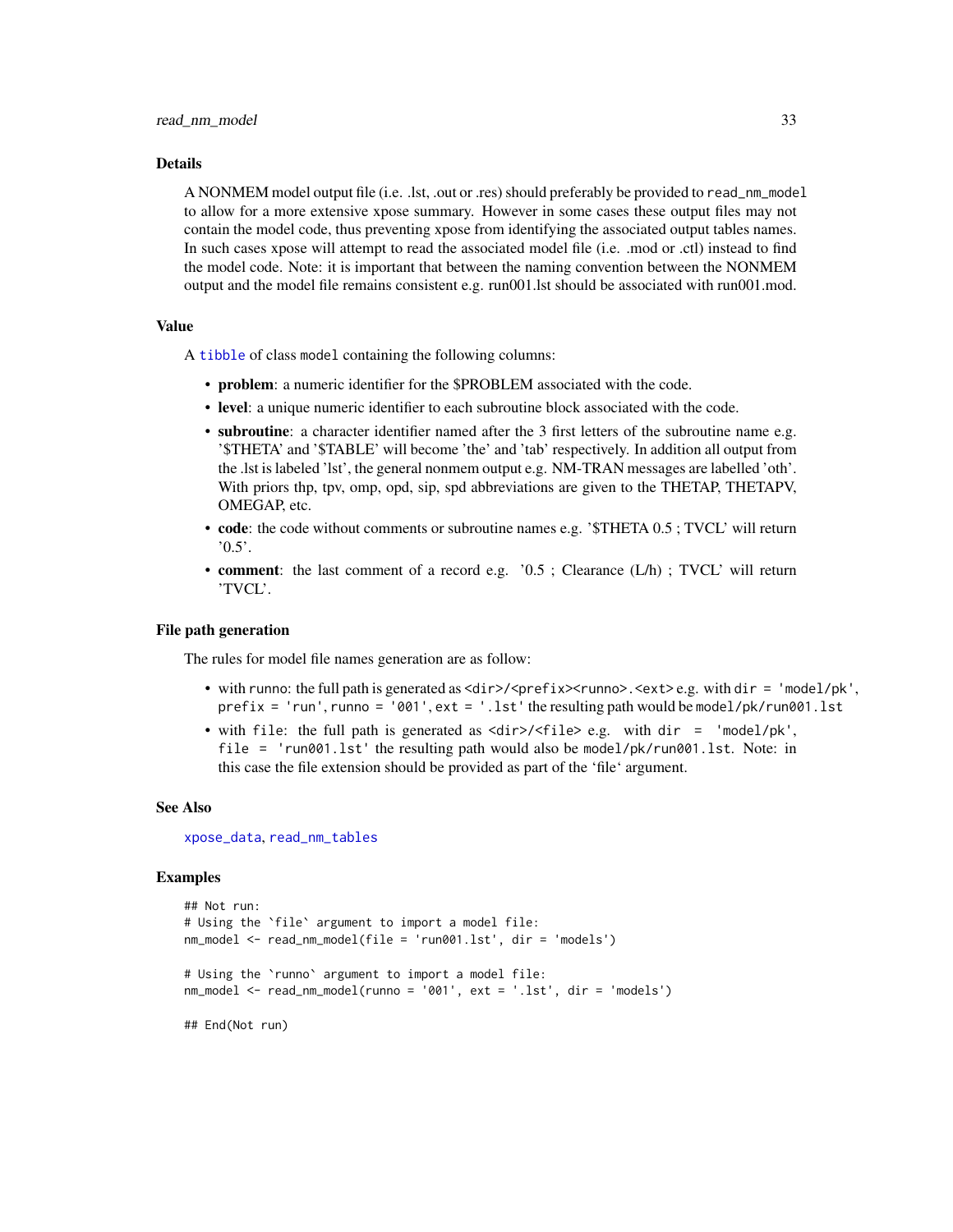## Details

A NONMEM model output file (i.e. .lst, .out or .res) should preferably be provided to `read_nm_model` to allow for a more extensive xpose summary. However in some cases these output files may not contain the model code, thus preventing xpose from identifying the associated output tables names. In such cases xpose will attempt to read the associated model file (i.e. .mod or .ctl) instead to find the model code. Note: it is important that between the naming convention between the NONMEM output and the model file remains consistent e.g. run001.lst should be associated with run001.mod.

## Value

A `tibble` of class `model` containing the following columns:

- **problem**: a numeric identifier for the $PROBLEM associated with the code.
- **level**: a unique numeric identifier to each subroutine block associated with the code.
- **subroutine**: a character identifier named after the 3 first letters of the subroutine name e.g. '$THETA' and '$TABLE' will become 'the' and 'tab' respectively. In addition all output from the .lst is labeled 'lst', the general nonmem output e.g. NM-TRAN messages are labelled 'oth'. With priors thp, tpv, omp, opd, sip, spd abbreviations are given to the THETAP, THETAPV, OMEGAP, etc.
- **code**: the code without comments or subroutine names e.g. '$THETA 0.5 ; TVCL' will return '0.5'.
- **comment**: the last comment of a record e.g. '0.5 ; Clearance (L/h) ; TVCL' will return 'TVCL'.

## File path generation

The rules for model file names generation are as follow:

- with `runno`: the full path is generated as `<dir>/<prefix><runno>.<ext>` e.g. with `dir = 'model/pk'`, `prefix = 'run'`, `runno = '001'`, `ext = '.lst'` the resulting path would be `model/pk/run001.lst`
- with `file`: the full path is generated as `<dir>/<file>` e.g. with `dir = 'model/pk'`, `file = 'run001.lst'` the resulting path would also be `model/pk/run001.lst`. Note: in this case the file extension should be provided as part of the 'file' argument.

## See Also

`xpose_data`, `read_nm_tables`

## Examples

```
## Not run:
# Using the `file` argument to import a model file:
nm_model <- read_nm_model(file = 'run001.lst', dir = 'models')

# Using the `runno` argument to import a model file:
nm_model <- read_nm_model(runno = '001', ext = '.lst', dir = 'models')

## End(Not run)
```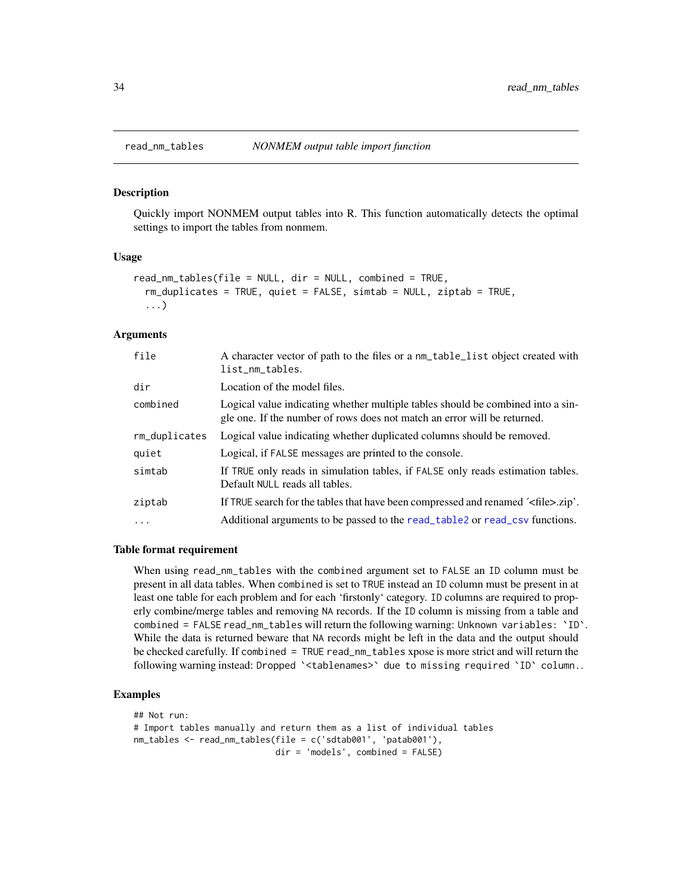## read_nm_tables — *NONMEM output table import function*

### Description

Quickly import NONMEM output tables into R. This function automatically detects the optimal settings to import the tables from nonmem.

### Usage

```
read_nm_tables(file = NULL, dir = NULL, combined = TRUE,
  rm_duplicates = TRUE, quiet = FALSE, simtab = NULL, ziptab = TRUE,
  ...)
```

### Arguments

| Argument | Description |
|---|---|
| `file` | A character vector of path to the files or a `nm_table_list` object created with `list_nm_tables`. |
| `dir` | Location of the model files. |
| `combined` | Logical value indicating whether multiple tables should be combined into a single one. If the number of rows does not match an error will be returned. |
| `rm_duplicates` | Logical value indicating whether duplicated columns should be removed. |
| `quiet` | Logical, if `FALSE` messages are printed to the console. |
| `simtab` | If `TRUE` only reads in simulation tables, if `FALSE` only reads estimation tables. Default `NULL` reads all tables. |
| `ziptab` | If `TRUE` search for the tables that have been compressed and renamed ´<file>.zip'. |
| `...` | Additional arguments to be passed to the `read_table2` or `read_csv` functions. |

### Table format requirement

When using `read_nm_tables` with the `combined` argument set to `FALSE` an `ID` column must be present in all data tables. When `combined` is set to `TRUE` instead an `ID` column must be present in at least one table for each problem and for each 'firstonly' category. `ID` columns are required to properly combine/merge tables and removing `NA` records. If the `ID` column is missing from a table and `combined = FALSE` `read_nm_tables` will return the following warning: `` Unknown variables: `ID` ``. While the data is returned beware that `NA` records might be left in the data and the output should be checked carefully. If `combined = TRUE` `read_nm_tables` xpose is more strict and will return the following warning instead: `` Dropped `<tablenames>` due to missing required `ID` column. ``.

### Examples

```
## Not run:
# Import tables manually and return them as a list of individual tables
nm_tables <- read_nm_tables(file = c('sdtab001', 'patab001'),
                            dir = 'models', combined = FALSE)
```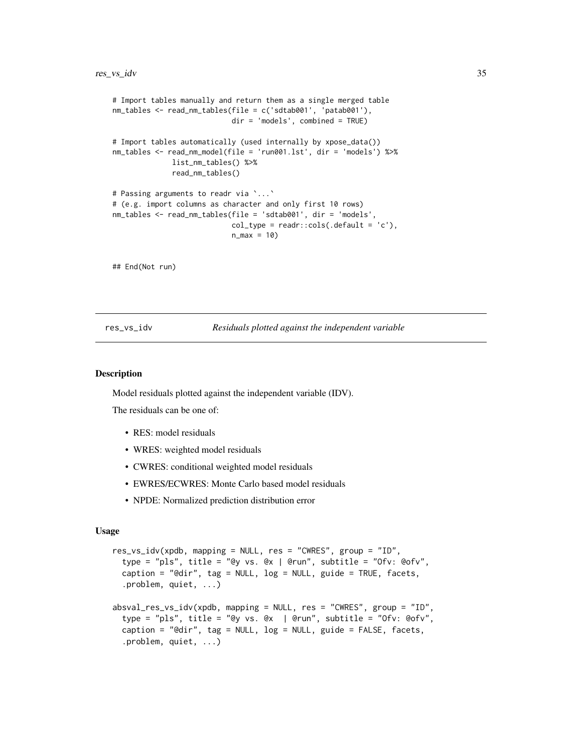```
# Import tables manually and return them as a single merged table
nm_tables <- read_nm_tables(file = c('sdtab001', 'patab001'),
                            dir = 'models', combined = TRUE)

# Import tables automatically (used internally by xpose_data())
nm_tables <- read_nm_model(file = 'run001.lst', dir = 'models') %>%
             list_nm_tables() %>%
             read_nm_tables()

# Passing arguments to readr via `...`
# (e.g. import columns as character and only first 10 rows)
nm_tables <- read_nm_tables(file = 'sdtab001', dir = 'models',
                            col_type = readr::cols(.default = 'c'),
                            n_max = 10)


## End(Not run)
```

---

## res_vs_idv — *Residuals plotted against the independent variable*

---

### Description

Model residuals plotted against the independent variable (IDV).

The residuals can be one of:

- RES: model residuals
- WRES: weighted model residuals
- CWRES: conditional weighted model residuals
- EWRES/ECWRES: Monte Carlo based model residuals
- NPDE: Normalized prediction distribution error

### Usage

```
res_vs_idv(xpdb, mapping = NULL, res = "CWRES", group = "ID",
  type = "pls", title = "@y vs. @x | @run", subtitle = "Ofv: @ofv",
  caption = "@dir", tag = NULL, log = NULL, guide = TRUE, facets,
  .problem, quiet, ...)

absval_res_vs_idv(xpdb, mapping = NULL, res = "CWRES", group = "ID",
  type = "pls", title = "@y vs. @x  | @run", subtitle = "Ofv: @ofv",
  caption = "@dir", tag = NULL, log = NULL, guide = FALSE, facets,
  .problem, quiet, ...)
```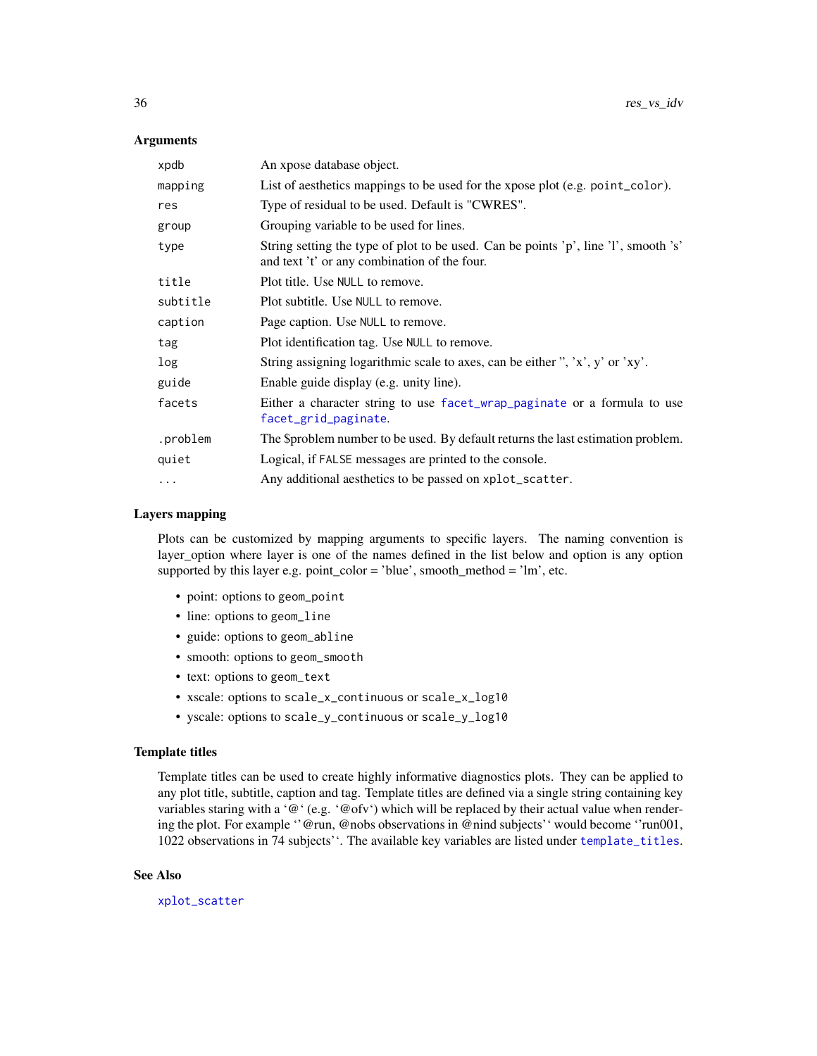### Arguments

| | |
|---|---|
| `xpdb` | An xpose database object. |
| `mapping` | List of aesthetics mappings to be used for the xpose plot (e.g. `point_color`). |
| `res` | Type of residual to be used. Default is "CWRES". |
| `group` | Grouping variable to be used for lines. |
| `type` | String setting the type of plot to be used. Can be points 'p', line 'l', smooth 's' and text 't' or any combination of the four. |
| `title` | Plot title. Use `NULL` to remove. |
| `subtitle` | Plot subtitle. Use `NULL` to remove. |
| `caption` | Page caption. Use `NULL` to remove. |
| `tag` | Plot identification tag. Use `NULL` to remove. |
| `log` | String assigning logarithmic scale to axes, can be either '', 'x', y' or 'xy'. |
| `guide` | Enable guide display (e.g. unity line). |
| `facets` | Either a character string to use `facet_wrap_paginate` or a formula to use `facet_grid_paginate`. |
| `.problem` | The $problem number to be used. By default returns the last estimation problem. |
| `quiet` | Logical, if `FALSE` messages are printed to the console. |
| `...` | Any additional aesthetics to be passed on `xplot_scatter`. |

### Layers mapping

Plots can be customized by mapping arguments to specific layers. The naming convention is layer_option where layer is one of the names defined in the list below and option is any option supported by this layer e.g. point_color = 'blue', smooth_method = 'lm', etc.

- point: options to `geom_point`
- line: options to `geom_line`
- guide: options to `geom_abline`
- smooth: options to `geom_smooth`
- text: options to `geom_text`
- xscale: options to `scale_x_continuous` or `scale_x_log10`
- yscale: options to `scale_y_continuous` or `scale_y_log10`

### Template titles

Template titles can be used to create highly informative diagnostics plots. They can be applied to any plot title, subtitle, caption and tag. Template titles are defined via a single string containing key variables staring with a '@' (e.g. '@ofv') which will be replaced by their actual value when rendering the plot. For example ''@run, @nobs observations in @nind subjects'' would become ''run001, 1022 observations in 74 subjects''. The available key variables are listed under `template_titles`.

### See Also

`xplot_scatter`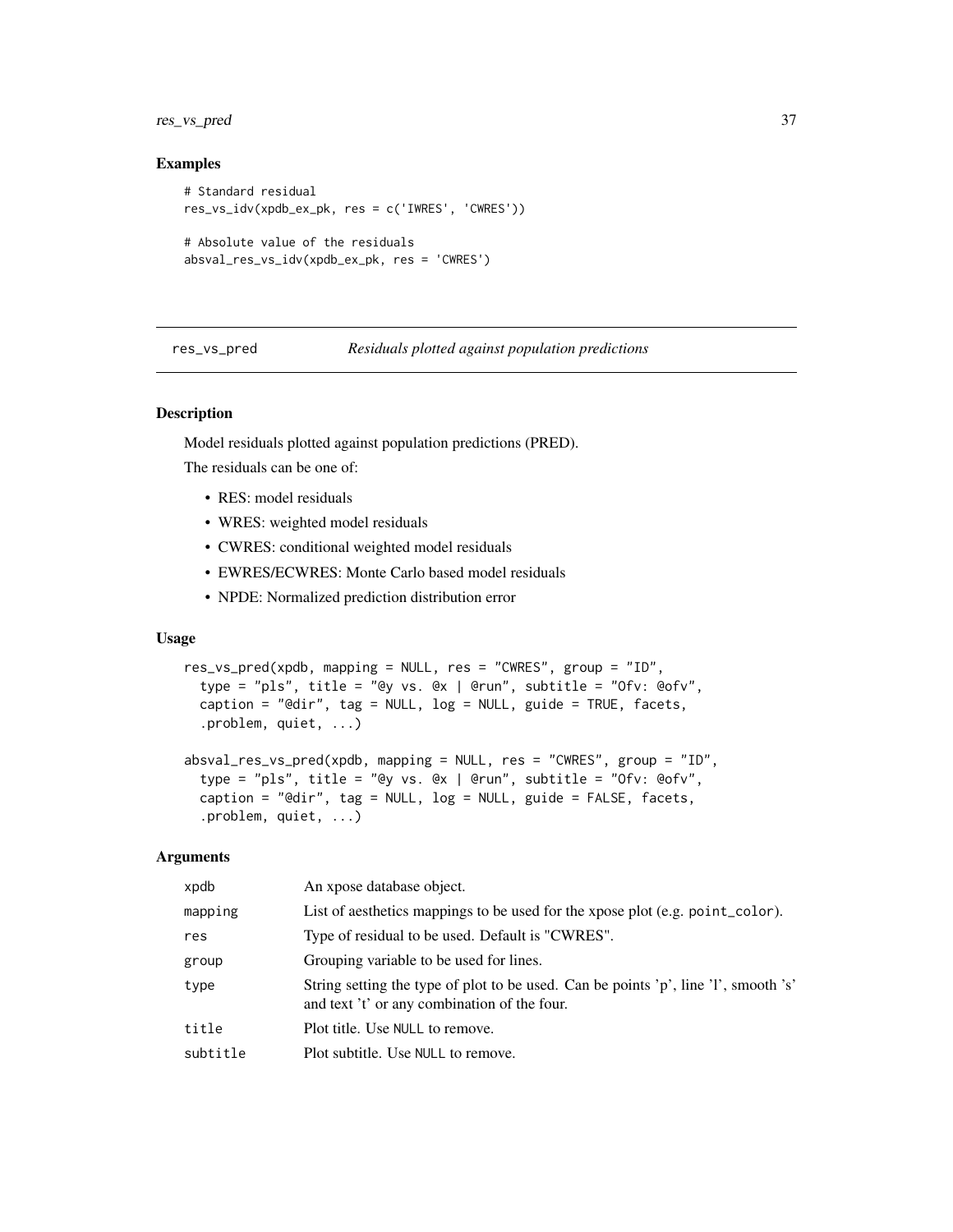## Examples

```
# Standard residual
res_vs_idv(xpdb_ex_pk, res = c('IWRES', 'CWRES'))

# Absolute value of the residuals
absval_res_vs_idv(xpdb_ex_pk, res = 'CWRES')
```

---

# res_vs_pred — *Residuals plotted against population predictions*

---

## Description

Model residuals plotted against population predictions (PRED).

The residuals can be one of:

- RES: model residuals
- WRES: weighted model residuals
- CWRES: conditional weighted model residuals
- EWRES/ECWRES: Monte Carlo based model residuals
- NPDE: Normalized prediction distribution error

## Usage

```
res_vs_pred(xpdb, mapping = NULL, res = "CWRES", group = "ID",
  type = "pls", title = "@y vs. @x | @run", subtitle = "Ofv: @ofv",
  caption = "@dir", tag = NULL, log = NULL, guide = TRUE, facets,
  .problem, quiet, ...)

absval_res_vs_pred(xpdb, mapping = NULL, res = "CWRES", group = "ID",
  type = "pls", title = "@y vs. @x | @run", subtitle = "Ofv: @ofv",
  caption = "@dir", tag = NULL, log = NULL, guide = FALSE, facets,
  .problem, quiet, ...)
```

## Arguments

| | |
|---|---|
| xpdb | An xpose database object. |
| mapping | List of aesthetics mappings to be used for the xpose plot (e.g. point_color). |
| res | Type of residual to be used. Default is "CWRES". |
| group | Grouping variable to be used for lines. |
| type | String setting the type of plot to be used. Can be points 'p', line 'l', smooth 's' and text 't' or any combination of the four. |
| title | Plot title. Use NULL to remove. |
| subtitle | Plot subtitle. Use NULL to remove. |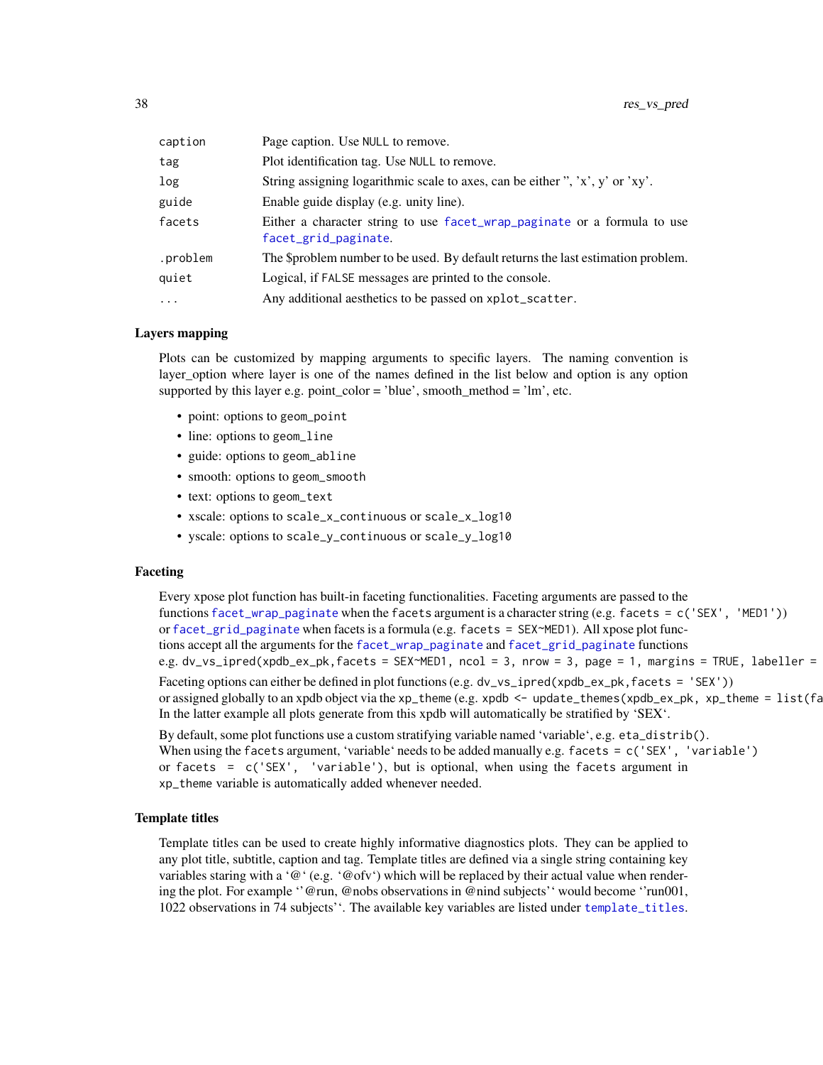| | |
|---|---|
| caption | Page caption. Use NULL to remove. |
| tag | Plot identification tag. Use NULL to remove. |
| log | String assigning logarithmic scale to axes, can be either '', 'x', y' or 'xy'. |
| guide | Enable guide display (e.g. unity line). |
| facets | Either a character string to use facet_wrap_paginate or a formula to use facet_grid_paginate. |
| .problem | The $problem number to be used. By default returns the last estimation problem. |
| quiet | Logical, if FALSE messages are printed to the console. |
| ... | Any additional aesthetics to be passed on xplot_scatter. |

### Layers mapping

Plots can be customized by mapping arguments to specific layers. The naming convention is layer_option where layer is one of the names defined in the list below and option is any option supported by this layer e.g. point_color = 'blue', smooth_method = 'lm', etc.

- point: options to geom_point
- line: options to geom_line
- guide: options to geom_abline
- smooth: options to geom_smooth
- text: options to geom_text
- xscale: options to scale_x_continuous or scale_x_log10
- yscale: options to scale_y_continuous or scale_y_log10

### Faceting

Every xpose plot function has built-in faceting functionalities. Faceting arguments are passed to the functions facet_wrap_paginate when the facets argument is a character string (e.g. facets = c('SEX', 'MED1')) or facet_grid_paginate when facets is a formula (e.g. facets = SEX~MED1). All xpose plot functions accept all the arguments for the facet_wrap_paginate and facet_grid_paginate functions e.g. dv_vs_ipred(xpdb_ex_pk,facets = SEX~MED1, ncol = 3, nrow = 3, page = 1, margins = TRUE, labeller =

Faceting options can either be defined in plot functions (e.g. dv_vs_ipred(xpdb_ex_pk,facets = 'SEX')) or assigned globally to an xpdb object via the xp_theme (e.g. xpdb <- update_themes(xpdb_ex_pk, xp_theme = list(fa In the latter example all plots generate from this xpdb will automatically be stratified by 'SEX'.

By default, some plot functions use a custom stratifying variable named 'variable', e.g. eta_distrib(). When using the facets argument, 'variable' needs to be added manually e.g. facets = c('SEX', 'variable') or facets = c('SEX', 'variable'), but is optional, when using the facets argument in xp_theme variable is automatically added whenever needed.

### Template titles

Template titles can be used to create highly informative diagnostics plots. They can be applied to any plot title, subtitle, caption and tag. Template titles are defined via a single string containing key variables staring with a '@' (e.g. '@ofv') which will be replaced by their actual value when rendering the plot. For example ''@run, @nobs observations in @nind subjects'' would become ''run001, 1022 observations in 74 subjects''. The available key variables are listed under template_titles.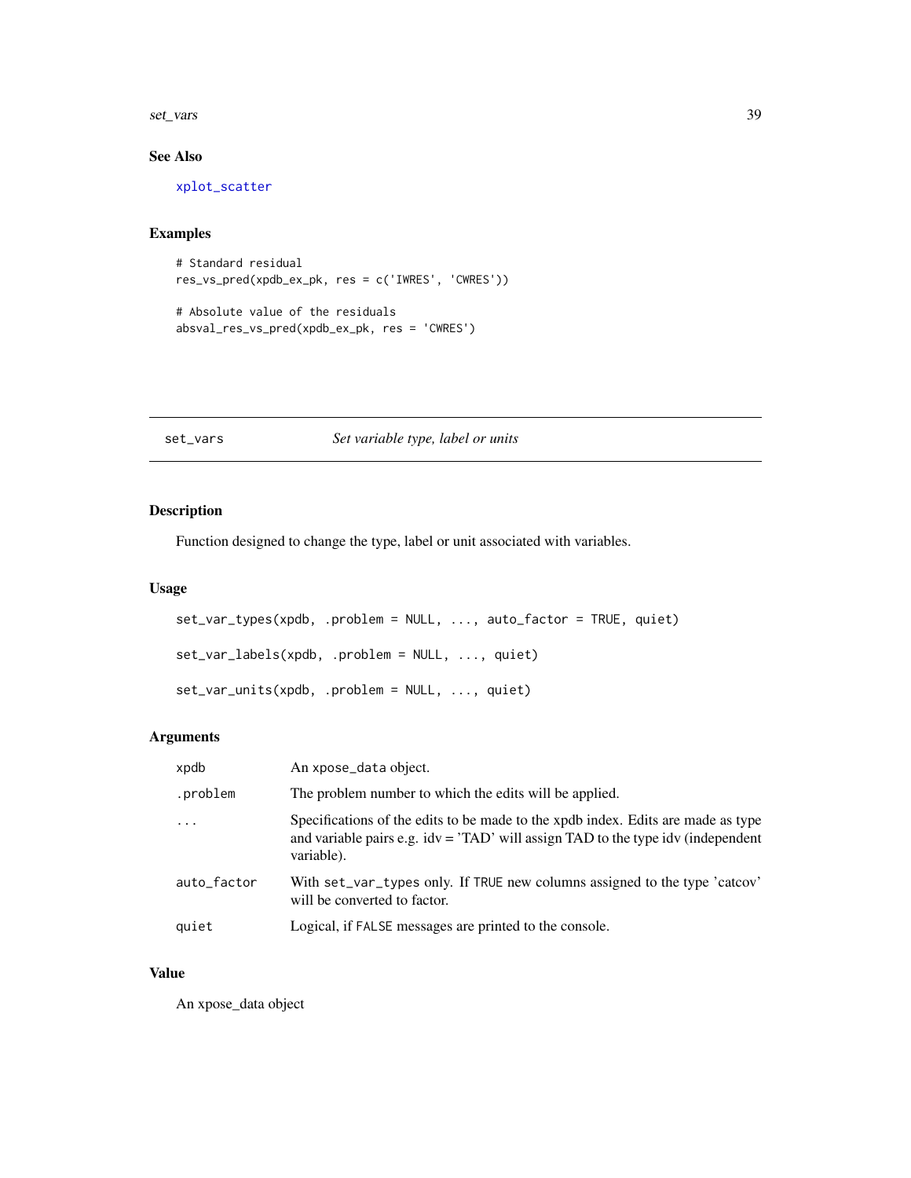## See Also

xplot_scatter

## Examples

```
# Standard residual
res_vs_pred(xpdb_ex_pk, res = c('IWRES', 'CWRES'))

# Absolute value of the residuals
absval_res_vs_pred(xpdb_ex_pk, res = 'CWRES')
```

---

# set_vars — *Set variable type, label or units*

---

## Description

Function designed to change the type, label or unit associated with variables.

## Usage

```
set_var_types(xpdb, .problem = NULL, ..., auto_factor = TRUE, quiet)

set_var_labels(xpdb, .problem = NULL, ..., quiet)

set_var_units(xpdb, .problem = NULL, ..., quiet)
```

## Arguments

| | |
|---|---|
| xpdb | An xpose_data object. |
| .problem | The problem number to which the edits will be applied. |
| ... | Specifications of the edits to be made to the xpdb index. Edits are made as type and variable pairs e.g. idv = 'TAD' will assign TAD to the type idv (independent variable). |
| auto_factor | With set_var_types only. If TRUE new columns assigned to the type 'catcov' will be converted to factor. |
| quiet | Logical, if FALSE messages are printed to the console. |

## Value

An xpose_data object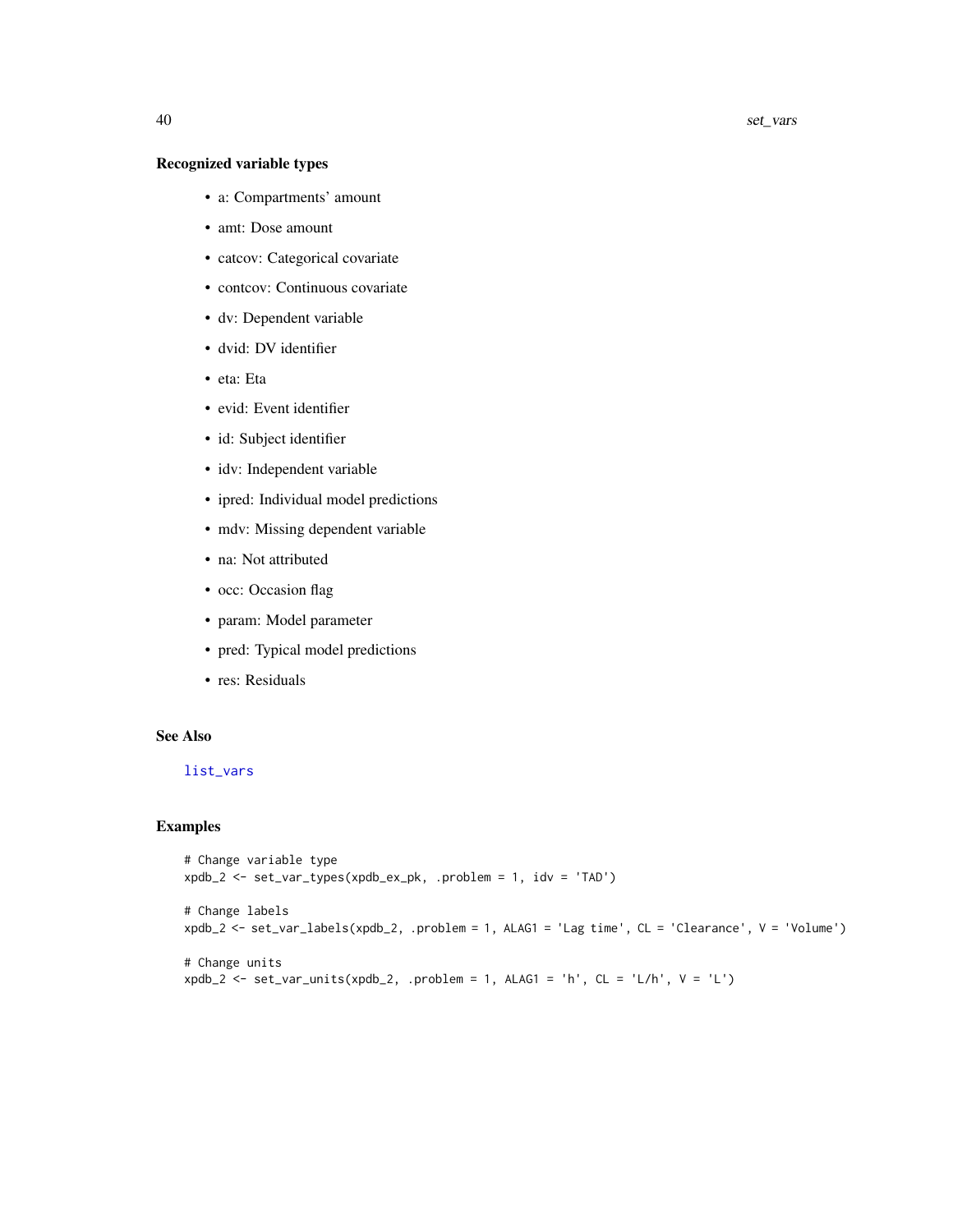### Recognized variable types

- a: Compartments' amount
- amt: Dose amount
- catcov: Categorical covariate
- contcov: Continuous covariate
- dv: Dependent variable
- dvid: DV identifier
- eta: Eta
- evid: Event identifier
- id: Subject identifier
- idv: Independent variable
- ipred: Individual model predictions
- mdv: Missing dependent variable
- na: Not attributed
- occ: Occasion flag
- param: Model parameter
- pred: Typical model predictions
- res: Residuals

### See Also

`list_vars`

### Examples

```
# Change variable type
xpdb_2 <- set_var_types(xpdb_ex_pk, .problem = 1, idv = 'TAD')

# Change labels
xpdb_2 <- set_var_labels(xpdb_2, .problem = 1, ALAG1 = 'Lag time', CL = 'Clearance', V = 'Volume')

# Change units
xpdb_2 <- set_var_units(xpdb_2, .problem = 1, ALAG1 = 'h', CL = 'L/h', V = 'L')
```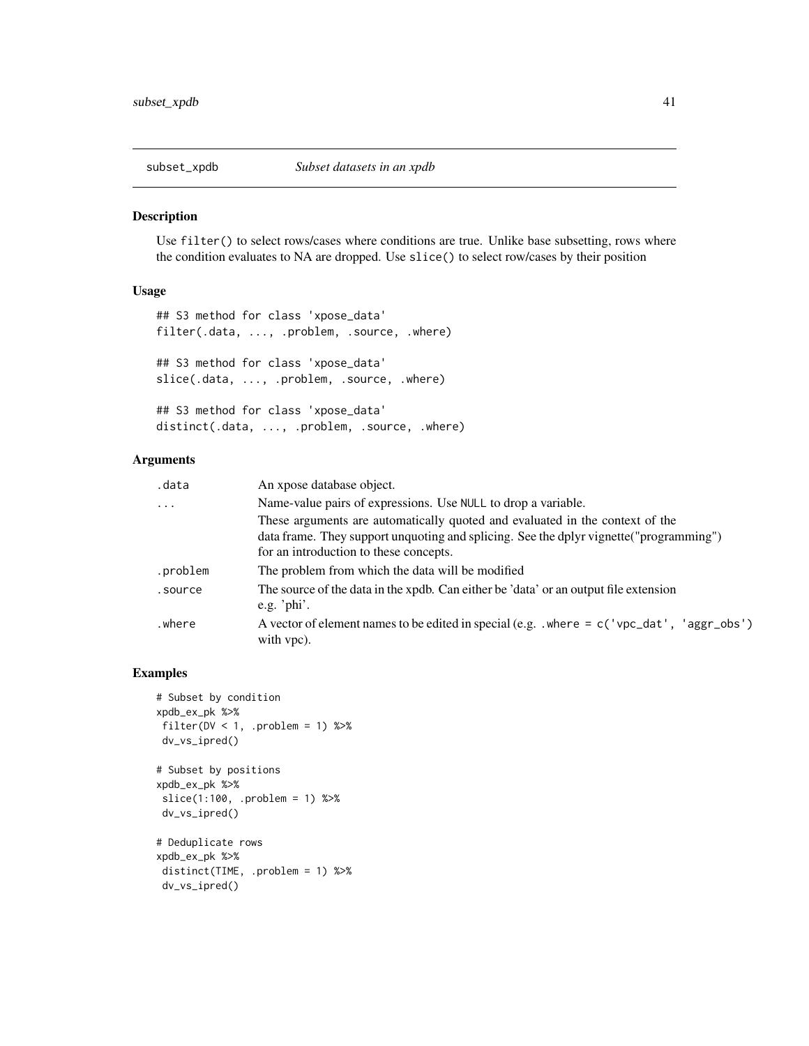## subset_xpdb — *Subset datasets in an xpdb*

### Description

Use `filter()` to select rows/cases where conditions are true. Unlike base subsetting, rows where the condition evaluates to NA are dropped. Use `slice()` to select row/cases by their position

### Usage

```
## S3 method for class 'xpose_data'
filter(.data, ..., .problem, .source, .where)

## S3 method for class 'xpose_data'
slice(.data, ..., .problem, .source, .where)

## S3 method for class 'xpose_data'
distinct(.data, ..., .problem, .source, .where)
```

### Arguments

| | |
|---|---|
| `.data` | An xpose database object. |
| `...` | Name-value pairs of expressions. Use `NULL` to drop a variable. These arguments are automatically quoted and evaluated in the context of the data frame. They support unquoting and splicing. See the dplyr vignette("programming") for an introduction to these concepts. |
| `.problem` | The problem from which the data will be modified |
| `.source` | The source of the data in the xpdb. Can either be 'data' or an output file extension e.g. 'phi'. |
| `.where` | A vector of element names to be edited in special (e.g. `.where = c('vpc_dat', 'aggr_obs')` with vpc). |

### Examples

```
# Subset by condition
xpdb_ex_pk %>%
 filter(DV < 1, .problem = 1) %>%
 dv_vs_ipred()

# Subset by positions
xpdb_ex_pk %>%
 slice(1:100, .problem = 1) %>%
 dv_vs_ipred()

# Deduplicate rows
xpdb_ex_pk %>%
 distinct(TIME, .problem = 1) %>%
 dv_vs_ipred()
```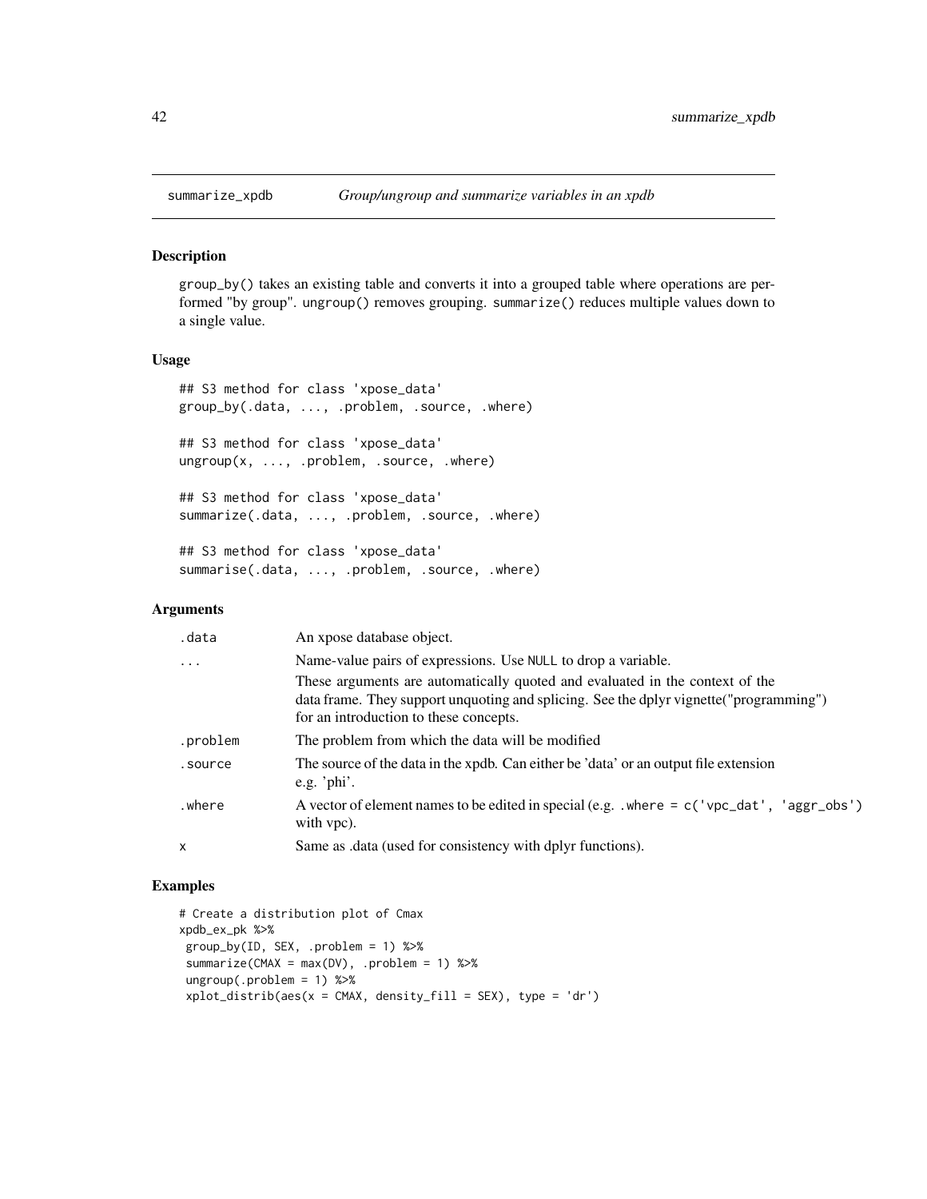# summarize_xpdb — *Group/ungroup and summarize variables in an xpdb*

## Description

group_by() takes an existing table and converts it into a grouped table where operations are performed "by group". ungroup() removes grouping. summarize() reduces multiple values down to a single value.

## Usage

```
## S3 method for class 'xpose_data'
group_by(.data, ..., .problem, .source, .where)

## S3 method for class 'xpose_data'
ungroup(x, ..., .problem, .source, .where)

## S3 method for class 'xpose_data'
summarize(.data, ..., .problem, .source, .where)

## S3 method for class 'xpose_data'
summarise(.data, ..., .problem, .source, .where)
```

## Arguments

| | |
|---|---|
| .data | An xpose database object. |
| ... | Name-value pairs of expressions. Use NULL to drop a variable. These arguments are automatically quoted and evaluated in the context of the data frame. They support unquoting and splicing. See the dplyr vignette("programming") for an introduction to these concepts. |
| .problem | The problem from which the data will be modified |
| .source | The source of the data in the xpdb. Can either be 'data' or an output file extension e.g. 'phi'. |
| .where | A vector of element names to be edited in special (e.g. .where = c('vpc_dat', 'aggr_obs') with vpc). |
| x | Same as .data (used for consistency with dplyr functions). |

## Examples

```
# Create a distribution plot of Cmax
xpdb_ex_pk %>%
 group_by(ID, SEX, .problem = 1) %>%
 summarize(CMAX = max(DV), .problem = 1) %>%
 ungroup(.problem = 1) %>%
 xplot_distrib(aes(x = CMAX, density_fill = SEX), type = 'dr')
```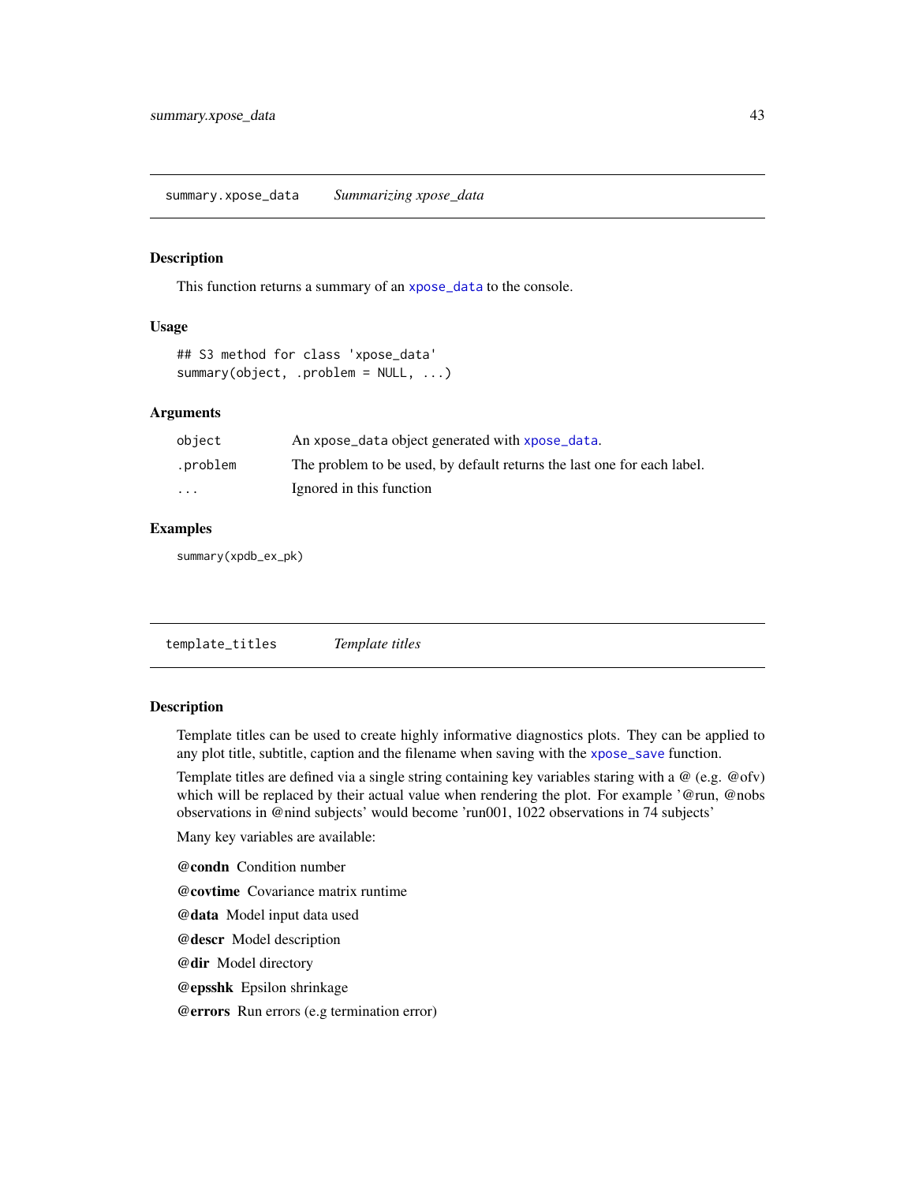## summary.xpose_data — *Summarizing xpose_data*

### Description

This function returns a summary of an `xpose_data` to the console.

### Usage

```
## S3 method for class 'xpose_data'
summary(object, .problem = NULL, ...)
```

### Arguments

| | |
|---|---|
| `object` | An xpose_data object generated with `xpose_data`. |
| `.problem` | The problem to be used, by default returns the last one for each label. |
| `...` | Ignored in this function |

### Examples

```
summary(xpdb_ex_pk)
```

## template_titles — *Template titles*

### Description

Template titles can be used to create highly informative diagnostics plots. They can be applied to any plot title, subtitle, caption and the filename when saving with the `xpose_save` function.

Template titles are defined via a single string containing key variables staring with a @ (e.g. @ofv) which will be replaced by their actual value when rendering the plot. For example '@run, @nobs observations in @nind subjects' would become 'run001, 1022 observations in 74 subjects'

Many key variables are available:

**@condn** Condition number

**@covtime** Covariance matrix runtime

**@data** Model input data used

**@descr** Model description

**@dir** Model directory

**@epsshk** Epsilon shrinkage

**@errors** Run errors (e.g termination error)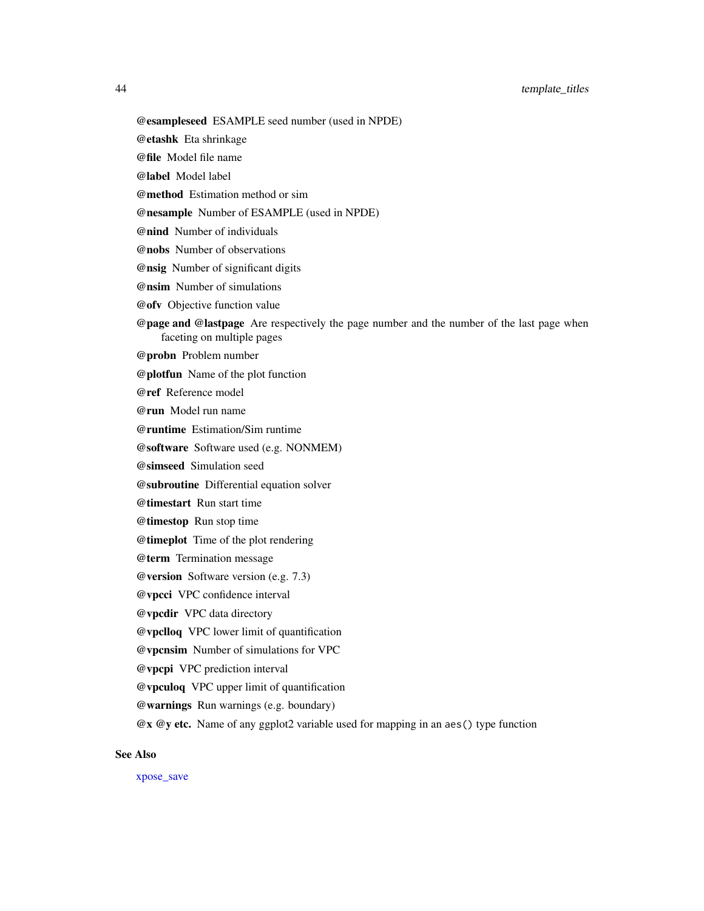**@esampleseed** ESAMPLE seed number (used in NPDE)

**@etashk** Eta shrinkage

**@file** Model file name

**@label** Model label

**@method** Estimation method or sim

**@nesample** Number of ESAMPLE (used in NPDE)

**@nind** Number of individuals

**@nobs** Number of observations

**@nsig** Number of significant digits

**@nsim** Number of simulations

**@ofv** Objective function value

**@page and @lastpage** Are respectively the page number and the number of the last page when faceting on multiple pages

**@probn** Problem number

**@plotfun** Name of the plot function

**@ref** Reference model

**@run** Model run name

**@runtime** Estimation/Sim runtime

**@software** Software used (e.g. NONMEM)

**@simseed** Simulation seed

**@subroutine** Differential equation solver

**@timestart** Run start time

**@timestop** Run stop time

**@timeplot** Time of the plot rendering

**@term** Termination message

**@version** Software version (e.g. 7.3)

**@vpcci** VPC confidence interval

**@vpcdir** VPC data directory

**@vpclloq** VPC lower limit of quantification

**@vpcnsim** Number of simulations for VPC

**@vpcpi** VPC prediction interval

**@vpculoq** VPC upper limit of quantification

**@warnings** Run warnings (e.g. boundary)

**@x @y etc.** Name of any ggplot2 variable used for mapping in an `aes()` type function

## See Also

xpose_save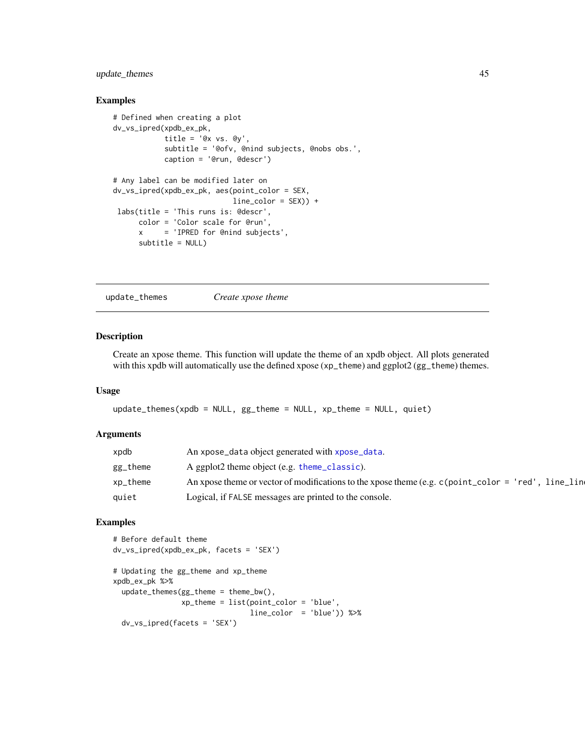## Examples

```
# Defined when creating a plot
dv_vs_ipred(xpdb_ex_pk,
            title = '@x vs. @y',
            subtitle = '@ofv, @nind subjects, @nobs obs.',
            caption = '@run, @descr')

# Any label can be modified later on
dv_vs_ipred(xpdb_ex_pk, aes(point_color = SEX,
                            line_color = SEX)) +
 labs(title = 'This runs is: @descr',
      color = 'Color scale for @run',
      x     = 'IPRED for @nind subjects',
      subtitle = NULL)
```

---

# update_themes *Create xpose theme*

## Description

Create an xpose theme. This function will update the theme of an xpdb object. All plots generated with this xpdb will automatically use the defined xpose (`xp_theme`) and ggplot2 (`gg_theme`) themes.

## Usage

```
update_themes(xpdb = NULL, gg_theme = NULL, xp_theme = NULL, quiet)
```

## Arguments

| | |
|---|---|
| `xpdb` | An `xpose_data` object generated with `xpose_data`. |
| `gg_theme` | A ggplot2 theme object (e.g. `theme_classic`). |
| `xp_theme` | An xpose theme or vector of modifications to the xpose theme (e.g. `c(point_color = 'red', line_lin` |
| `quiet` | Logical, if `FALSE` messages are printed to the console. |

## Examples

```
# Before default theme
dv_vs_ipred(xpdb_ex_pk, facets = 'SEX')

# Updating the gg_theme and xp_theme
xpdb_ex_pk %>%
  update_themes(gg_theme = theme_bw(),
                xp_theme = list(point_color = 'blue',
                                line_color  = 'blue')) %>%
  dv_vs_ipred(facets = 'SEX')
```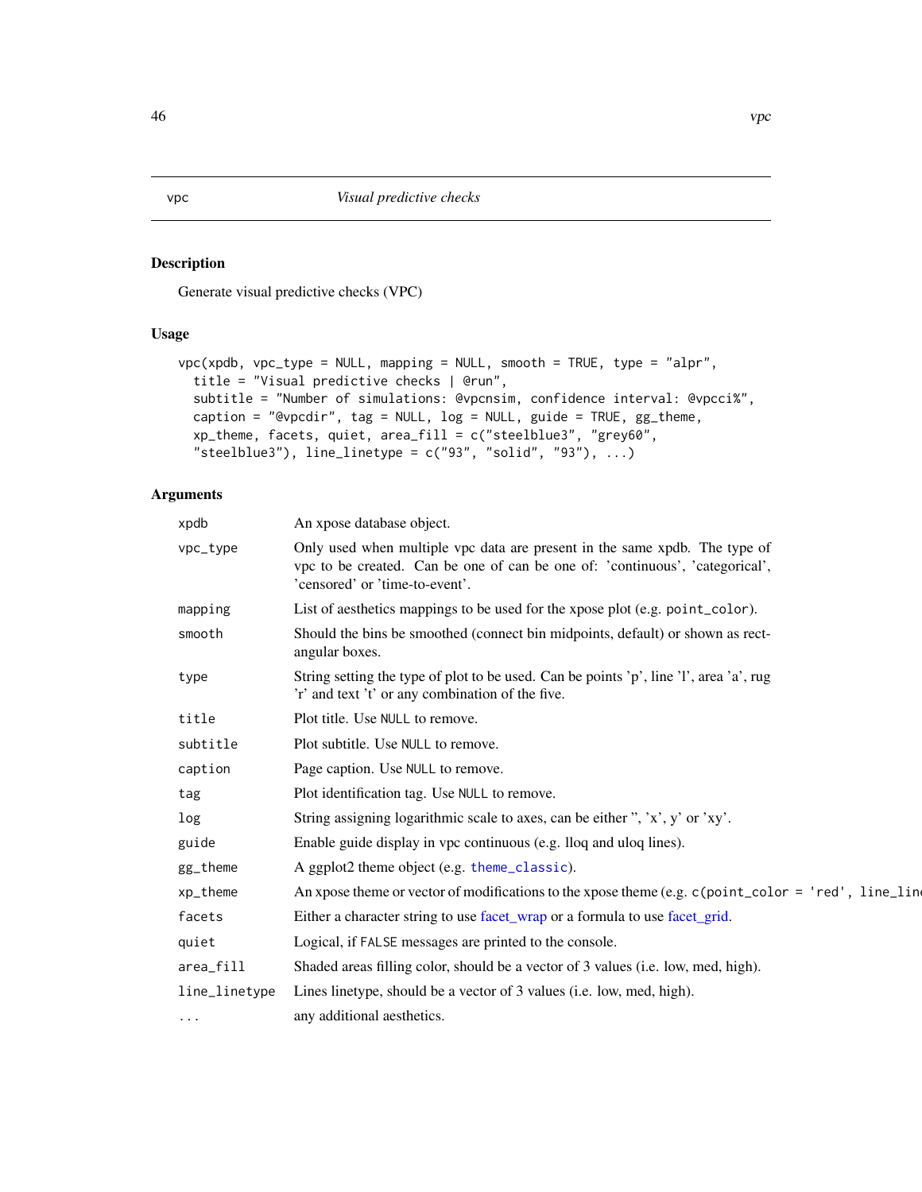vpc — *Visual predictive checks*

## Description

Generate visual predictive checks (VPC)

## Usage

```
vpc(xpdb, vpc_type = NULL, mapping = NULL, smooth = TRUE, type = "alpr",
  title = "Visual predictive checks | @run",
  subtitle = "Number of simulations: @vpcnsim, confidence interval: @vpcci%",
  caption = "@vpcdir", tag = NULL, log = NULL, guide = TRUE, gg_theme,
  xp_theme, facets, quiet, area_fill = c("steelblue3", "grey60",
  "steelblue3"), line_linetype = c("93", "solid", "93"), ...)
```

## Arguments

| | |
|---|---|
| `xpdb` | An xpose database object. |
| `vpc_type` | Only used when multiple vpc data are present in the same xpdb. The type of vpc to be created. Can be one of can be one of: 'continuous', 'categorical', 'censored' or 'time-to-event'. |
| `mapping` | List of aesthetics mappings to be used for the xpose plot (e.g. `point_color`). |
| `smooth` | Should the bins be smoothed (connect bin midpoints, default) or shown as rectangular boxes. |
| `type` | String setting the type of plot to be used. Can be points 'p', line 'l', area 'a', rug 'r' and text 't' or any combination of the five. |
| `title` | Plot title. Use `NULL` to remove. |
| `subtitle` | Plot subtitle. Use `NULL` to remove. |
| `caption` | Page caption. Use `NULL` to remove. |
| `tag` | Plot identification tag. Use `NULL` to remove. |
| `log` | String assigning logarithmic scale to axes, can be either '', 'x', y' or 'xy'. |
| `guide` | Enable guide display in vpc continuous (e.g. lloq and uloq lines). |
| `gg_theme` | A ggplot2 theme object (e.g. `theme_classic`). |
| `xp_theme` | An xpose theme or vector of modifications to the xpose theme (e.g. `c(point_color = 'red', line_lin` |
| `facets` | Either a character string to use facet_wrap or a formula to use facet_grid. |
| `quiet` | Logical, if `FALSE` messages are printed to the console. |
| `area_fill` | Shaded areas filling color, should be a vector of 3 values (i.e. low, med, high). |
| `line_linetype` | Lines linetype, should be a vector of 3 values (i.e. low, med, high). |
| `...` | any additional aesthetics. |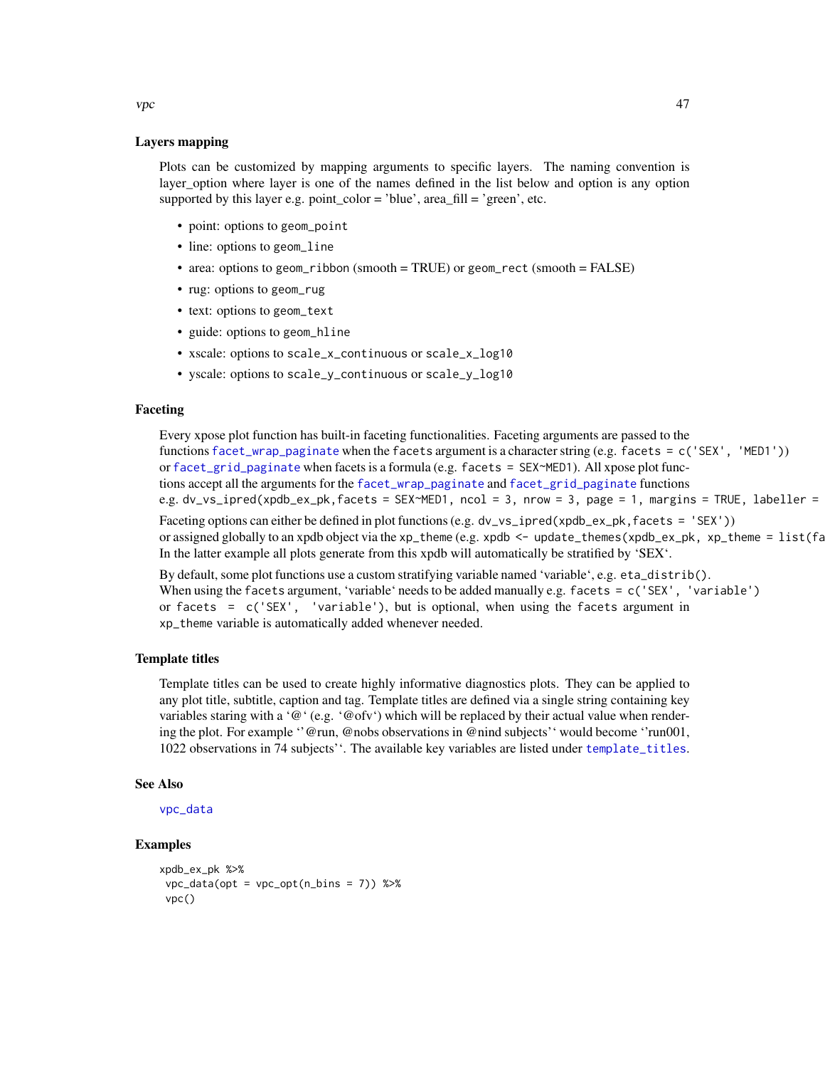## Layers mapping

Plots can be customized by mapping arguments to specific layers. The naming convention is layer_option where layer is one of the names defined in the list below and option is any option supported by this layer e.g. point_color = 'blue', area_fill = 'green', etc.

- point: options to `geom_point`
- line: options to `geom_line`
- area: options to `geom_ribbon` (smooth = TRUE) or `geom_rect` (smooth = FALSE)
- rug: options to `geom_rug`
- text: options to `geom_text`
- guide: options to `geom_hline`
- xscale: options to `scale_x_continuous` or `scale_x_log10`
- yscale: options to `scale_y_continuous` or `scale_y_log10`

## Faceting

Every xpose plot function has built-in faceting functionalities. Faceting arguments are passed to the functions `facet_wrap_paginate` when the `facets` argument is a character string (e.g. `facets = c('SEX', 'MED1')`) or `facet_grid_paginate` when facets is a formula (e.g. `facets = SEX~MED1`). All xpose plot functions accept all the arguments for the `facet_wrap_paginate` and `facet_grid_paginate` functions e.g. `dv_vs_ipred(xpdb_ex_pk,facets = SEX~MED1, ncol = 3, nrow = 3, page = 1, margins = TRUE, labeller =`

Faceting options can either be defined in plot functions (e.g. `dv_vs_ipred(xpdb_ex_pk,facets = 'SEX')`) or assigned globally to an xpdb object via the `xp_theme` (e.g. `xpdb <- update_themes(xpdb_ex_pk, xp_theme = list(fa`
In the latter example all plots generate from this xpdb will automatically be stratified by 'SEX'.

By default, some plot functions use a custom stratifying variable named 'variable', e.g. `eta_distrib()`. When using the `facets` argument, 'variable' needs to be added manually e.g. `facets = c('SEX', 'variable')` or `facets = c('SEX', 'variable')`, but is optional, when using the `facets` argument in `xp_theme` variable is automatically added whenever needed.

## Template titles

Template titles can be used to create highly informative diagnostics plots. They can be applied to any plot title, subtitle, caption and tag. Template titles are defined via a single string containing key variables staring with a '@' (e.g. '@ofv') which will be replaced by their actual value when rendering the plot. For example ''@run, @nobs observations in @nind subjects'' would become ''run001, 1022 observations in 74 subjects''. The available key variables are listed under `template_titles`.

## See Also

`vpc_data`

## Examples

```
xpdb_ex_pk %>%
 vpc_data(opt = vpc_opt(n_bins = 7)) %>%
 vpc()
```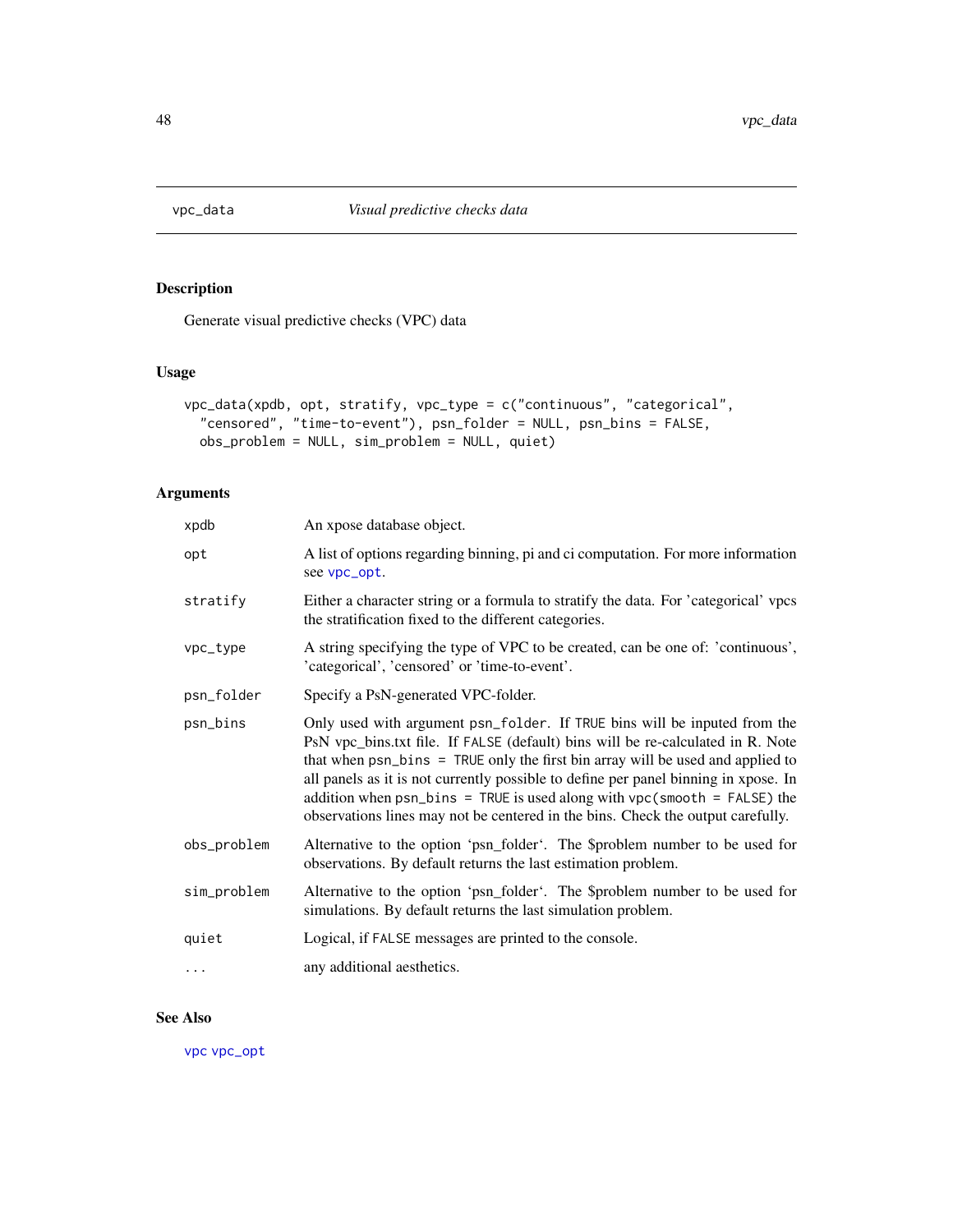# vpc_data — *Visual predictive checks data*

## Description

Generate visual predictive checks (VPC) data

## Usage

```
vpc_data(xpdb, opt, stratify, vpc_type = c("continuous", "categorical",
  "censored", "time-to-event"), psn_folder = NULL, psn_bins = FALSE,
  obs_problem = NULL, sim_problem = NULL, quiet)
```

## Arguments

| | |
|---|---|
| `xpdb` | An xpose database object. |
| `opt` | A list of options regarding binning, pi and ci computation. For more information see `vpc_opt`. |
| `stratify` | Either a character string or a formula to stratify the data. For 'categorical' vpcs the stratification fixed to the different categories. |
| `vpc_type` | A string specifying the type of VPC to be created, can be one of: 'continuous', 'categorical', 'censored' or 'time-to-event'. |
| `psn_folder` | Specify a PsN-generated VPC-folder. |
| `psn_bins` | Only used with argument `psn_folder`. If `TRUE` bins will be inputed from the PsN vpc_bins.txt file. If `FALSE` (default) bins will be re-calculated in R. Note that when `psn_bins = TRUE` only the first bin array will be used and applied to all panels as it is not currently possible to define per panel binning in xpose. In addition when `psn_bins = TRUE` is used along with `vpc(smooth = FALSE)` the observations lines may not be centered in the bins. Check the output carefully. |
| `obs_problem` | Alternative to the option 'psn_folder'. The $problem number to be used for observations. By default returns the last estimation problem. |
| `sim_problem` | Alternative to the option 'psn_folder'. The $problem number to be used for simulations. By default returns the last simulation problem. |
| `quiet` | Logical, if `FALSE` messages are printed to the console. |
| `...` | any additional aesthetics. |

## See Also

`vpc` `vpc_opt`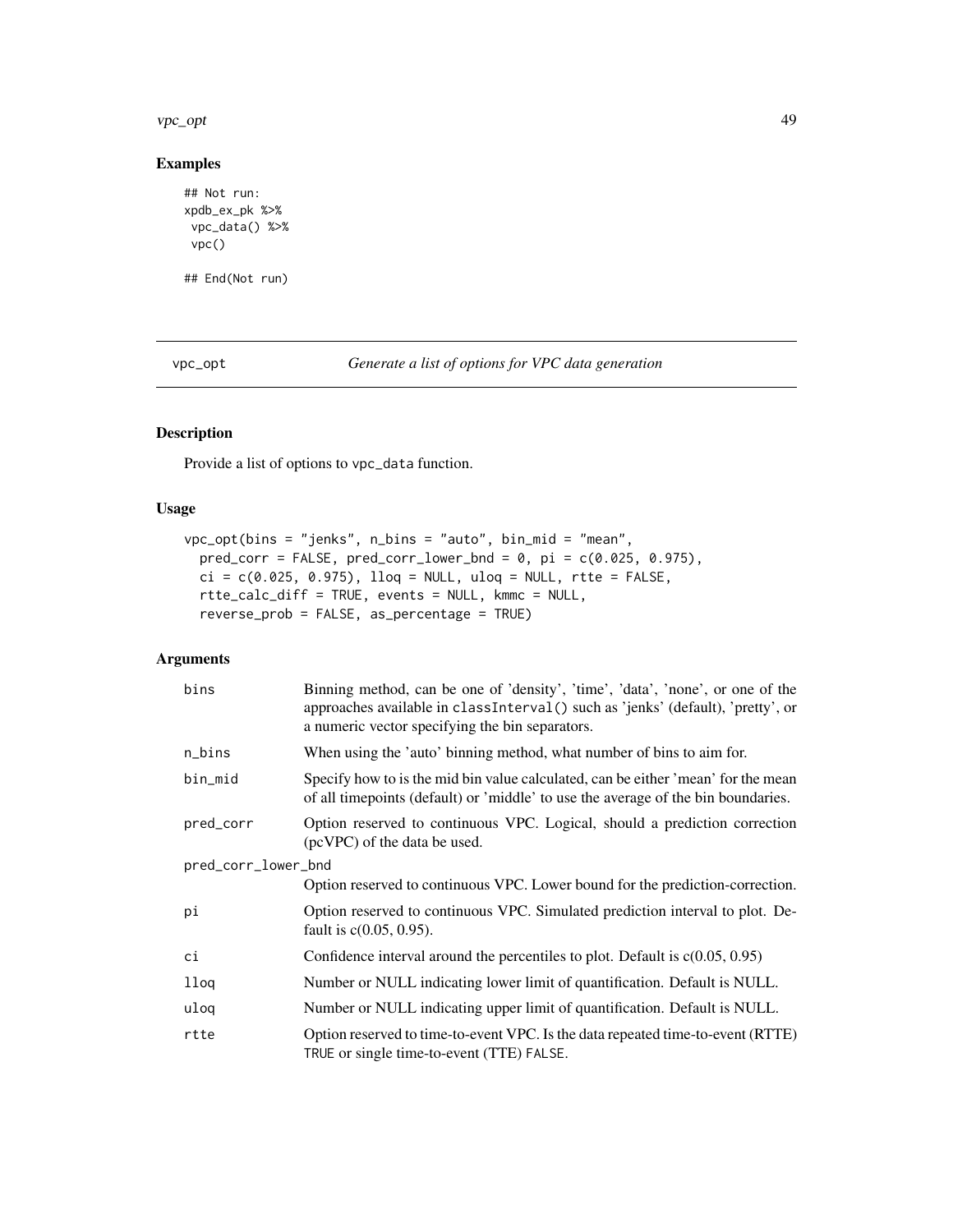## Examples

```
## Not run:
xpdb_ex_pk %>%
 vpc_data() %>%
 vpc()

## End(Not run)
```

---

vpc_opt *Generate a list of options for VPC data generation*

---

### Description

Provide a list of options to vpc_data function.

### Usage

```
vpc_opt(bins = "jenks", n_bins = "auto", bin_mid = "mean",
  pred_corr = FALSE, pred_corr_lower_bnd = 0, pi = c(0.025, 0.975),
  ci = c(0.025, 0.975), lloq = NULL, uloq = NULL, rtte = FALSE,
  rtte_calc_diff = TRUE, events = NULL, kmmc = NULL,
  reverse_prob = FALSE, as_percentage = TRUE)
```

### Arguments

| | |
|---|---|
| bins | Binning method, can be one of 'density', 'time', 'data', 'none', or one of the approaches available in classInterval() such as 'jenks' (default), 'pretty', or a numeric vector specifying the bin separators. |
| n_bins | When using the 'auto' binning method, what number of bins to aim for. |
| bin_mid | Specify how to is the mid bin value calculated, can be either 'mean' for the mean of all timepoints (default) or 'middle' to use the average of the bin boundaries. |
| pred_corr | Option reserved to continuous VPC. Logical, should a prediction correction (pcVPC) of the data be used. |
| pred_corr_lower_bnd | Option reserved to continuous VPC. Lower bound for the prediction-correction. |
| pi | Option reserved to continuous VPC. Simulated prediction interval to plot. Default is c(0.05, 0.95). |
| ci | Confidence interval around the percentiles to plot. Default is c(0.05, 0.95) |
| lloq | Number or NULL indicating lower limit of quantification. Default is NULL. |
| uloq | Number or NULL indicating upper limit of quantification. Default is NULL. |
| rtte | Option reserved to time-to-event VPC. Is the data repeated time-to-event (RTTE) TRUE or single time-to-event (TTE) FALSE. |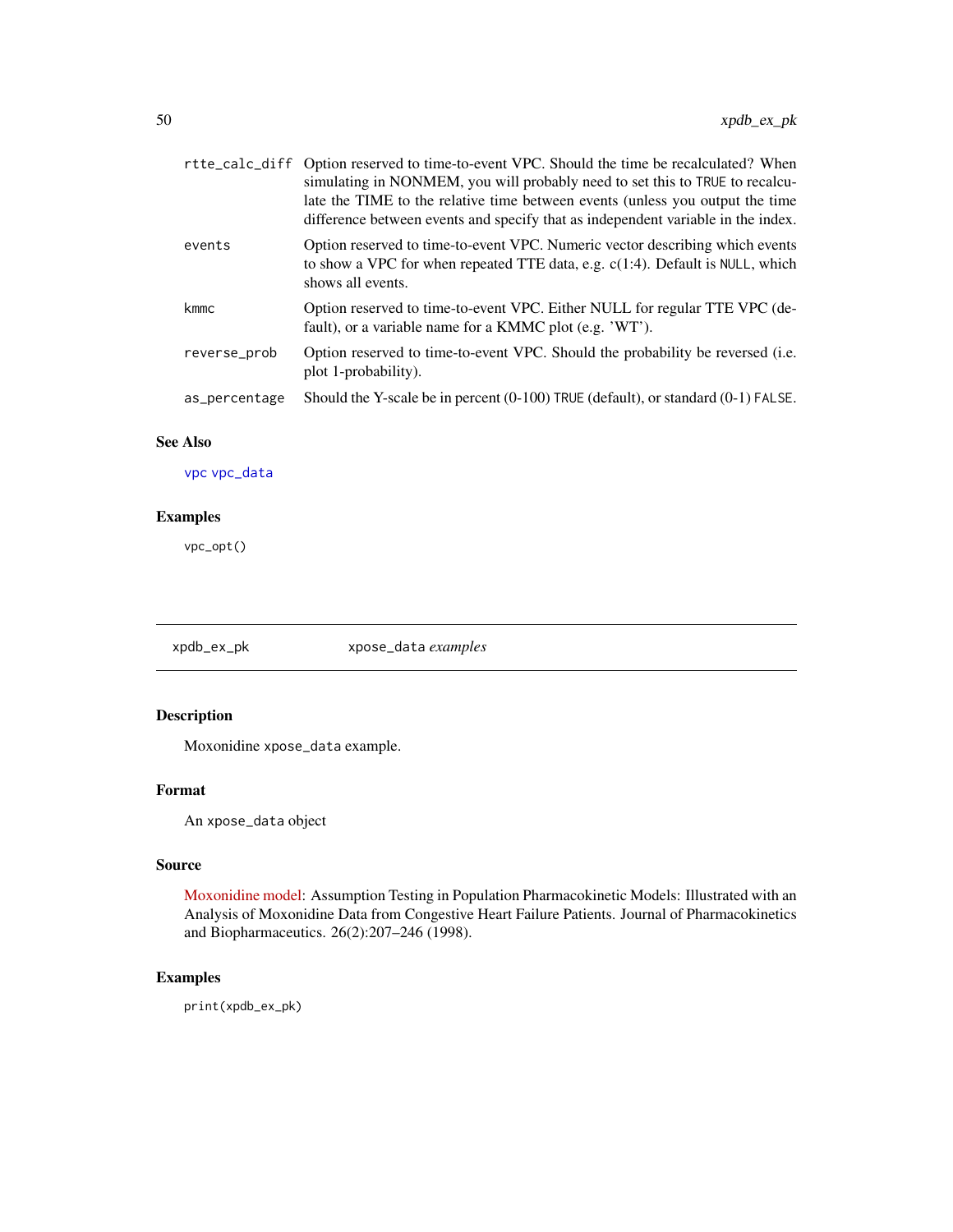| | |
|---|---|
| rtte_calc_diff | Option reserved to time-to-event VPC. Should the time be recalculated? When simulating in NONMEM, you will probably need to set this to TRUE to recalculate the TIME to the relative time between events (unless you output the time difference between events and specify that as independent variable in the index. |
| events | Option reserved to time-to-event VPC. Numeric vector describing which events to show a VPC for when repeated TTE data, e.g. c(1:4). Default is NULL, which shows all events. |
| kmmc | Option reserved to time-to-event VPC. Either NULL for regular TTE VPC (default), or a variable name for a KMMC plot (e.g. 'WT'). |
| reverse_prob | Option reserved to time-to-event VPC. Should the probability be reversed (i.e. plot 1-probability). |
| as_percentage | Should the Y-scale be in percent (0-100) TRUE (default), or standard (0-1) FALSE. |

## See Also

vpc vpc_data

## Examples

```
vpc_opt()
```

---

# xpdb_ex_pk    xpose_data *examples*

## Description

Moxonidine xpose_data example.

## Format

An xpose_data object

## Source

Moxonidine model: Assumption Testing in Population Pharmacokinetic Models: Illustrated with an Analysis of Moxonidine Data from Congestive Heart Failure Patients. Journal of Pharmacokinetics and Biopharmaceutics. 26(2):207–246 (1998).

## Examples

```
print(xpdb_ex_pk)
```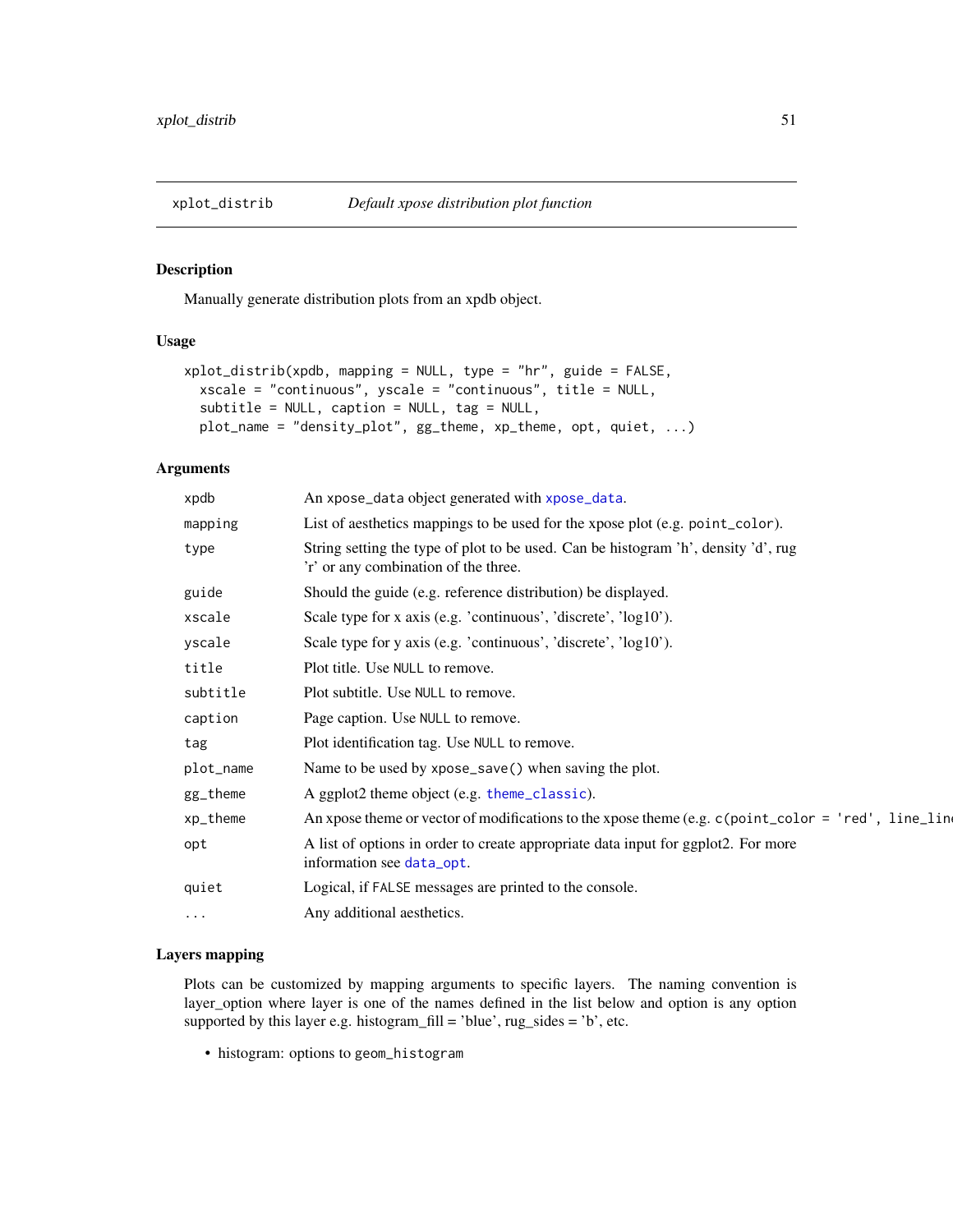## xplot_distrib — *Default xpose distribution plot function*

### Description

Manually generate distribution plots from an xpdb object.

### Usage

```
xplot_distrib(xpdb, mapping = NULL, type = "hr", guide = FALSE,
  xscale = "continuous", yscale = "continuous", title = NULL,
  subtitle = NULL, caption = NULL, tag = NULL,
  plot_name = "density_plot", gg_theme, xp_theme, opt, quiet, ...)
```

### Arguments

| | |
|---|---|
| `xpdb` | An `xpose_data` object generated with `xpose_data`. |
| `mapping` | List of aesthetics mappings to be used for the xpose plot (e.g. `point_color`). |
| `type` | String setting the type of plot to be used. Can be histogram 'h', density 'd', rug 'r' or any combination of the three. |
| `guide` | Should the guide (e.g. reference distribution) be displayed. |
| `xscale` | Scale type for x axis (e.g. 'continuous', 'discrete', 'log10'). |
| `yscale` | Scale type for y axis (e.g. 'continuous', 'discrete', 'log10'). |
| `title` | Plot title. Use `NULL` to remove. |
| `subtitle` | Plot subtitle. Use `NULL` to remove. |
| `caption` | Page caption. Use `NULL` to remove. |
| `tag` | Plot identification tag. Use `NULL` to remove. |
| `plot_name` | Name to be used by `xpose_save()` when saving the plot. |
| `gg_theme` | A ggplot2 theme object (e.g. `theme_classic`). |
| `xp_theme` | An xpose theme or vector of modifications to the xpose theme (e.g. `c(point_color = 'red', line_lin` |
| `opt` | A list of options in order to create appropriate data input for ggplot2. For more information see `data_opt`. |
| `quiet` | Logical, if `FALSE` messages are printed to the console. |
| `...` | Any additional aesthetics. |

### Layers mapping

Plots can be customized by mapping arguments to specific layers. The naming convention is layer_option where layer is one of the names defined in the list below and option is any option supported by this layer e.g. histogram_fill = 'blue', rug_sides = 'b', etc.

- histogram: options to `geom_histogram`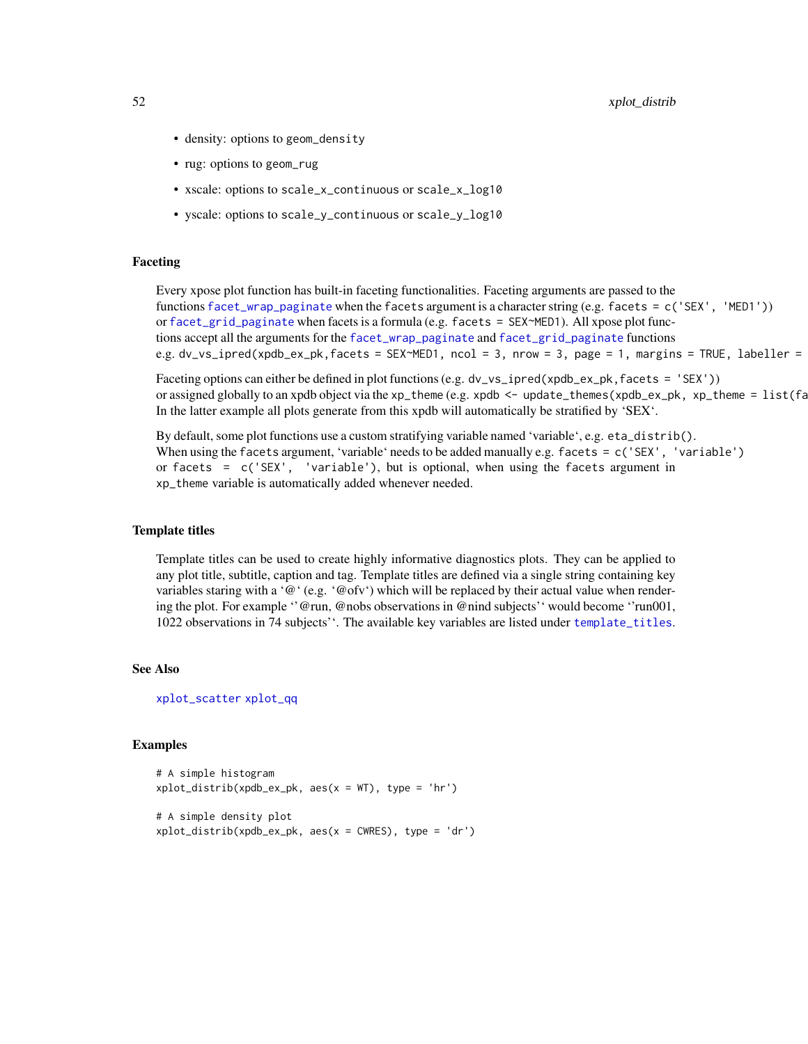- density: options to geom_density
- rug: options to geom_rug
- xscale: options to scale_x_continuous or scale_x_log10
- yscale: options to scale_y_continuous or scale_y_log10

## Faceting

Every xpose plot function has built-in faceting functionalities. Faceting arguments are passed to the functions facet_wrap_paginate when the facets argument is a character string (e.g. facets = c('SEX', 'MED1')) or facet_grid_paginate when facets is a formula (e.g. facets = SEX~MED1). All xpose plot functions accept all the arguments for the facet_wrap_paginate and facet_grid_paginate functions e.g. dv_vs_ipred(xpdb_ex_pk,facets = SEX~MED1, ncol = 3, nrow = 3, page = 1, margins = TRUE, labeller =

Faceting options can either be defined in plot functions (e.g. dv_vs_ipred(xpdb_ex_pk,facets = 'SEX')) or assigned globally to an xpdb object via the xp_theme (e.g. xpdb <- update_themes(xpdb_ex_pk, xp_theme = list(fa In the latter example all plots generate from this xpdb will automatically be stratified by 'SEX'.

By default, some plot functions use a custom stratifying variable named 'variable', e.g. eta_distrib(). When using the facets argument, 'variable' needs to be added manually e.g. facets = c('SEX', 'variable') or facets = c('SEX', 'variable'), but is optional, when using the facets argument in xp_theme variable is automatically added whenever needed.

## Template titles

Template titles can be used to create highly informative diagnostics plots. They can be applied to any plot title, subtitle, caption and tag. Template titles are defined via a single string containing key variables staring with a '@' (e.g. '@ofv') which will be replaced by their actual value when rendering the plot. For example ''@run, @nobs observations in @nind subjects'' would become ''run001, 1022 observations in 74 subjects''. The available key variables are listed under template_titles.

## See Also

xplot_scatter xplot_qq

## Examples

```
# A simple histogram
xplot_distrib(xpdb_ex_pk, aes(x = WT), type = 'hr')

# A simple density plot
xplot_distrib(xpdb_ex_pk, aes(x = CWRES), type = 'dr')
```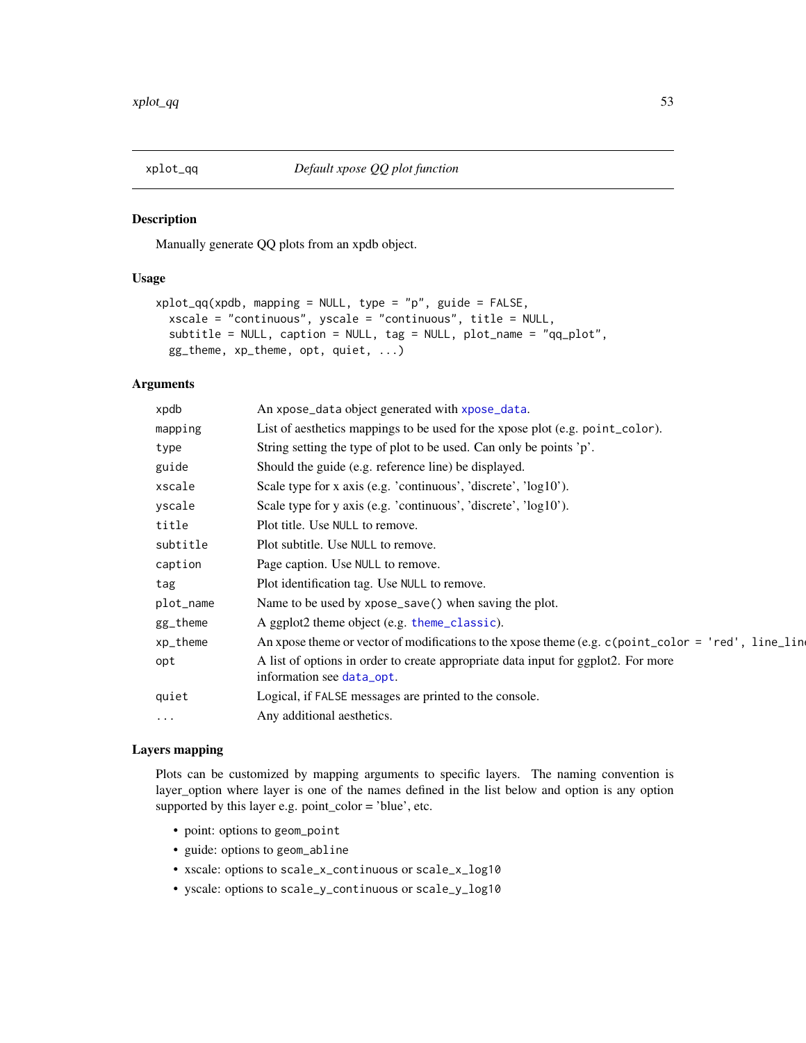# xplot_qq — *Default xpose QQ plot function*

## Description

Manually generate QQ plots from an xpdb object.

## Usage

```
xplot_qq(xpdb, mapping = NULL, type = "p", guide = FALSE,
  xscale = "continuous", yscale = "continuous", title = NULL,
  subtitle = NULL, caption = NULL, tag = NULL, plot_name = "qq_plot",
  gg_theme, xp_theme, opt, quiet, ...)
```

## Arguments

| Argument | Description |
|---|---|
| xpdb | An xpose_data object generated with xpose_data. |
| mapping | List of aesthetics mappings to be used for the xpose plot (e.g. point_color). |
| type | String setting the type of plot to be used. Can only be points 'p'. |
| guide | Should the guide (e.g. reference line) be displayed. |
| xscale | Scale type for x axis (e.g. 'continuous', 'discrete', 'log10'). |
| yscale | Scale type for y axis (e.g. 'continuous', 'discrete', 'log10'). |
| title | Plot title. Use NULL to remove. |
| subtitle | Plot subtitle. Use NULL to remove. |
| caption | Page caption. Use NULL to remove. |
| tag | Plot identification tag. Use NULL to remove. |
| plot_name | Name to be used by xpose_save() when saving the plot. |
| gg_theme | A ggplot2 theme object (e.g. theme_classic). |
| xp_theme | An xpose theme or vector of modifications to the xpose theme (e.g. c(point_color = 'red', line_line |
| opt | A list of options in order to create appropriate data input for ggplot2. For more information see data_opt. |
| quiet | Logical, if FALSE messages are printed to the console. |
| ... | Any additional aesthetics. |

## Layers mapping

Plots can be customized by mapping arguments to specific layers. The naming convention is layer_option where layer is one of the names defined in the list below and option is any option supported by this layer e.g. point_color = 'blue', etc.

- point: options to geom_point
- guide: options to geom_abline
- xscale: options to scale_x_continuous or scale_x_log10
- yscale: options to scale_y_continuous or scale_y_log10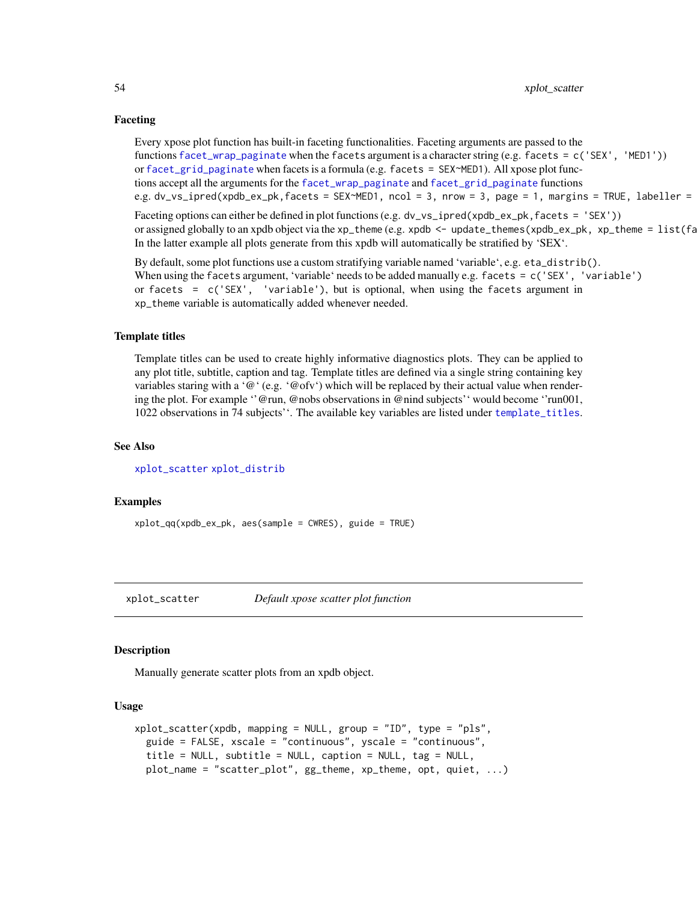### Faceting

Every xpose plot function has built-in faceting functionalities. Faceting arguments are passed to the functions `facet_wrap_paginate` when the `facets` argument is a character string (e.g. `facets = c('SEX', 'MED1')`) or `facet_grid_paginate` when facets is a formula (e.g. `facets = SEX~MED1`). All xpose plot functions accept all the arguments for the `facet_wrap_paginate` and `facet_grid_paginate` functions e.g. `dv_vs_ipred(xpdb_ex_pk,facets = SEX~MED1, ncol = 3, nrow = 3, page = 1, margins = TRUE, labeller =`

Faceting options can either be defined in plot functions (e.g. `dv_vs_ipred(xpdb_ex_pk,facets = 'SEX')`) or assigned globally to an xpdb object via the `xp_theme` (e.g. `xpdb <- update_themes(xpdb_ex_pk, xp_theme = list(fa`
In the latter example all plots generate from this xpdb will automatically be stratified by 'SEX'.

By default, some plot functions use a custom stratifying variable named 'variable', e.g. `eta_distrib()`. When using the `facets` argument, 'variable' needs to be added manually e.g. `facets = c('SEX', 'variable')` or `facets = c('SEX', 'variable')`, but is optional, when using the `facets` argument in `xp_theme` variable is automatically added whenever needed.

### Template titles

Template titles can be used to create highly informative diagnostics plots. They can be applied to any plot title, subtitle, caption and tag. Template titles are defined via a single string containing key variables staring with a '@' (e.g. '@ofv') which will be replaced by their actual value when rendering the plot. For example ''@run, @nobs observations in @nind subjects'' would become ''run001, 1022 observations in 74 subjects''. The available key variables are listed under `template_titles`.

### See Also

`xplot_scatter` `xplot_distrib`

### Examples

```
xplot_qq(xpdb_ex_pk, aes(sample = CWRES), guide = TRUE)
```

---

## xplot_scatter — *Default xpose scatter plot function*

### Description

Manually generate scatter plots from an xpdb object.

### Usage

```
xplot_scatter(xpdb, mapping = NULL, group = "ID", type = "pls",
  guide = FALSE, xscale = "continuous", yscale = "continuous",
  title = NULL, subtitle = NULL, caption = NULL, tag = NULL,
  plot_name = "scatter_plot", gg_theme, xp_theme, opt, quiet, ...)
```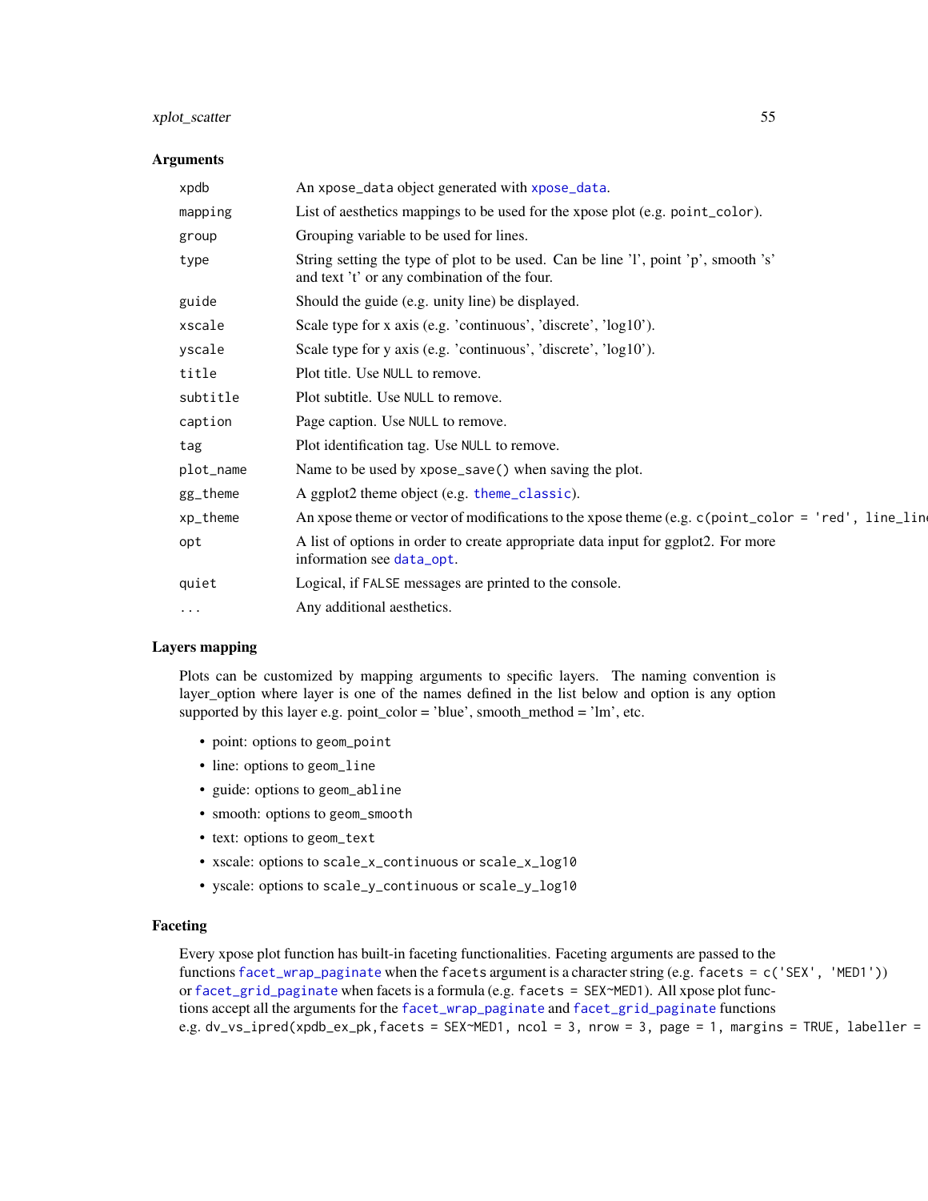## Arguments

| | |
|---|---|
| xpdb | An xpose_data object generated with xpose_data. |
| mapping | List of aesthetics mappings to be used for the xpose plot (e.g. point_color). |
| group | Grouping variable to be used for lines. |
| type | String setting the type of plot to be used. Can be line 'l', point 'p', smooth 's' and text 't' or any combination of the four. |
| guide | Should the guide (e.g. unity line) be displayed. |
| xscale | Scale type for x axis (e.g. 'continuous', 'discrete', 'log10'). |
| yscale | Scale type for y axis (e.g. 'continuous', 'discrete', 'log10'). |
| title | Plot title. Use NULL to remove. |
| subtitle | Plot subtitle. Use NULL to remove. |
| caption | Page caption. Use NULL to remove. |
| tag | Plot identification tag. Use NULL to remove. |
| plot_name | Name to be used by xpose_save() when saving the plot. |
| gg_theme | A ggplot2 theme object (e.g. theme_classic). |
| xp_theme | An xpose theme or vector of modifications to the xpose theme (e.g. c(point_color = 'red', line_lin |
| opt | A list of options in order to create appropriate data input for ggplot2. For more information see data_opt. |
| quiet | Logical, if FALSE messages are printed to the console. |
| ... | Any additional aesthetics. |

## Layers mapping

Plots can be customized by mapping arguments to specific layers. The naming convention is layer_option where layer is one of the names defined in the list below and option is any option supported by this layer e.g. point_color = 'blue', smooth_method = 'lm', etc.

- point: options to geom_point
- line: options to geom_line
- guide: options to geom_abline
- smooth: options to geom_smooth
- text: options to geom_text
- xscale: options to scale_x_continuous or scale_x_log10
- yscale: options to scale_y_continuous or scale_y_log10

## Faceting

Every xpose plot function has built-in faceting functionalities. Faceting arguments are passed to the functions facet_wrap_paginate when the facets argument is a character string (e.g. facets = c('SEX', 'MED1')) or facet_grid_paginate when facets is a formula (e.g. facets = SEX~MED1). All xpose plot functions accept all the arguments for the facet_wrap_paginate and facet_grid_paginate functions e.g. dv_vs_ipred(xpdb_ex_pk,facets = SEX~MED1, ncol = 3, nrow = 3, page = 1, margins = TRUE, labeller =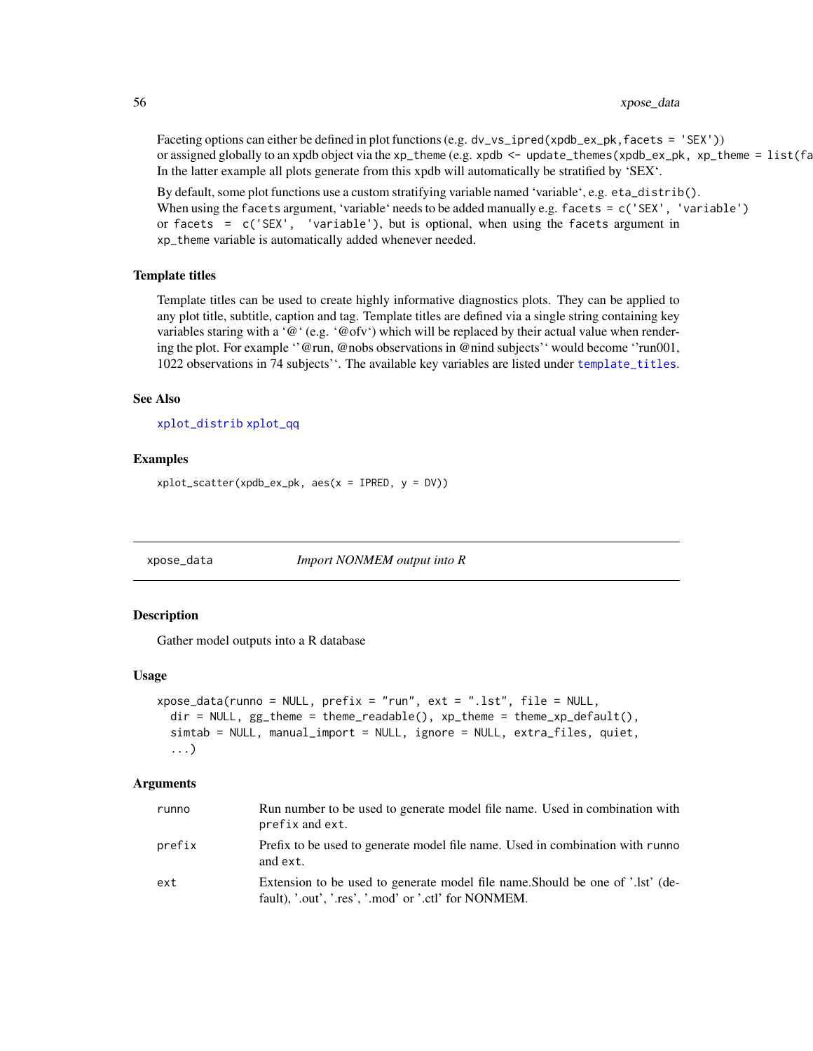Faceting options can either be defined in plot functions (e.g. `dv_vs_ipred(xpdb_ex_pk,facets = 'SEX')`) or assigned globally to an xpdb object via the `xp_theme` (e.g. `xpdb <- update_themes(xpdb_ex_pk, xp_theme = list(fa`
In the latter example all plots generate from this xpdb will automatically be stratified by 'SEX'.

By default, some plot functions use a custom stratifying variable named 'variable', e.g. `eta_distrib()`. When using the `facets` argument, 'variable' needs to be added manually e.g. `facets = c('SEX', 'variable')` or `facets = c('SEX', 'variable')`, but is optional, when using the `facets` argument in `xp_theme` variable is automatically added whenever needed.

### Template titles

Template titles can be used to create highly informative diagnostics plots. They can be applied to any plot title, subtitle, caption and tag. Template titles are defined via a single string containing key variables staring with a '@' (e.g. '@ofv') which will be replaced by their actual value when rendering the plot. For example ''@run, @nobs observations in @nind subjects'' would become ''run001, 1022 observations in 74 subjects''. The available key variables are listed under `template_titles`.

### See Also

`xplot_distrib` `xplot_qq`

### Examples

```
xplot_scatter(xpdb_ex_pk, aes(x = IPRED, y = DV))
```

---

## xpose_data *Import NONMEM output into R*

### Description

Gather model outputs into a R database

### Usage

```
xpose_data(runno = NULL, prefix = "run", ext = ".lst", file = NULL,
  dir = NULL, gg_theme = theme_readable(), xp_theme = theme_xp_default(),
  simtab = NULL, manual_import = NULL, ignore = NULL, extra_files, quiet,
  ...)
```

### Arguments

| | |
|---|---|
| runno | Run number to be used to generate model file name. Used in combination with `prefix` and `ext`. |
| prefix | Prefix to be used to generate model file name. Used in combination with `runno` and `ext`. |
| ext | Extension to be used to generate model file name.Should be one of '.lst' (default), '.out', '.res', '.mod' or '.ctl' for NONMEM. |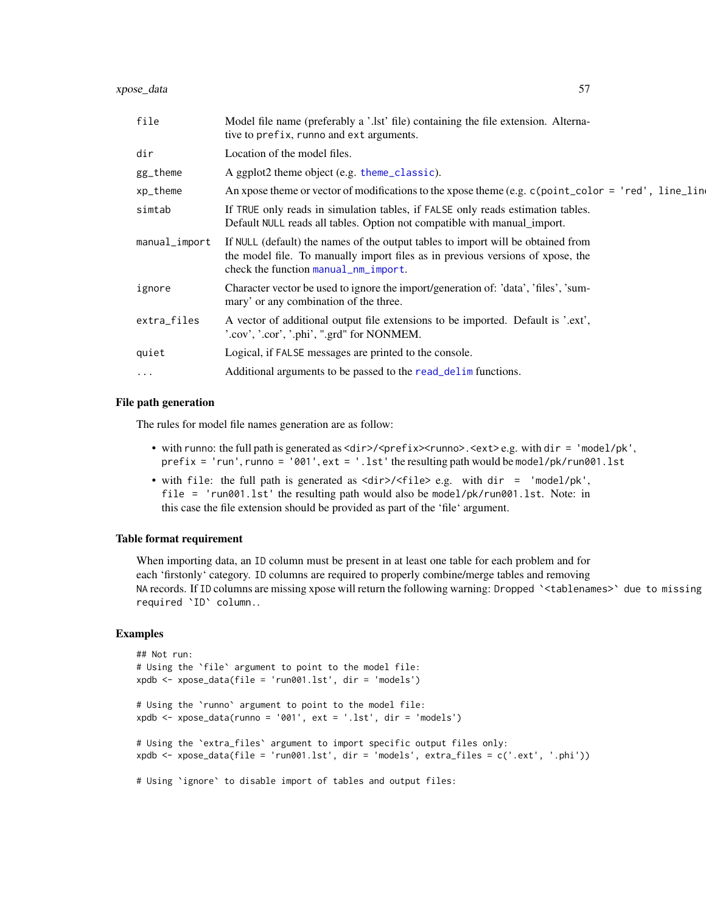| | |
|---|---|
| file | Model file name (preferably a '.lst' file) containing the file extension. Alternative to prefix, runno and ext arguments. |
| dir | Location of the model files. |
| gg_theme | A ggplot2 theme object (e.g. theme_classic). |
| xp_theme | An xpose theme or vector of modifications to the xpose theme (e.g. c(point_color = 'red', line_lin |
| simtab | If TRUE only reads in simulation tables, if FALSE only reads estimation tables. Default NULL reads all tables. Option not compatible with manual_import. |
| manual_import | If NULL (default) the names of the output tables to import will be obtained from the model file. To manually import files as in previous versions of xpose, the check the function manual_nm_import. |
| ignore | Character vector be used to ignore the import/generation of: 'data', 'files', 'summary' or any combination of the three. |
| extra_files | A vector of additional output file extensions to be imported. Default is '.ext', '.cov', '.cor', '.phi', ".grd" for NONMEM. |
| quiet | Logical, if FALSE messages are printed to the console. |
| ... | Additional arguments to be passed to the read_delim functions. |

## File path generation

The rules for model file names generation are as follow:

- with runno: the full path is generated as <dir>/<prefix><runno>.<ext> e.g. with dir = 'model/pk', prefix = 'run', runno = '001', ext = '.lst' the resulting path would be model/pk/run001.lst
- with file: the full path is generated as <dir>/<file> e.g. with dir = 'model/pk', file = 'run001.lst' the resulting path would also be model/pk/run001.lst. Note: in this case the file extension should be provided as part of the 'file' argument.

## Table format requirement

When importing data, an ID column must be present in at least one table for each problem and for each 'firstonly' category. ID columns are required to properly combine/merge tables and removing NA records. If ID columns are missing xpose will return the following warning: Dropped `<tablenames>` due to missing required `ID` column..

## Examples

```
## Not run:
# Using the `file` argument to point to the model file:
xpdb <- xpose_data(file = 'run001.lst', dir = 'models')

# Using the `runno` argument to point to the model file:
xpdb <- xpose_data(runno = '001', ext = '.lst', dir = 'models')

# Using the `extra_files` argument to import specific output files only:
xpdb <- xpose_data(file = 'run001.lst', dir = 'models', extra_files = c('.ext', '.phi'))

# Using `ignore` to disable import of tables and output files:
```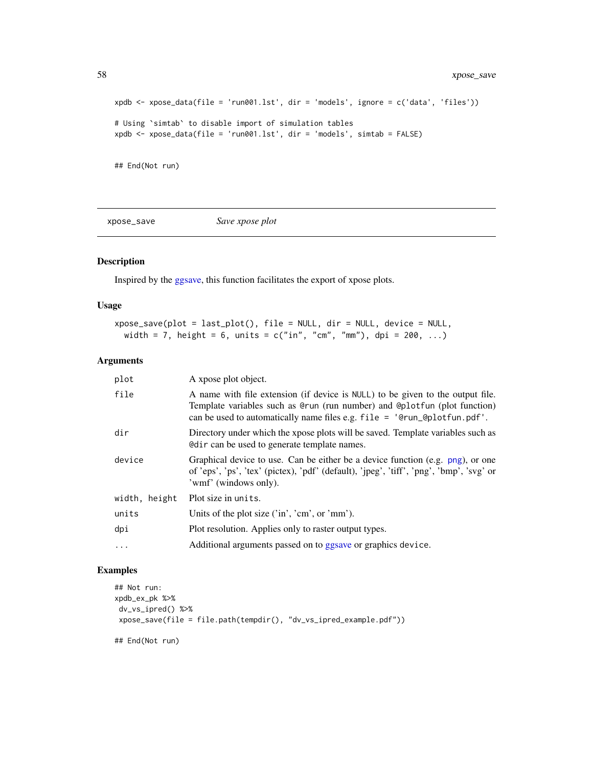```
xpdb <- xpose_data(file = 'run001.lst', dir = 'models', ignore = c('data', 'files'))

# Using `simtab` to disable import of simulation tables
xpdb <- xpose_data(file = 'run001.lst', dir = 'models', simtab = FALSE)


## End(Not run)
```

## xpose_save — *Save xpose plot*

### Description

Inspired by the ggsave, this function facilitates the export of xpose plots.

### Usage

```
xpose_save(plot = last_plot(), file = NULL, dir = NULL, device = NULL,
  width = 7, height = 6, units = c("in", "cm", "mm"), dpi = 200, ...)
```

### Arguments

| Argument | Description |
|---|---|
| `plot` | A xpose plot object. |
| `file` | A name with file extension (if device is NULL) to be given to the output file. Template variables such as `@run` (run number) and `@plotfun` (plot function) can be used to automatically name files e.g. `file = '@run_@plotfun.pdf'`. |
| `dir` | Directory under which the xpose plots will be saved. Template variables such as `@dir` can be used to generate template names. |
| `device` | Graphical device to use. Can be either be a device function (e.g. png), or one of 'eps', 'ps', 'tex' (pictex), 'pdf' (default), 'jpeg', 'tiff', 'png', 'bmp', 'svg' or 'wmf' (windows only). |
| `width, height` | Plot size in `units`. |
| `units` | Units of the plot size ('in', 'cm', or 'mm'). |
| `dpi` | Plot resolution. Applies only to raster output types. |
| `...` | Additional arguments passed on to ggsave or graphics `device`. |

### Examples

```
## Not run:
xpdb_ex_pk %>%
 dv_vs_ipred() %>%
 xpose_save(file = file.path(tempdir(), "dv_vs_ipred_example.pdf"))

## End(Not run)
```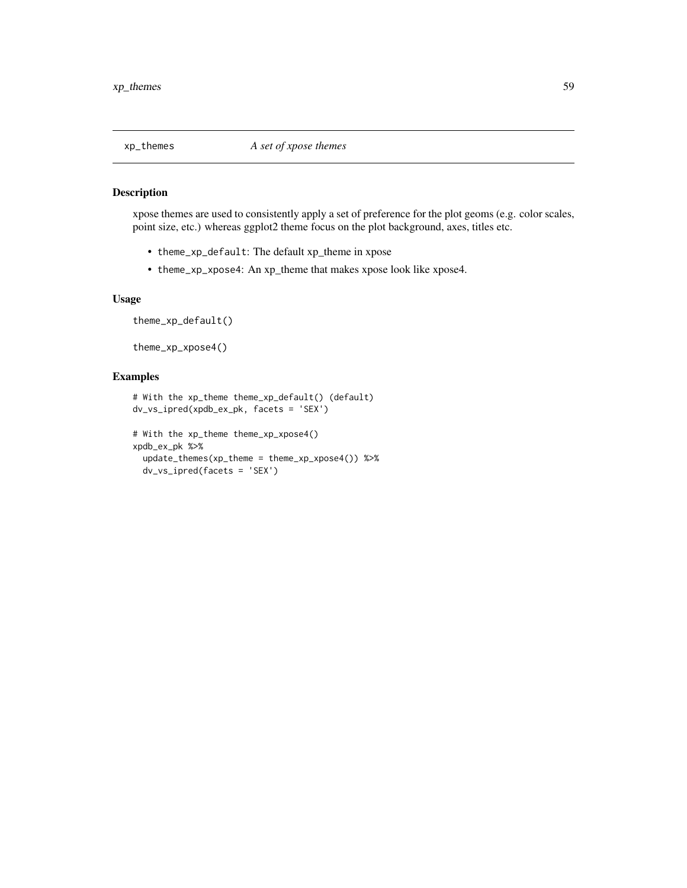## xp_themes — *A set of xpose themes*

### Description

xpose themes are used to consistently apply a set of preference for the plot geoms (e.g. color scales, point size, etc.) whereas ggplot2 theme focus on the plot background, axes, titles etc.

- `theme_xp_default`: The default xp_theme in xpose
- `theme_xp_xpose4`: An xp_theme that makes xpose look like xpose4.

### Usage

```
theme_xp_default()

theme_xp_xpose4()
```

### Examples

```
# With the xp_theme theme_xp_default() (default)
dv_vs_ipred(xpdb_ex_pk, facets = 'SEX')

# With the xp_theme theme_xp_xpose4()
xpdb_ex_pk %>%
  update_themes(xp_theme = theme_xp_xpose4()) %>%
  dv_vs_ipred(facets = 'SEX')
```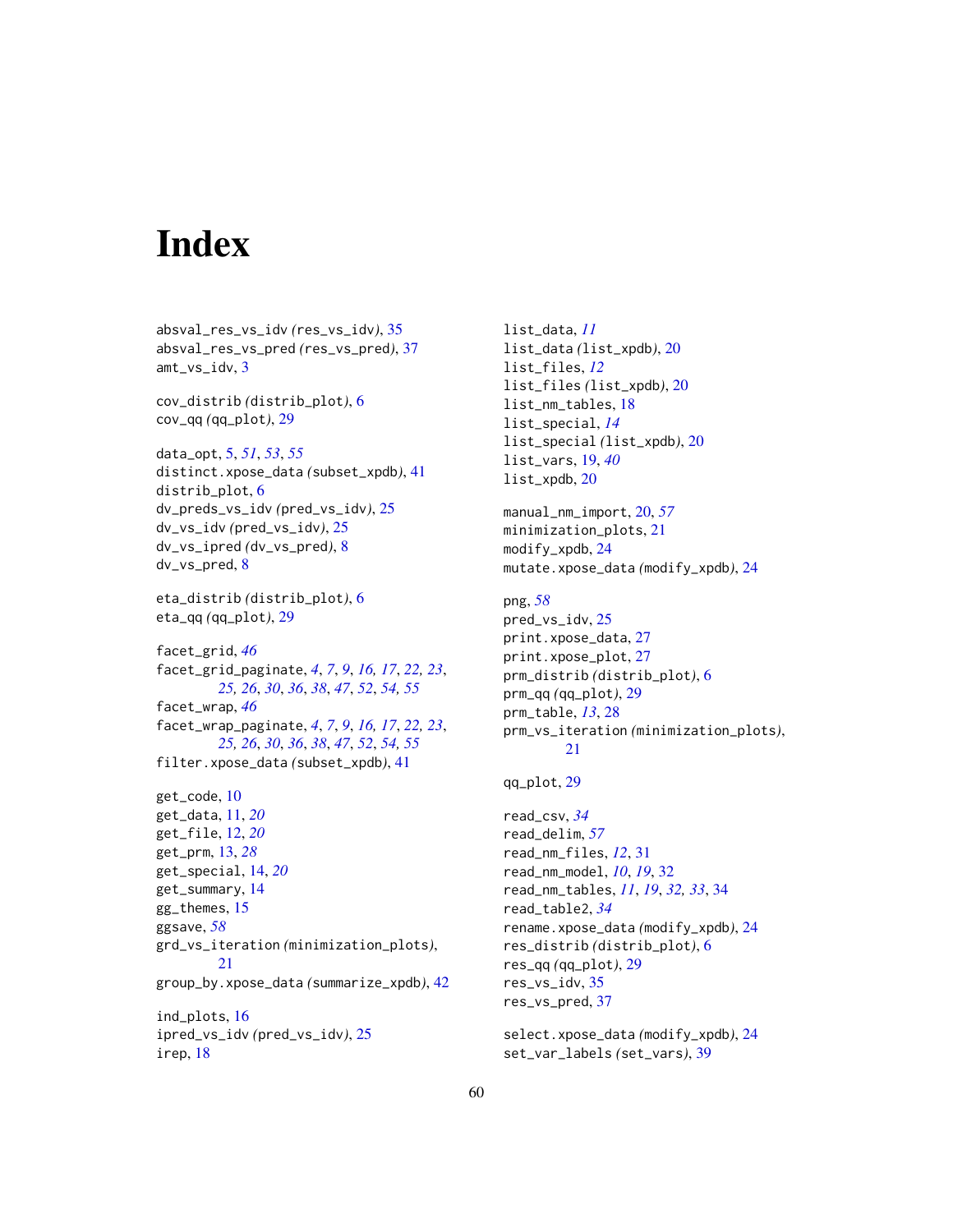# Index

absval_res_vs_idv (res_vs_idv), 35
absval_res_vs_pred (res_vs_pred), 37
amt_vs_idv, 3

cov_distrib (distrib_plot), 6
cov_qq (qq_plot), 29

data_opt, 5, *51*, *53*, *55*
distinct.xpose_data (subset_xpdb), 41
distrib_plot, 6
dv_preds_vs_idv (pred_vs_idv), 25
dv_vs_idv (pred_vs_idv), 25
dv_vs_ipred (dv_vs_pred), 8
dv_vs_pred, 8

eta_distrib (distrib_plot), 6
eta_qq (qq_plot), 29

facet_grid, *46*
facet_grid_paginate, *4*, *7*, *9*, *16*, *17*, *22*, *23*, *25*, *26*, *30*, *36*, *38*, *47*, *52*, *54*, *55*
facet_wrap, *46*
facet_wrap_paginate, *4*, *7*, *9*, *16*, *17*, *22*, *23*, *25*, *26*, *30*, *36*, *38*, *47*, *52*, *54*, *55*
filter.xpose_data (subset_xpdb), 41

get_code, 10
get_data, 11, *20*
get_file, 12, *20*
get_prm, 13, *28*
get_special, 14, *20*
get_summary, 14
gg_themes, 15
ggsave, *58*
grd_vs_iteration (minimization_plots), 21
group_by.xpose_data (summarize_xpdb), 42

ind_plots, 16
ipred_vs_idv (pred_vs_idv), 25
irep, 18

list_data, *11*
list_data (list_xpdb), 20
list_files, *12*
list_files (list_xpdb), 20
list_nm_tables, 18
list_special, *14*
list_special (list_xpdb), 20
list_vars, 19, *40*
list_xpdb, 20

manual_nm_import, 20, *57*
minimization_plots, 21
modify_xpdb, 24
mutate.xpose_data (modify_xpdb), 24

png, *58*
pred_vs_idv, 25
print.xpose_data, 27
print.xpose_plot, 27
prm_distrib (distrib_plot), 6
prm_qq (qq_plot), 29
prm_table, *13*, 28
prm_vs_iteration (minimization_plots), 21

qq_plot, 29

read_csv, *34*
read_delim, *57*
read_nm_files, *12*, 31
read_nm_model, *10*, *19*, 32
read_nm_tables, *11*, *19*, *32*, *33*, 34
read_table2, *34*
rename.xpose_data (modify_xpdb), 24
res_distrib (distrib_plot), 6
res_qq (qq_plot), 29
res_vs_idv, 35
res_vs_pred, 37

select.xpose_data (modify_xpdb), 24
set_var_labels (set_vars), 39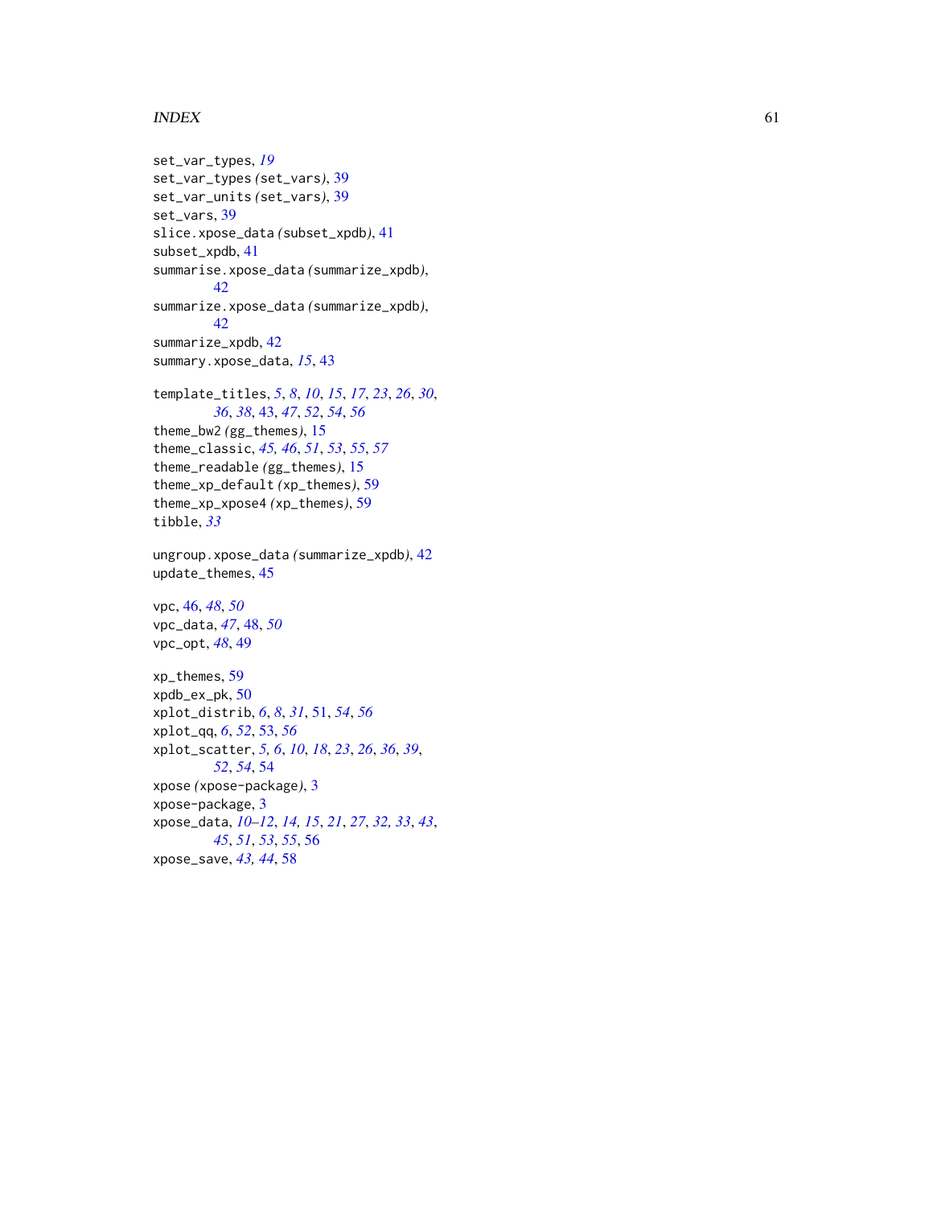set_var_types, *19*
set_var_types (set_vars), 39
set_var_units (set_vars), 39
set_vars, 39
slice.xpose_data (subset_xpdb), 41
subset_xpdb, 41
summarise.xpose_data (summarize_xpdb), 42
summarize.xpose_data (summarize_xpdb), 42
summarize_xpdb, 42
summary.xpose_data, *15*, 43

template_titles, *5*, *8*, *10*, *15*, *17*, *23*, *26*, *30*, *36*, *38*, 43, *47*, *52*, *54*, *56*
theme_bw2 (gg_themes), 15
theme_classic, *45*, *46*, *51*, *53*, *55*, *57*
theme_readable (gg_themes), 15
theme_xp_default (xp_themes), 59
theme_xp_xpose4 (xp_themes), 59
tibble, *33*

ungroup.xpose_data (summarize_xpdb), 42
update_themes, 45

vpc, 46, *48*, *50*
vpc_data, *47*, 48, *50*
vpc_opt, *48*, 49

xp_themes, 59
xpdb_ex_pk, 50
xplot_distrib, *6*, *8*, *31*, 51, *54*, *56*
xplot_qq, *6*, *52*, 53, *56*
xplot_scatter, *5*, *6*, *10*, *18*, *23*, *26*, *36*, *39*, *52*, *54*, 54
xpose (xpose-package), 3
xpose-package, 3
xpose_data, *10–12*, *14*, *15*, *21*, *27*, *32*, *33*, *43*, *45*, *51*, *53*, *55*, 56
xpose_save, *43*, *44*, 58